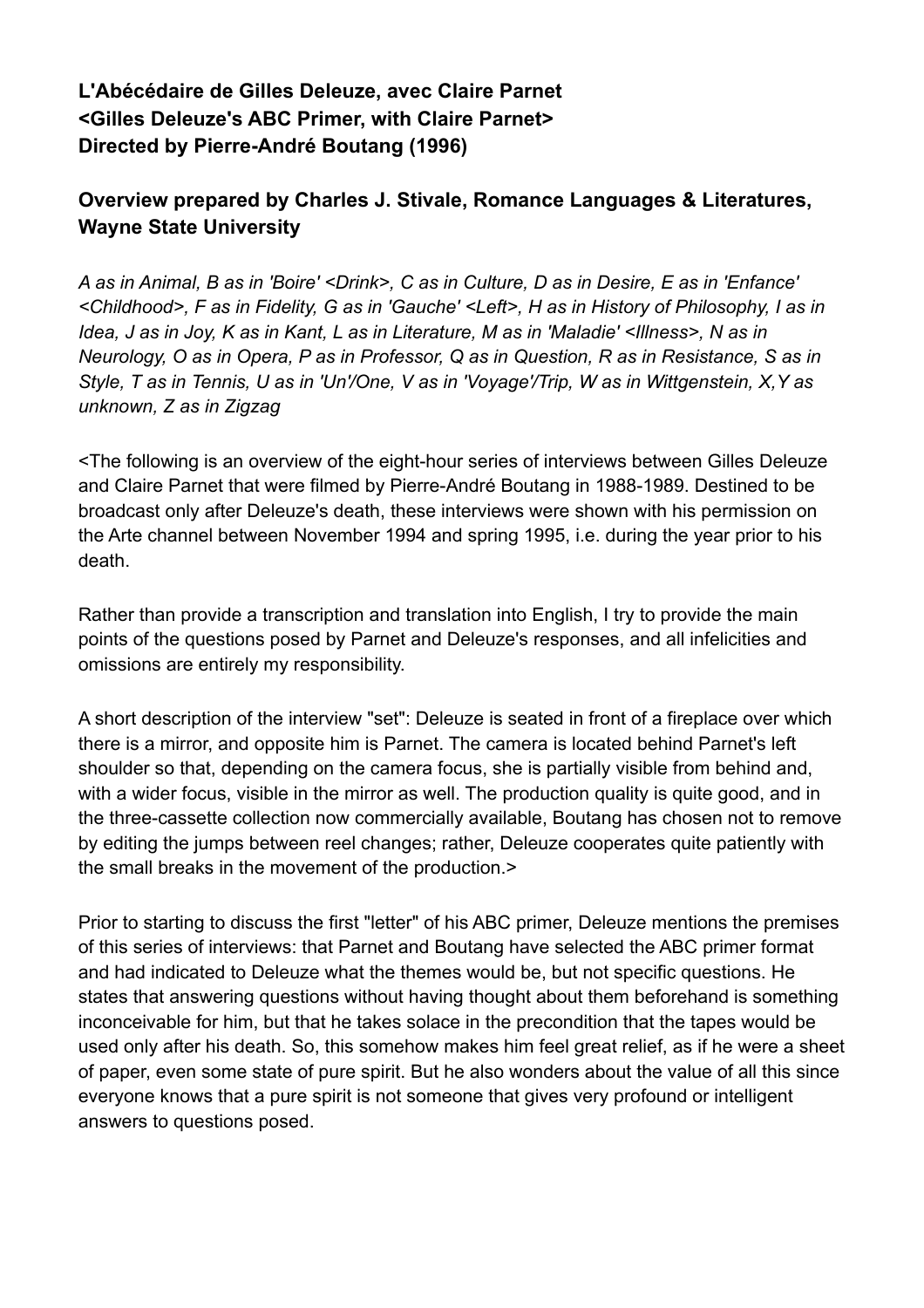### L'Abécédaire de Gilles Deleuze, avec Claire Parnet
### <Gilles Deleuze's ABC Primer, with Claire Parnet>
### Directed by Pierre-André Boutang (1996)

### Overview prepared by Charles J. Stivale, Romance Languages & Literatures, Wayne State University

*A as in Animal, B as in 'Boire' <Drink>, C as in Culture, D as in Desire, E as in 'Enfance' <Childhood>, F as in Fidelity, G as in 'Gauche' <Left>, H as in History of Philosophy, I as in Idea, J as in Joy, K as in Kant, L as in Literature, M as in 'Maladie' <Illness>, N as in Neurology, O as in Opera, P as in Professor, Q as in Question, R as in Resistance, S as in Style, T as in Tennis, U as in 'Un'/One, V as in 'Voyage'/Trip, W as in Wittgenstein, X,Y as unknown, Z as in Zigzag*

<The following is an overview of the eight-hour series of interviews between Gilles Deleuze and Claire Parnet that were filmed by Pierre-André Boutang in 1988-1989. Destined to be broadcast only after Deleuze's death, these interviews were shown with his permission on the Arte channel between November 1994 and spring 1995, i.e. during the year prior to his death.

Rather than provide a transcription and translation into English, I try to provide the main points of the questions posed by Parnet and Deleuze's responses, and all infelicities and omissions are entirely my responsibility.

A short description of the interview "set": Deleuze is seated in front of a fireplace over which there is a mirror, and opposite him is Parnet. The camera is located behind Parnet's left shoulder so that, depending on the camera focus, she is partially visible from behind and, with a wider focus, visible in the mirror as well. The production quality is quite good, and in the three-cassette collection now commercially available, Boutang has chosen not to remove by editing the jumps between reel changes; rather, Deleuze cooperates quite patiently with the small breaks in the movement of the production.>

Prior to starting to discuss the first "letter" of his ABC primer, Deleuze mentions the premises of this series of interviews: that Parnet and Boutang have selected the ABC primer format and had indicated to Deleuze what the themes would be, but not specific questions. He states that answering questions without having thought about them beforehand is something inconceivable for him, but that he takes solace in the precondition that the tapes would be used only after his death. So, this somehow makes him feel great relief, as if he were a sheet of paper, even some state of pure spirit. But he also wonders about the value of all this since everyone knows that a pure spirit is not someone that gives very profound or intelligent answers to questions posed.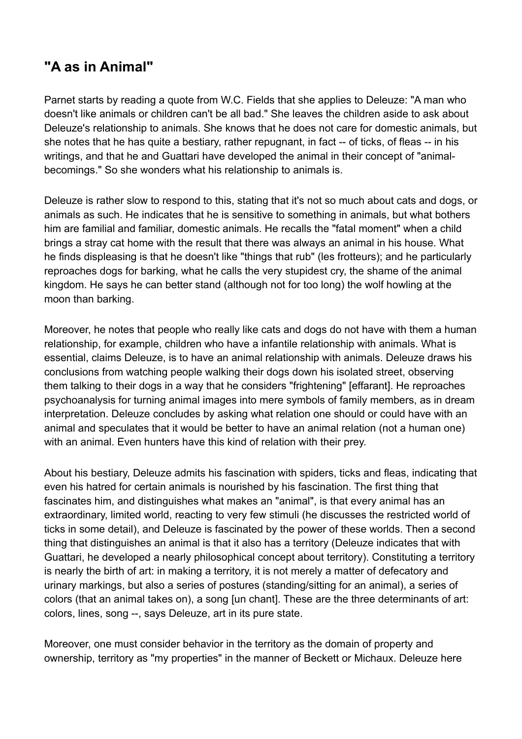## "A as in Animal"

Parnet starts by reading a quote from W.C. Fields that she applies to Deleuze: "A man who doesn't like animals or children can't be all bad." She leaves the children aside to ask about Deleuze's relationship to animals. She knows that he does not care for domestic animals, but she notes that he has quite a bestiary, rather repugnant, in fact -- of ticks, of fleas -- in his writings, and that he and Guattari have developed the animal in their concept of "animal-becomings." So she wonders what his relationship to animals is.

Deleuze is rather slow to respond to this, stating that it's not so much about cats and dogs, or animals as such. He indicates that he is sensitive to something in animals, but what bothers him are familial and familiar, domestic animals. He recalls the "fatal moment" when a child brings a stray cat home with the result that there was always an animal in his house. What he finds displeasing is that he doesn't like "things that rub" (les frotteurs); and he particularly reproaches dogs for barking, what he calls the very stupidest cry, the shame of the animal kingdom. He says he can better stand (although not for too long) the wolf howling at the moon than barking.

Moreover, he notes that people who really like cats and dogs do not have with them a human relationship, for example, children who have a infantile relationship with animals. What is essential, claims Deleuze, is to have an animal relationship with animals. Deleuze draws his conclusions from watching people walking their dogs down his isolated street, observing them talking to their dogs in a way that he considers "frightening" [effarant]. He reproaches psychoanalysis for turning animal images into mere symbols of family members, as in dream interpretation. Deleuze concludes by asking what relation one should or could have with an animal and speculates that it would be better to have an animal relation (not a human one) with an animal. Even hunters have this kind of relation with their prey.

About his bestiary, Deleuze admits his fascination with spiders, ticks and fleas, indicating that even his hatred for certain animals is nourished by his fascination. The first thing that fascinates him, and distinguishes what makes an "animal", is that every animal has an extraordinary, limited world, reacting to very few stimuli (he discusses the restricted world of ticks in some detail), and Deleuze is fascinated by the power of these worlds. Then a second thing that distinguishes an animal is that it also has a territory (Deleuze indicates that with Guattari, he developed a nearly philosophical concept about territory). Constituting a territory is nearly the birth of art: in making a territory, it is not merely a matter of defecatory and urinary markings, but also a series of postures (standing/sitting for an animal), a series of colors (that an animal takes on), a song [un chant]. These are the three determinants of art: colors, lines, song --, says Deleuze, art in its pure state.

Moreover, one must consider behavior in the territory as the domain of property and ownership, territory as "my properties" in the manner of Beckett or Michaux. Deleuze here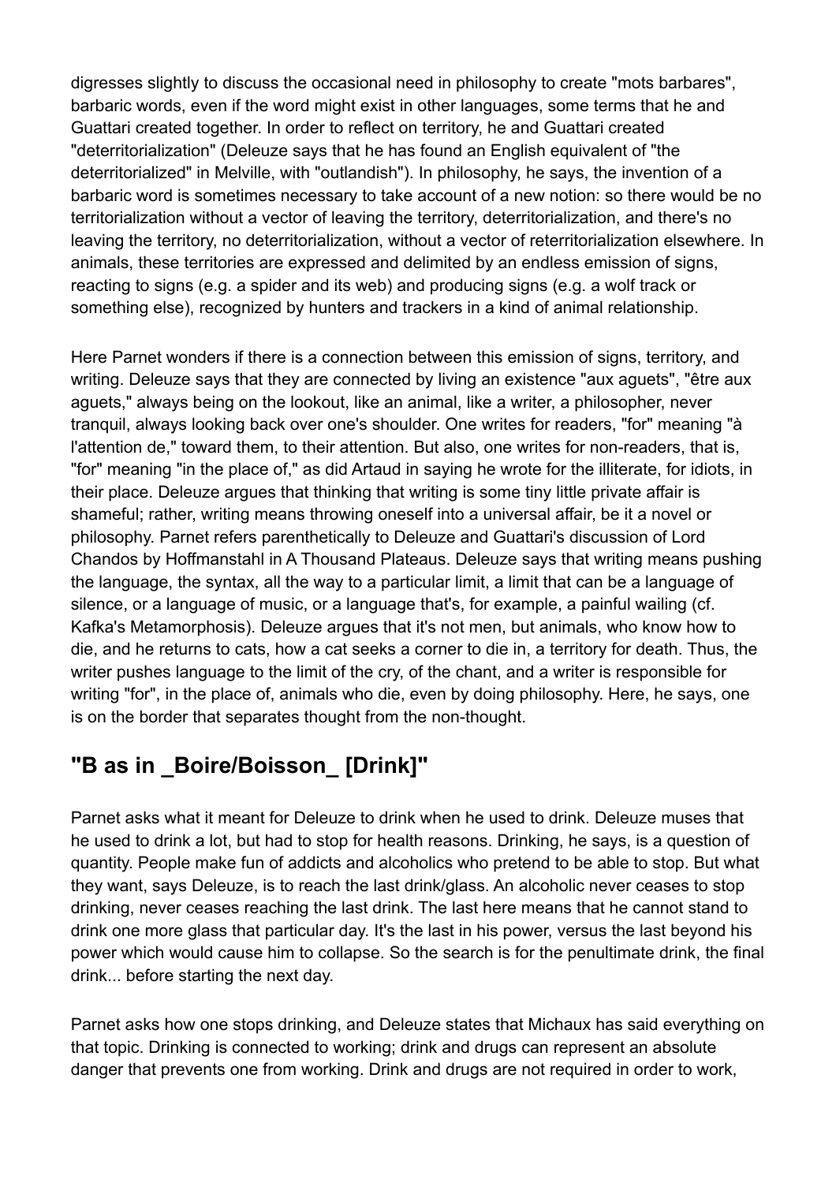digresses slightly to discuss the occasional need in philosophy to create "mots barbares", barbaric words, even if the word might exist in other languages, some terms that he and Guattari created together. In order to reflect on territory, he and Guattari created "deterritorialization" (Deleuze says that he has found an English equivalent of "the deterritorialized" in Melville, with "outlandish"). In philosophy, he says, the invention of a barbaric word is sometimes necessary to take account of a new notion: so there would be no territorialization without a vector of leaving the territory, deterritorialization, and there's no leaving the territory, no deterritorialization, without a vector of reterritorialization elsewhere. In animals, these territories are expressed and delimited by an endless emission of signs, reacting to signs (e.g. a spider and its web) and producing signs (e.g. a wolf track or something else), recognized by hunters and trackers in a kind of animal relationship.

Here Parnet wonders if there is a connection between this emission of signs, territory, and writing. Deleuze says that they are connected by living an existence "aux aguets", "être aux aguets," always being on the lookout, like an animal, like a writer, a philosopher, never tranquil, always looking back over one's shoulder. One writes for readers, "for" meaning "à l'attention de," toward them, to their attention. But also, one writes for non-readers, that is, "for" meaning "in the place of," as did Artaud in saying he wrote for the illiterate, for idiots, in their place. Deleuze argues that thinking that writing is some tiny little private affair is shameful; rather, writing means throwing oneself into a universal affair, be it a novel or philosophy. Parnet refers parenthetically to Deleuze and Guattari's discussion of Lord Chandos by Hoffmanstahl in A Thousand Plateaus. Deleuze says that writing means pushing the language, the syntax, all the way to a particular limit, a limit that can be a language of silence, or a language of music, or a language that's, for example, a painful wailing (cf. Kafka's Metamorphosis). Deleuze argues that it's not men, but animals, who know how to die, and he returns to cats, how a cat seeks a corner to die in, a territory for death. Thus, the writer pushes language to the limit of the cry, of the chant, and a writer is responsible for writing "for", in the place of, animals who die, even by doing philosophy. Here, he says, one is on the border that separates thought from the non-thought.

## "B as in _Boire/Boisson_ [Drink]"

Parnet asks what it meant for Deleuze to drink when he used to drink. Deleuze muses that he used to drink a lot, but had to stop for health reasons. Drinking, he says, is a question of quantity. People make fun of addicts and alcoholics who pretend to be able to stop. But what they want, says Deleuze, is to reach the last drink/glass. An alcoholic never ceases to stop drinking, never ceases reaching the last drink. The last here means that he cannot stand to drink one more glass that particular day. It's the last in his power, versus the last beyond his power which would cause him to collapse. So the search is for the penultimate drink, the final drink... before starting the next day.

Parnet asks how one stops drinking, and Deleuze states that Michaux has said everything on that topic. Drinking is connected to working; drink and drugs can represent an absolute danger that prevents one from working. Drink and drugs are not required in order to work,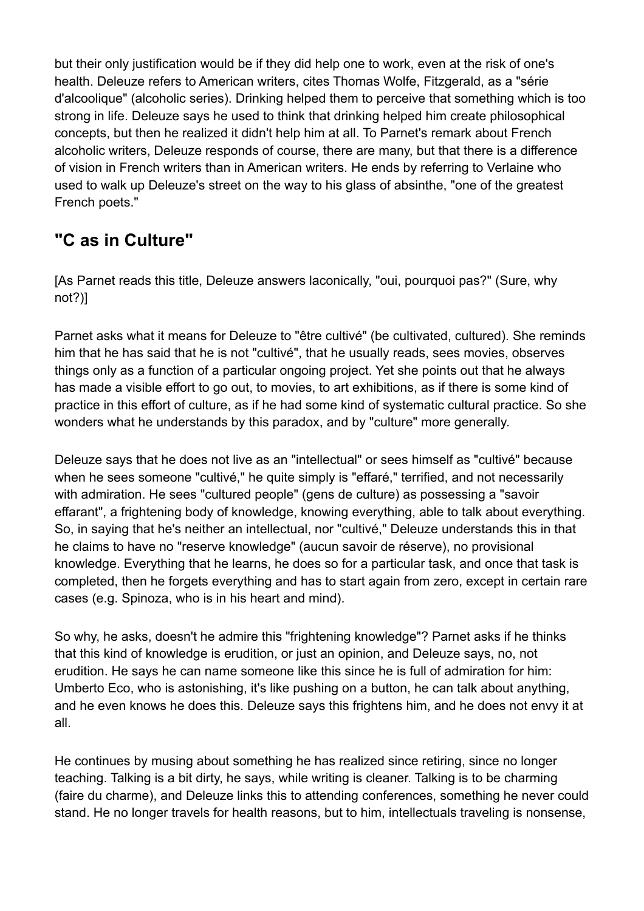but their only justification would be if they did help one to work, even at the risk of one's health. Deleuze refers to American writers, cites Thomas Wolfe, Fitzgerald, as a "série d'alcoolique" (alcoholic series). Drinking helped them to perceive that something which is too strong in life. Deleuze says he used to think that drinking helped him create philosophical concepts, but then he realized it didn't help him at all. To Parnet's remark about French alcoholic writers, Deleuze responds of course, there are many, but that there is a difference of vision in French writers than in American writers. He ends by referring to Verlaine who used to walk up Deleuze's street on the way to his glass of absinthe, "one of the greatest French poets."

## "C as in Culture"

[As Parnet reads this title, Deleuze answers laconically, "oui, pourquoi pas?" (Sure, why not?)]

Parnet asks what it means for Deleuze to "être cultivé" (be cultivated, cultured). She reminds him that he has said that he is not "cultivé", that he usually reads, sees movies, observes things only as a function of a particular ongoing project. Yet she points out that he always has made a visible effort to go out, to movies, to art exhibitions, as if there is some kind of practice in this effort of culture, as if he had some kind of systematic cultural practice. So she wonders what he understands by this paradox, and by "culture" more generally.

Deleuze says that he does not live as an "intellectual" or sees himself as "cultivé" because when he sees someone "cultivé," he quite simply is "effaré," terrified, and not necessarily with admiration. He sees "cultured people" (gens de culture) as possessing a "savoir effarant", a frightening body of knowledge, knowing everything, able to talk about everything. So, in saying that he's neither an intellectual, nor "cultivé," Deleuze understands this in that he claims to have no "reserve knowledge" (aucun savoir de réserve), no provisional knowledge. Everything that he learns, he does so for a particular task, and once that task is completed, then he forgets everything and has to start again from zero, except in certain rare cases (e.g. Spinoza, who is in his heart and mind).

So why, he asks, doesn't he admire this "frightening knowledge"? Parnet asks if he thinks that this kind of knowledge is erudition, or just an opinion, and Deleuze says, no, not erudition. He says he can name someone like this since he is full of admiration for him: Umberto Eco, who is astonishing, it's like pushing on a button, he can talk about anything, and he even knows he does this. Deleuze says this frightens him, and he does not envy it at all.

He continues by musing about something he has realized since retiring, since no longer teaching. Talking is a bit dirty, he says, while writing is cleaner. Talking is to be charming (faire du charme), and Deleuze links this to attending conferences, something he never could stand. He no longer travels for health reasons, but to him, intellectuals traveling is nonsense,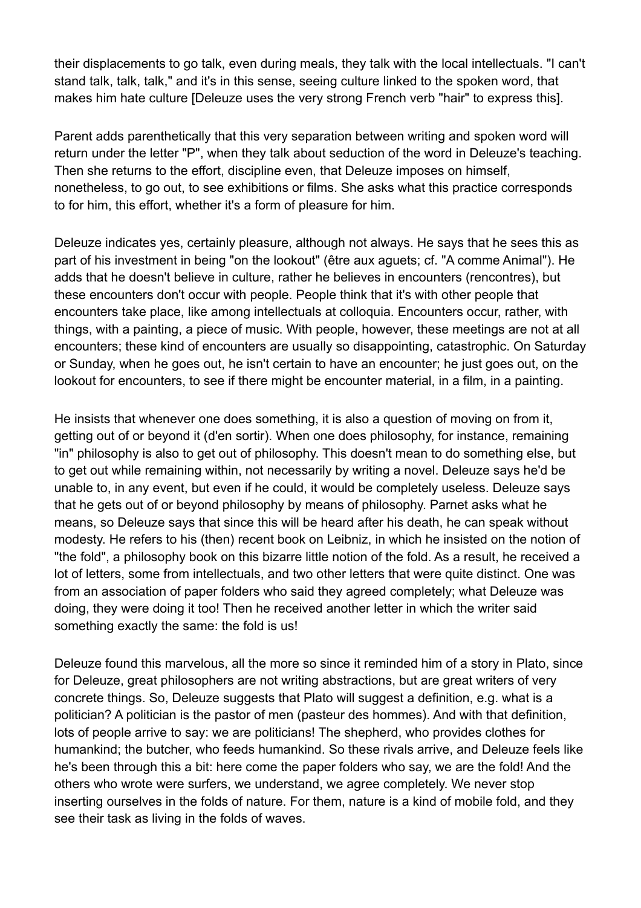their displacements to go talk, even during meals, they talk with the local intellectuals. "I can't stand talk, talk, talk," and it's in this sense, seeing culture linked to the spoken word, that makes him hate culture [Deleuze uses the very strong French verb "hair" to express this].

Parent adds parenthetically that this very separation between writing and spoken word will return under the letter "P", when they talk about seduction of the word in Deleuze's teaching. Then she returns to the effort, discipline even, that Deleuze imposes on himself, nonetheless, to go out, to see exhibitions or films. She asks what this practice corresponds to for him, this effort, whether it's a form of pleasure for him.

Deleuze indicates yes, certainly pleasure, although not always. He says that he sees this as part of his investment in being "on the lookout" (être aux aguets; cf. "A comme Animal"). He adds that he doesn't believe in culture, rather he believes in encounters (rencontres), but these encounters don't occur with people. People think that it's with other people that encounters take place, like among intellectuals at colloquia. Encounters occur, rather, with things, with a painting, a piece of music. With people, however, these meetings are not at all encounters; these kind of encounters are usually so disappointing, catastrophic. On Saturday or Sunday, when he goes out, he isn't certain to have an encounter; he just goes out, on the lookout for encounters, to see if there might be encounter material, in a film, in a painting.

He insists that whenever one does something, it is also a question of moving on from it, getting out of or beyond it (d'en sortir). When one does philosophy, for instance, remaining "in" philosophy is also to get out of philosophy. This doesn't mean to do something else, but to get out while remaining within, not necessarily by writing a novel. Deleuze says he'd be unable to, in any event, but even if he could, it would be completely useless. Deleuze says that he gets out of or beyond philosophy by means of philosophy. Parnet asks what he means, so Deleuze says that since this will be heard after his death, he can speak without modesty. He refers to his (then) recent book on Leibniz, in which he insisted on the notion of "the fold", a philosophy book on this bizarre little notion of the fold. As a result, he received a lot of letters, some from intellectuals, and two other letters that were quite distinct. One was from an association of paper folders who said they agreed completely; what Deleuze was doing, they were doing it too! Then he received another letter in which the writer said something exactly the same: the fold is us!

Deleuze found this marvelous, all the more so since it reminded him of a story in Plato, since for Deleuze, great philosophers are not writing abstractions, but are great writers of very concrete things. So, Deleuze suggests that Plato will suggest a definition, e.g. what is a politician? A politician is the pastor of men (pasteur des hommes). And with that definition, lots of people arrive to say: we are politicians! The shepherd, who provides clothes for humankind; the butcher, who feeds humankind. So these rivals arrive, and Deleuze feels like he's been through this a bit: here come the paper folders who say, we are the fold! And the others who wrote were surfers, we understand, we agree completely. We never stop inserting ourselves in the folds of nature. For them, nature is a kind of mobile fold, and they see their task as living in the folds of waves.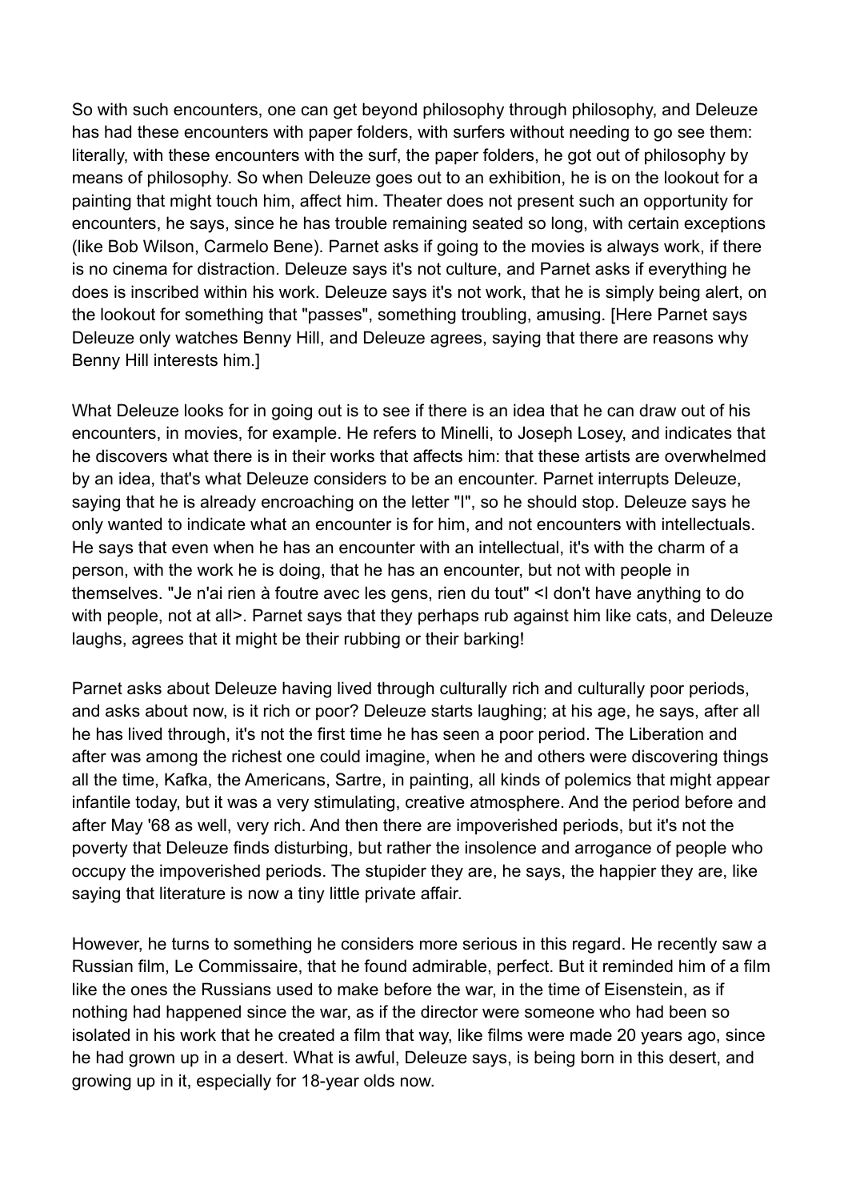So with such encounters, one can get beyond philosophy through philosophy, and Deleuze has had these encounters with paper folders, with surfers without needing to go see them: literally, with these encounters with the surf, the paper folders, he got out of philosophy by means of philosophy. So when Deleuze goes out to an exhibition, he is on the lookout for a painting that might touch him, affect him. Theater does not present such an opportunity for encounters, he says, since he has trouble remaining seated so long, with certain exceptions (like Bob Wilson, Carmelo Bene). Parnet asks if going to the movies is always work, if there is no cinema for distraction. Deleuze says it's not culture, and Parnet asks if everything he does is inscribed within his work. Deleuze says it's not work, that he is simply being alert, on the lookout for something that "passes", something troubling, amusing. [Here Parnet says Deleuze only watches Benny Hill, and Deleuze agrees, saying that there are reasons why Benny Hill interests him.]

What Deleuze looks for in going out is to see if there is an idea that he can draw out of his encounters, in movies, for example. He refers to Minelli, to Joseph Losey, and indicates that he discovers what there is in their works that affects him: that these artists are overwhelmed by an idea, that's what Deleuze considers to be an encounter. Parnet interrupts Deleuze, saying that he is already encroaching on the letter "I", so he should stop. Deleuze says he only wanted to indicate what an encounter is for him, and not encounters with intellectuals. He says that even when he has an encounter with an intellectual, it's with the charm of a person, with the work he is doing, that he has an encounter, but not with people in themselves. "Je n'ai rien à foutre avec les gens, rien du tout" <I don't have anything to do with people, not at all>. Parnet says that they perhaps rub against him like cats, and Deleuze laughs, agrees that it might be their rubbing or their barking!

Parnet asks about Deleuze having lived through culturally rich and culturally poor periods, and asks about now, is it rich or poor? Deleuze starts laughing; at his age, he says, after all he has lived through, it's not the first time he has seen a poor period. The Liberation and after was among the richest one could imagine, when he and others were discovering things all the time, Kafka, the Americans, Sartre, in painting, all kinds of polemics that might appear infantile today, but it was a very stimulating, creative atmosphere. And the period before and after May '68 as well, very rich. And then there are impoverished periods, but it's not the poverty that Deleuze finds disturbing, but rather the insolence and arrogance of people who occupy the impoverished periods. The stupider they are, he says, the happier they are, like saying that literature is now a tiny little private affair.

However, he turns to something he considers more serious in this regard. He recently saw a Russian film, Le Commissaire, that he found admirable, perfect. But it reminded him of a film like the ones the Russians used to make before the war, in the time of Eisenstein, as if nothing had happened since the war, as if the director were someone who had been so isolated in his work that he created a film that way, like films were made 20 years ago, since he had grown up in a desert. What is awful, Deleuze says, is being born in this desert, and growing up in it, especially for 18-year olds now.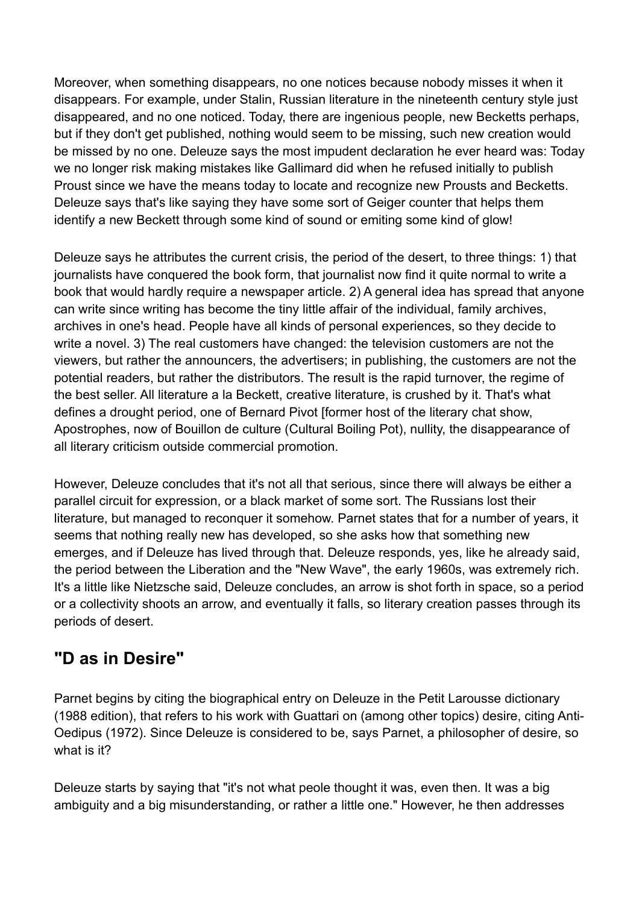Moreover, when something disappears, no one notices because nobody misses it when it disappears. For example, under Stalin, Russian literature in the nineteenth century style just disappeared, and no one noticed. Today, there are ingenious people, new Becketts perhaps, but if they don't get published, nothing would seem to be missing, such new creation would be missed by no one. Deleuze says the most impudent declaration he ever heard was: Today we no longer risk making mistakes like Gallimard did when he refused initially to publish Proust since we have the means today to locate and recognize new Prousts and Becketts. Deleuze says that's like saying they have some sort of Geiger counter that helps them identify a new Beckett through some kind of sound or emiting some kind of glow!

Deleuze says he attributes the current crisis, the period of the desert, to three things: 1) that journalists have conquered the book form, that journalist now find it quite normal to write a book that would hardly require a newspaper article. 2) A general idea has spread that anyone can write since writing has become the tiny little affair of the individual, family archives, archives in one's head. People have all kinds of personal experiences, so they decide to write a novel. 3) The real customers have changed: the television customers are not the viewers, but rather the announcers, the advertisers; in publishing, the customers are not the potential readers, but rather the distributors. The result is the rapid turnover, the regime of the best seller. All literature a la Beckett, creative literature, is crushed by it. That's what defines a drought period, one of Bernard Pivot [former host of the literary chat show, Apostrophes, now of Bouillon de culture (Cultural Boiling Pot), nullity, the disappearance of all literary criticism outside commercial promotion.

However, Deleuze concludes that it's not all that serious, since there will always be either a parallel circuit for expression, or a black market of some sort. The Russians lost their literature, but managed to reconquer it somehow. Parnet states that for a number of years, it seems that nothing really new has developed, so she asks how that something new emerges, and if Deleuze has lived through that. Deleuze responds, yes, like he already said, the period between the Liberation and the "New Wave", the early 1960s, was extremely rich. It's a little like Nietzsche said, Deleuze concludes, an arrow is shot forth in space, so a period or a collectivity shoots an arrow, and eventually it falls, so literary creation passes through its periods of desert.

## "D as in Desire"

Parnet begins by citing the biographical entry on Deleuze in the Petit Larousse dictionary (1988 edition), that refers to his work with Guattari on (among other topics) desire, citing Anti-Oedipus (1972). Since Deleuze is considered to be, says Parnet, a philosopher of desire, so what is it?

Deleuze starts by saying that "it's not what peole thought it was, even then. It was a big ambiguity and a big misunderstanding, or rather a little one." However, he then addresses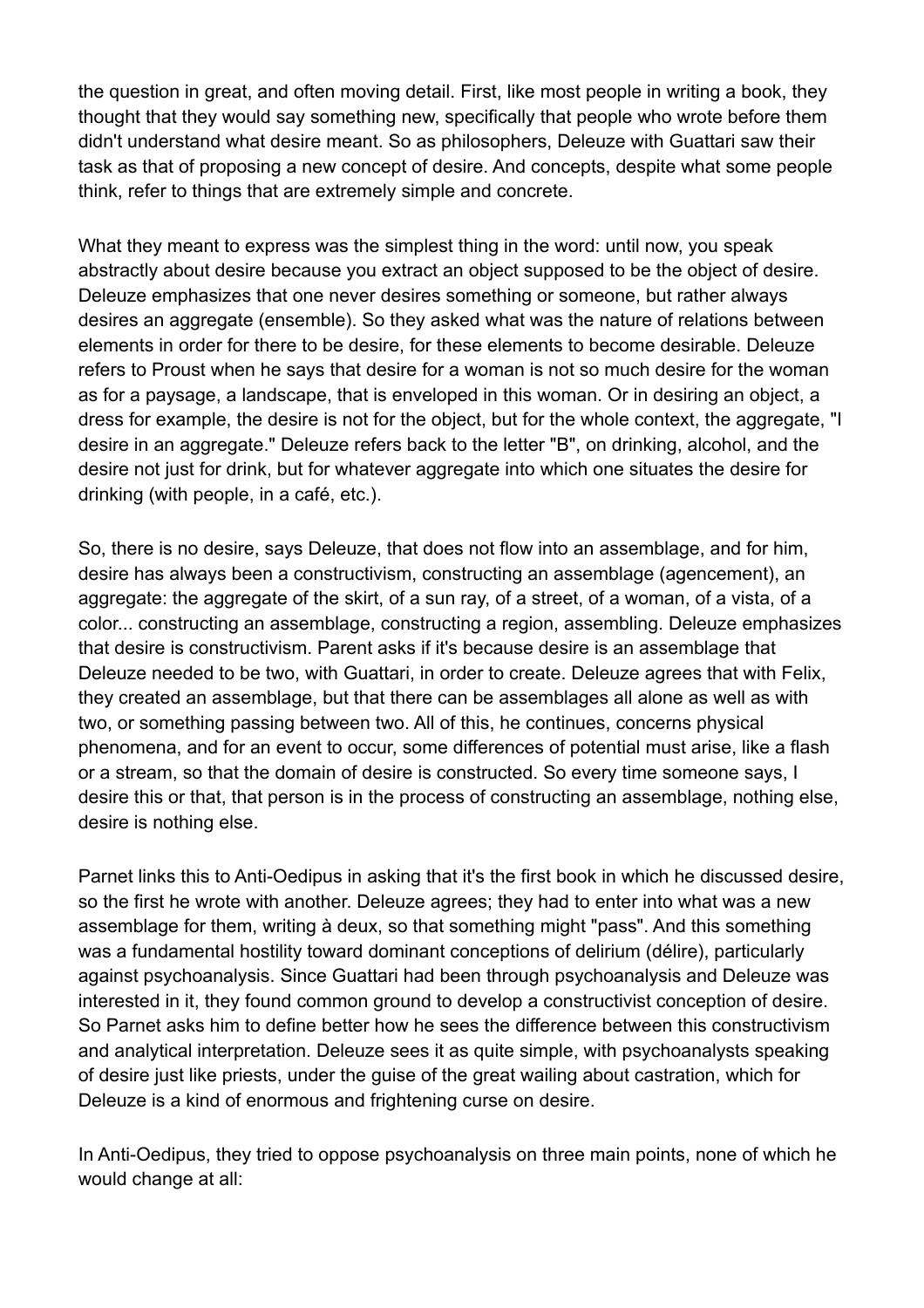the question in great, and often moving detail. First, like most people in writing a book, they thought that they would say something new, specifically that people who wrote before them didn't understand what desire meant. So as philosophers, Deleuze with Guattari saw their task as that of proposing a new concept of desire. And concepts, despite what some people think, refer to things that are extremely simple and concrete.

What they meant to express was the simplest thing in the word: until now, you speak abstractly about desire because you extract an object supposed to be the object of desire. Deleuze emphasizes that one never desires something or someone, but rather always desires an aggregate (ensemble). So they asked what was the nature of relations between elements in order for there to be desire, for these elements to become desirable. Deleuze refers to Proust when he says that desire for a woman is not so much desire for the woman as for a paysage, a landscape, that is enveloped in this woman. Or in desiring an object, a dress for example, the desire is not for the object, but for the whole context, the aggregate, "I desire in an aggregate." Deleuze refers back to the letter "B", on drinking, alcohol, and the desire not just for drink, but for whatever aggregate into which one situates the desire for drinking (with people, in a café, etc.).

So, there is no desire, says Deleuze, that does not flow into an assemblage, and for him, desire has always been a constructivism, constructing an assemblage (agencement), an aggregate: the aggregate of the skirt, of a sun ray, of a street, of a woman, of a vista, of a color... constructing an assemblage, constructing a region, assembling. Deleuze emphasizes that desire is constructivism. Parent asks if it's because desire is an assemblage that Deleuze needed to be two, with Guattari, in order to create. Deleuze agrees that with Felix, they created an assemblage, but that there can be assemblages all alone as well as with two, or something passing between two. All of this, he continues, concerns physical phenomena, and for an event to occur, some differences of potential must arise, like a flash or a stream, so that the domain of desire is constructed. So every time someone says, I desire this or that, that person is in the process of constructing an assemblage, nothing else, desire is nothing else.

Parnet links this to Anti-Oedipus in asking that it's the first book in which he discussed desire, so the first he wrote with another. Deleuze agrees; they had to enter into what was a new assemblage for them, writing à deux, so that something might "pass". And this something was a fundamental hostility toward dominant conceptions of delirium (délire), particularly against psychoanalysis. Since Guattari had been through psychoanalysis and Deleuze was interested in it, they found common ground to develop a constructivist conception of desire. So Parnet asks him to define better how he sees the difference between this constructivism and analytical interpretation. Deleuze sees it as quite simple, with psychoanalysts speaking of desire just like priests, under the guise of the great wailing about castration, which for Deleuze is a kind of enormous and frightening curse on desire.

In Anti-Oedipus, they tried to oppose psychoanalysis on three main points, none of which he would change at all: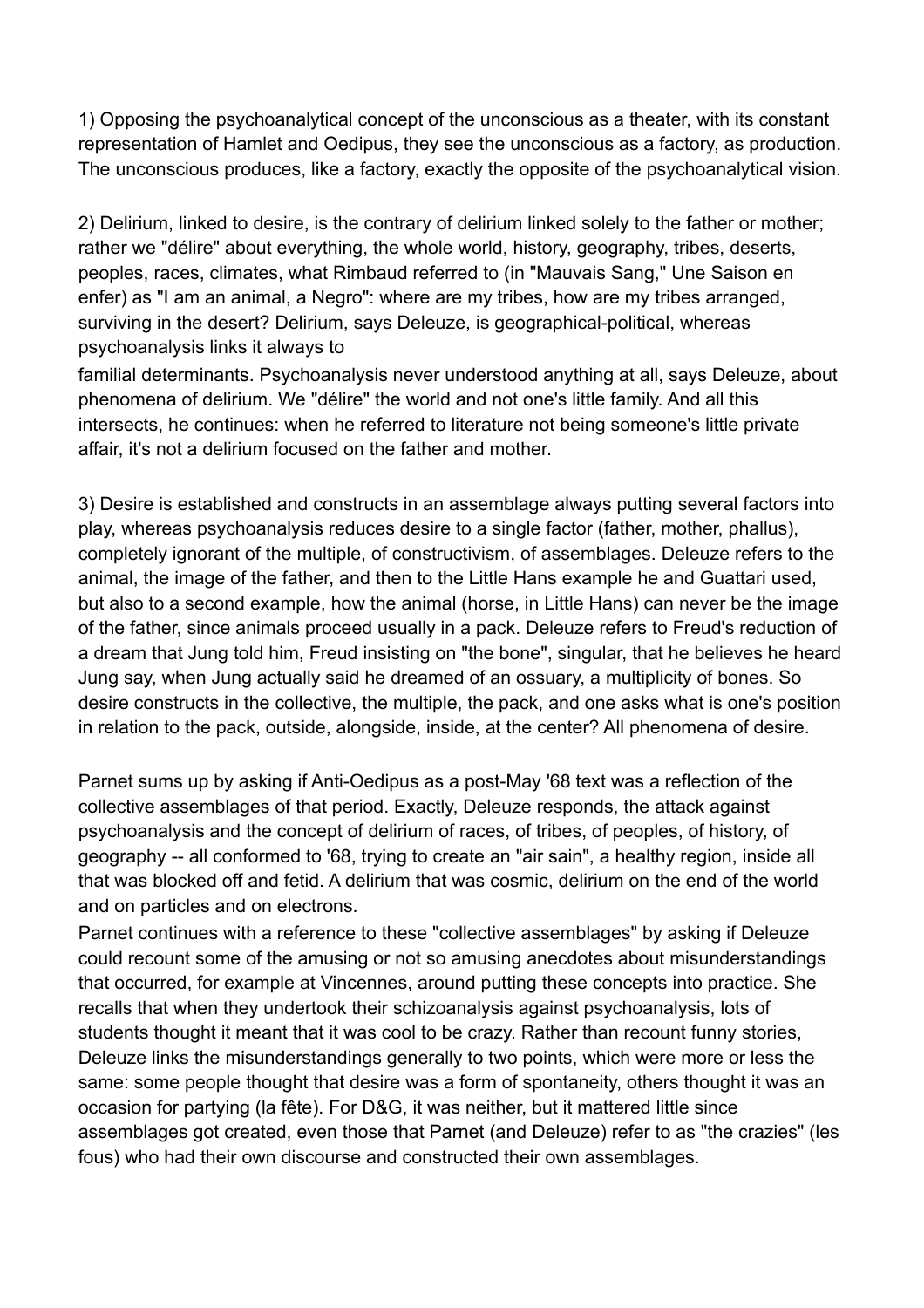1) Opposing the psychoanalytical concept of the unconscious as a theater, with its constant representation of Hamlet and Oedipus, they see the unconscious as a factory, as production. The unconscious produces, like a factory, exactly the opposite of the psychoanalytical vision.

2) Delirium, linked to desire, is the contrary of delirium linked solely to the father or mother; rather we "délire" about everything, the whole world, history, geography, tribes, deserts, peoples, races, climates, what Rimbaud referred to (in "Mauvais Sang," Une Saison en enfer) as "I am an animal, a Negro": where are my tribes, how are my tribes arranged, surviving in the desert? Delirium, says Deleuze, is geographical-political, whereas psychoanalysis links it always to familial determinants. Psychoanalysis never understood anything at all, says Deleuze, about phenomena of delirium. We "délire" the world and not one's little family. And all this intersects, he continues: when he referred to literature not being someone's little private affair, it's not a delirium focused on the father and mother.

3) Desire is established and constructs in an assemblage always putting several factors into play, whereas psychoanalysis reduces desire to a single factor (father, mother, phallus), completely ignorant of the multiple, of constructivism, of assemblages. Deleuze refers to the animal, the image of the father, and then to the Little Hans example he and Guattari used, but also to a second example, how the animal (horse, in Little Hans) can never be the image of the father, since animals proceed usually in a pack. Deleuze refers to Freud's reduction of a dream that Jung told him, Freud insisting on "the bone", singular, that he believes he heard Jung say, when Jung actually said he dreamed of an ossuary, a multiplicity of bones. So desire constructs in the collective, the multiple, the pack, and one asks what is one's position in relation to the pack, outside, alongside, inside, at the center? All phenomena of desire.

Parnet sums up by asking if Anti-Oedipus as a post-May '68 text was a reflection of the collective assemblages of that period. Exactly, Deleuze responds, the attack against psychoanalysis and the concept of delirium of races, of tribes, of peoples, of history, of geography -- all conformed to '68, trying to create an "air sain", a healthy region, inside all that was blocked off and fetid. A delirium that was cosmic, delirium on the end of the world and on particles and on electrons.

Parnet continues with a reference to these "collective assemblages" by asking if Deleuze could recount some of the amusing or not so amusing anecdotes about misunderstandings that occurred, for example at Vincennes, around putting these concepts into practice. She recalls that when they undertook their schizoanalysis against psychoanalysis, lots of students thought it meant that it was cool to be crazy. Rather than recount funny stories, Deleuze links the misunderstandings generally to two points, which were more or less the same: some people thought that desire was a form of spontaneity, others thought it was an occasion for partying (la fête). For D&G, it was neither, but it mattered little since assemblages got created, even those that Parnet (and Deleuze) refer to as "the crazies" (les fous) who had their own discourse and constructed their own assemblages.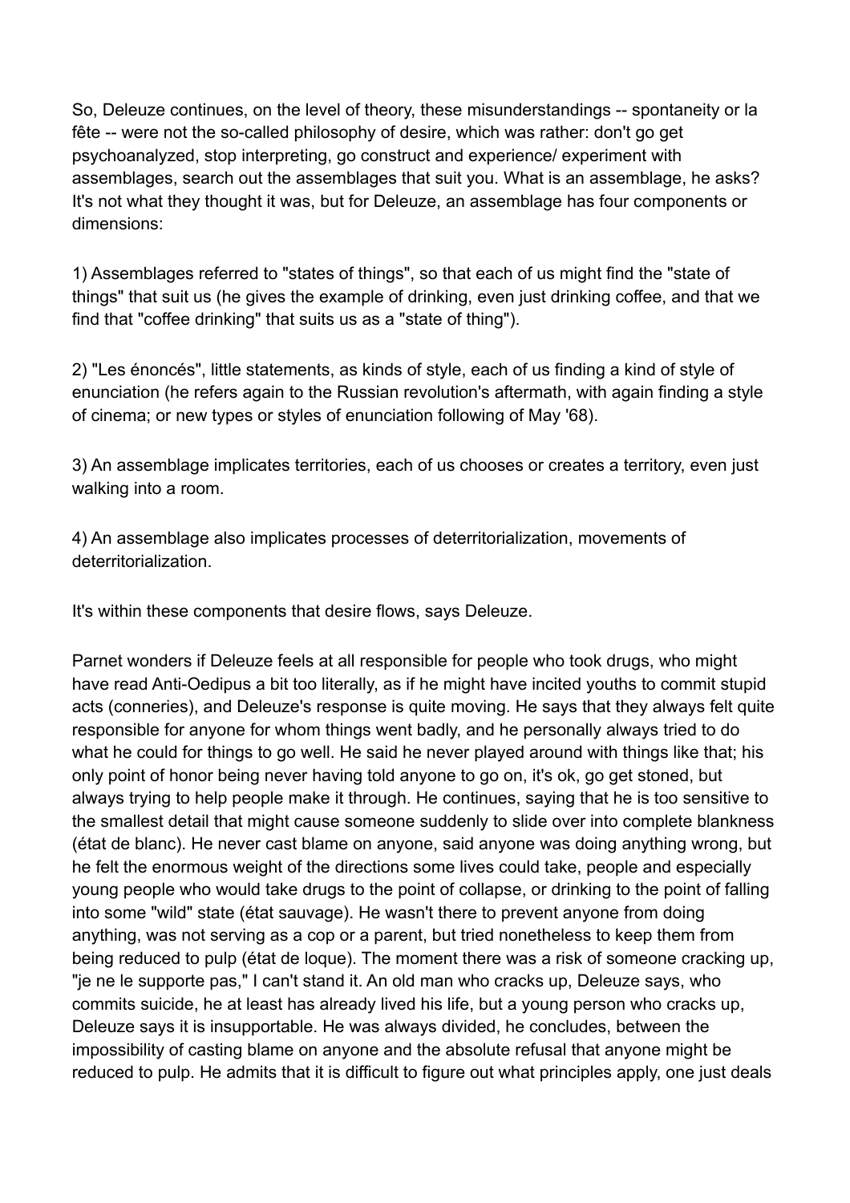So, Deleuze continues, on the level of theory, these misunderstandings -- spontaneity or la fête -- were not the so-called philosophy of desire, which was rather: don't go get psychoanalyzed, stop interpreting, go construct and experience/ experiment with assemblages, search out the assemblages that suit you. What is an assemblage, he asks? It's not what they thought it was, but for Deleuze, an assemblage has four components or dimensions:

1) Assemblages referred to "states of things", so that each of us might find the "state of things" that suit us (he gives the example of drinking, even just drinking coffee, and that we find that "coffee drinking" that suits us as a "state of thing").

2) "Les énoncés", little statements, as kinds of style, each of us finding a kind of style of enunciation (he refers again to the Russian revolution's aftermath, with again finding a style of cinema; or new types or styles of enunciation following of May '68).

3) An assemblage implicates territories, each of us chooses or creates a territory, even just walking into a room.

4) An assemblage also implicates processes of deterritorialization, movements of deterritorialization.

It's within these components that desire flows, says Deleuze.

Parnet wonders if Deleuze feels at all responsible for people who took drugs, who might have read Anti-Oedipus a bit too literally, as if he might have incited youths to commit stupid acts (conneries), and Deleuze's response is quite moving. He says that they always felt quite responsible for anyone for whom things went badly, and he personally always tried to do what he could for things to go well. He said he never played around with things like that; his only point of honor being never having told anyone to go on, it's ok, go get stoned, but always trying to help people make it through. He continues, saying that he is too sensitive to the smallest detail that might cause someone suddenly to slide over into complete blankness (état de blanc). He never cast blame on anyone, said anyone was doing anything wrong, but he felt the enormous weight of the directions some lives could take, people and especially young people who would take drugs to the point of collapse, or drinking to the point of falling into some "wild" state (état sauvage). He wasn't there to prevent anyone from doing anything, was not serving as a cop or a parent, but tried nonetheless to keep them from being reduced to pulp (état de loque). The moment there was a risk of someone cracking up, "je ne le supporte pas," I can't stand it. An old man who cracks up, Deleuze says, who commits suicide, he at least has already lived his life, but a young person who cracks up, Deleuze says it is insupportable. He was always divided, he concludes, between the impossibility of casting blame on anyone and the absolute refusal that anyone might be reduced to pulp. He admits that it is difficult to figure out what principles apply, one just deals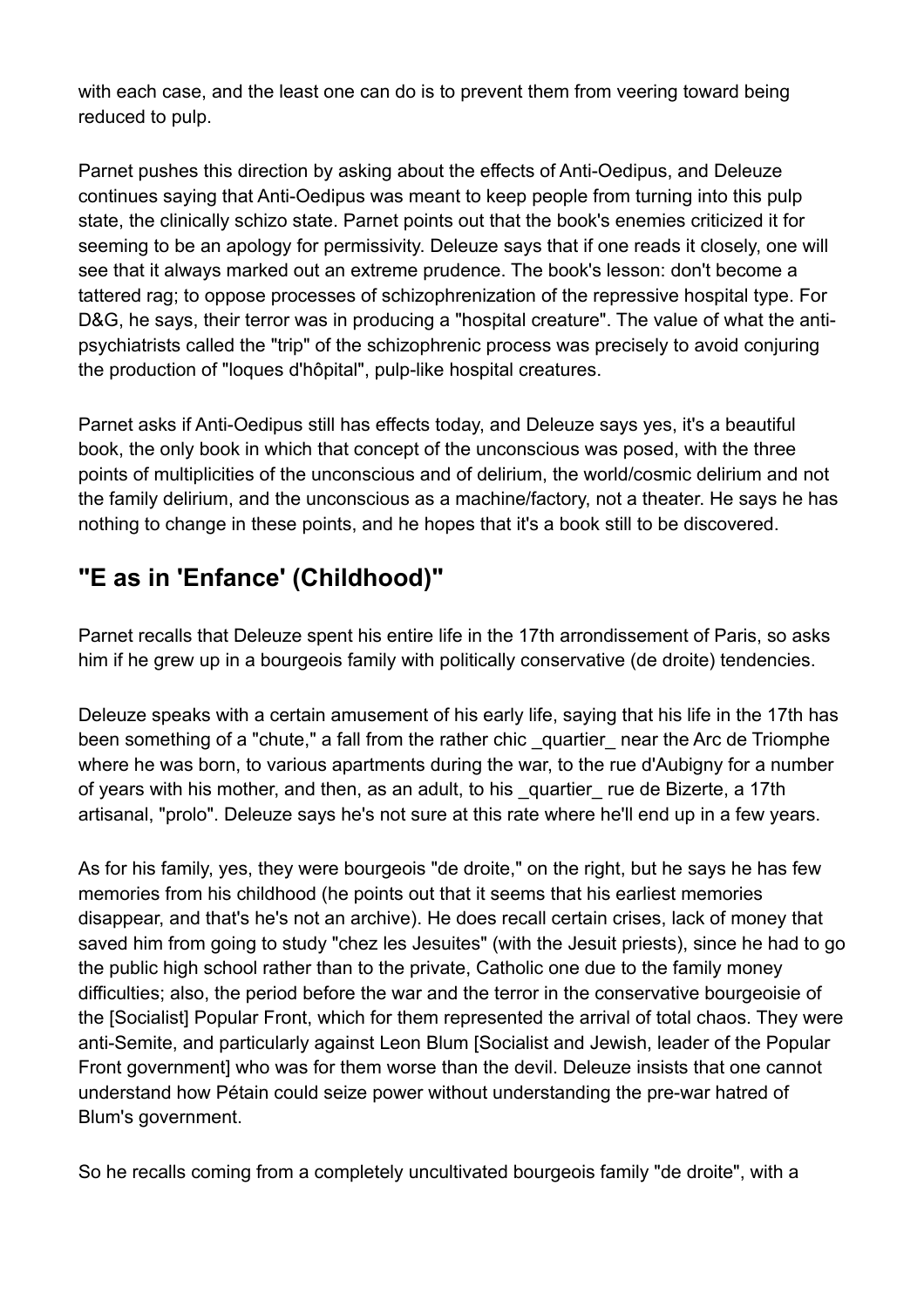with each case, and the least one can do is to prevent them from veering toward being reduced to pulp.

Parnet pushes this direction by asking about the effects of Anti-Oedipus, and Deleuze continues saying that Anti-Oedipus was meant to keep people from turning into this pulp state, the clinically schizo state. Parnet points out that the book's enemies criticized it for seeming to be an apology for permissivity. Deleuze says that if one reads it closely, one will see that it always marked out an extreme prudence. The book's lesson: don't become a tattered rag; to oppose processes of schizophrenization of the repressive hospital type. For D&G, he says, their terror was in producing a "hospital creature". The value of what the anti-psychiatrists called the "trip" of the schizophrenic process was precisely to avoid conjuring the production of "loques d'hôpital", pulp-like hospital creatures.

Parnet asks if Anti-Oedipus still has effects today, and Deleuze says yes, it's a beautiful book, the only book in which that concept of the unconscious was posed, with the three points of multiplicities of the unconscious and of delirium, the world/cosmic delirium and not the family delirium, and the unconscious as a machine/factory, not a theater. He says he has nothing to change in these points, and he hopes that it's a book still to be discovered.

## "E as in 'Enfance' (Childhood)"

Parnet recalls that Deleuze spent his entire life in the 17th arrondissement of Paris, so asks him if he grew up in a bourgeois family with politically conservative (de droite) tendencies.

Deleuze speaks with a certain amusement of his early life, saying that his life in the 17th has been something of a "chute," a fall from the rather chic _quartier_ near the Arc de Triomphe where he was born, to various apartments during the war, to the rue d'Aubigny for a number of years with his mother, and then, as an adult, to his _quartier_ rue de Bizerte, a 17th artisanal, "prolo". Deleuze says he's not sure at this rate where he'll end up in a few years.

As for his family, yes, they were bourgeois "de droite," on the right, but he says he has few memories from his childhood (he points out that it seems that his earliest memories disappear, and that's he's not an archive). He does recall certain crises, lack of money that saved him from going to study "chez les Jesuites" (with the Jesuit priests), since he had to go the public high school rather than to the private, Catholic one due to the family money difficulties; also, the period before the war and the terror in the conservative bourgeoisie of the [Socialist] Popular Front, which for them represented the arrival of total chaos. They were anti-Semite, and particularly against Leon Blum [Socialist and Jewish, leader of the Popular Front government] who was for them worse than the devil. Deleuze insists that one cannot understand how Pétain could seize power without understanding the pre-war hatred of Blum's government.

So he recalls coming from a completely uncultivated bourgeois family "de droite", with a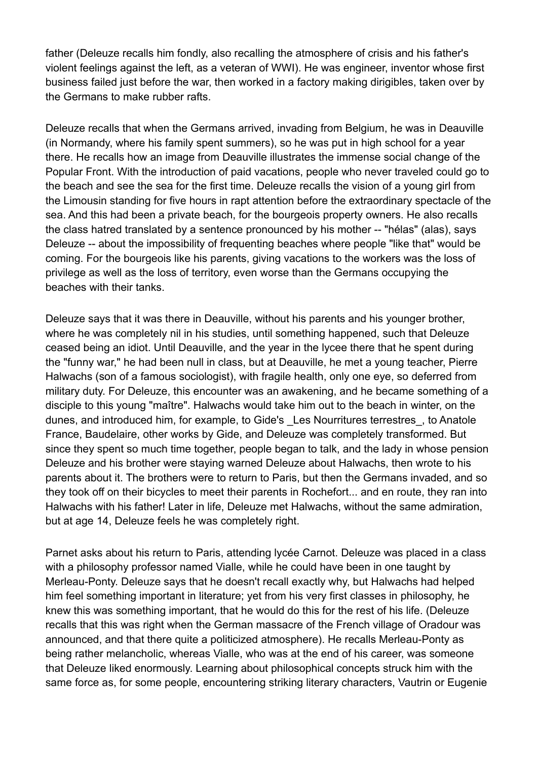father (Deleuze recalls him fondly, also recalling the atmosphere of crisis and his father's violent feelings against the left, as a veteran of WWI). He was engineer, inventor whose first business failed just before the war, then worked in a factory making dirigibles, taken over by the Germans to make rubber rafts.

Deleuze recalls that when the Germans arrived, invading from Belgium, he was in Deauville (in Normandy, where his family spent summers), so he was put in high school for a year there. He recalls how an image from Deauville illustrates the immense social change of the Popular Front. With the introduction of paid vacations, people who never traveled could go to the beach and see the sea for the first time. Deleuze recalls the vision of a young girl from the Limousin standing for five hours in rapt attention before the extraordinary spectacle of the sea. And this had been a private beach, for the bourgeois property owners. He also recalls the class hatred translated by a sentence pronounced by his mother -- "hélas" (alas), says Deleuze -- about the impossibility of frequenting beaches where people "like that" would be coming. For the bourgeois like his parents, giving vacations to the workers was the loss of privilege as well as the loss of territory, even worse than the Germans occupying the beaches with their tanks.

Deleuze says that it was there in Deauville, without his parents and his younger brother, where he was completely nil in his studies, until something happened, such that Deleuze ceased being an idiot. Until Deauville, and the year in the lycee there that he spent during the "funny war," he had been null in class, but at Deauville, he met a young teacher, Pierre Halwachs (son of a famous sociologist), with fragile health, only one eye, so deferred from military duty. For Deleuze, this encounter was an awakening, and he became something of a disciple to this young "maître". Halwachs would take him out to the beach in winter, on the dunes, and introduced him, for example, to Gide's _Les Nourritures terrestres_, to Anatole France, Baudelaire, other works by Gide, and Deleuze was completely transformed. But since they spent so much time together, people began to talk, and the lady in whose pension Deleuze and his brother were staying warned Deleuze about Halwachs, then wrote to his parents about it. The brothers were to return to Paris, but then the Germans invaded, and so they took off on their bicycles to meet their parents in Rochefort... and en route, they ran into Halwachs with his father! Later in life, Deleuze met Halwachs, without the same admiration, but at age 14, Deleuze feels he was completely right.

Parnet asks about his return to Paris, attending lycée Carnot. Deleuze was placed in a class with a philosophy professor named Vialle, while he could have been in one taught by Merleau-Ponty. Deleuze says that he doesn't recall exactly why, but Halwachs had helped him feel something important in literature; yet from his very first classes in philosophy, he knew this was something important, that he would do this for the rest of his life. (Deleuze recalls that this was right when the German massacre of the French village of Oradour was announced, and that there quite a politicized atmosphere). He recalls Merleau-Ponty as being rather melancholic, whereas Vialle, who was at the end of his career, was someone that Deleuze liked enormously. Learning about philosophical concepts struck him with the same force as, for some people, encountering striking literary characters, Vautrin or Eugenie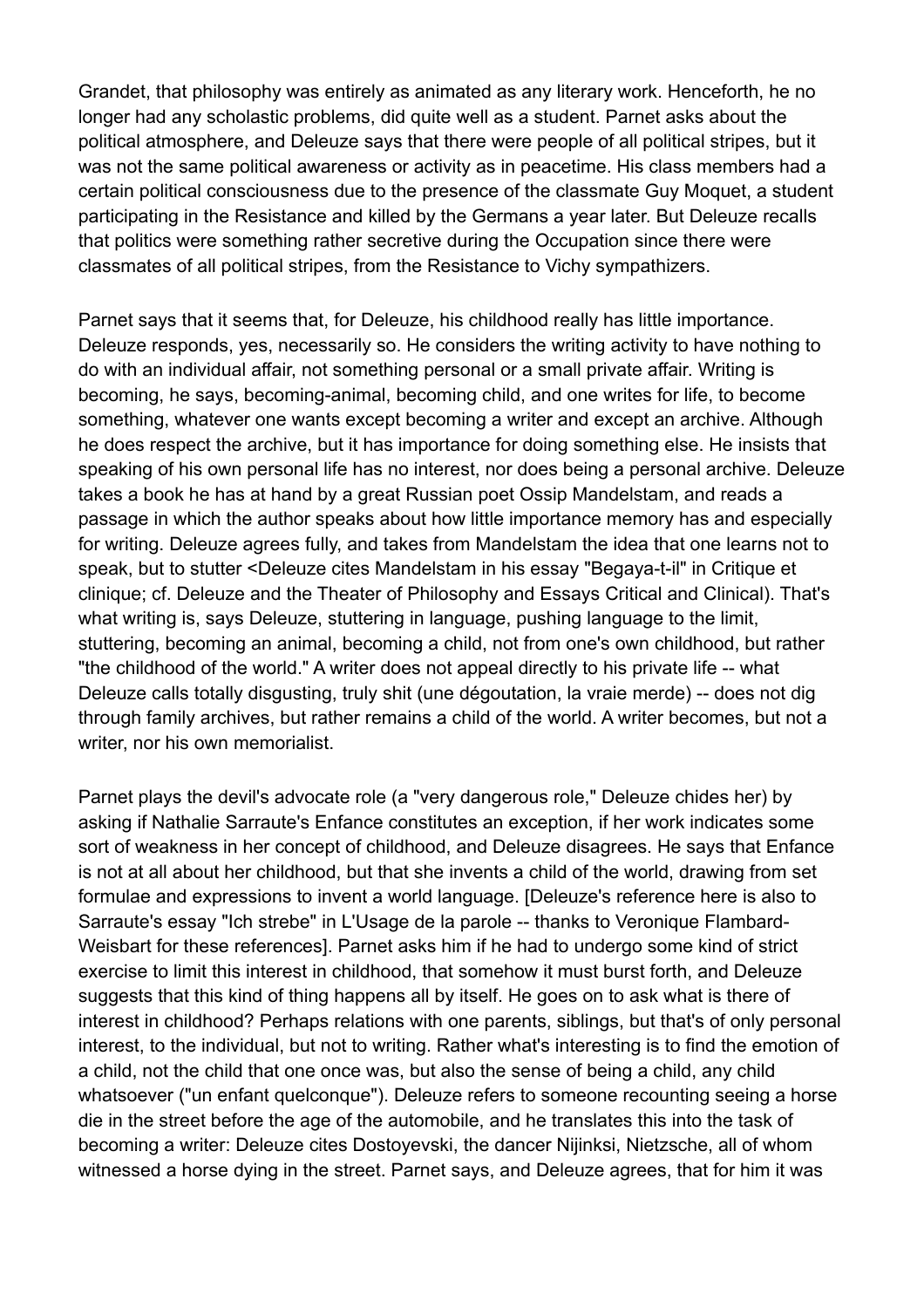Grandet, that philosophy was entirely as animated as any literary work. Henceforth, he no longer had any scholastic problems, did quite well as a student. Parnet asks about the political atmosphere, and Deleuze says that there were people of all political stripes, but it was not the same political awareness or activity as in peacetime. His class members had a certain political consciousness due to the presence of the classmate Guy Moquet, a student participating in the Resistance and killed by the Germans a year later. But Deleuze recalls that politics were something rather secretive during the Occupation since there were classmates of all political stripes, from the Resistance to Vichy sympathizers.

Parnet says that it seems that, for Deleuze, his childhood really has little importance. Deleuze responds, yes, necessarily so. He considers the writing activity to have nothing to do with an individual affair, not something personal or a small private affair. Writing is becoming, he says, becoming-animal, becoming child, and one writes for life, to become something, whatever one wants except becoming a writer and except an archive. Although he does respect the archive, but it has importance for doing something else. He insists that speaking of his own personal life has no interest, nor does being a personal archive. Deleuze takes a book he has at hand by a great Russian poet Ossip Mandelstam, and reads a passage in which the author speaks about how little importance memory has and especially for writing. Deleuze agrees fully, and takes from Mandelstam the idea that one learns not to speak, but to stutter <Deleuze cites Mandelstam in his essay "Begaya-t-il" in Critique et clinique; cf. Deleuze and the Theater of Philosophy and Essays Critical and Clinical). That's what writing is, says Deleuze, stuttering in language, pushing language to the limit, stuttering, becoming an animal, becoming a child, not from one's own childhood, but rather "the childhood of the world." A writer does not appeal directly to his private life -- what Deleuze calls totally disgusting, truly shit (une dégoutation, la vraie merde) -- does not dig through family archives, but rather remains a child of the world. A writer becomes, but not a writer, nor his own memorialist.

Parnet plays the devil's advocate role (a "very dangerous role," Deleuze chides her) by asking if Nathalie Sarraute's Enfance constitutes an exception, if her work indicates some sort of weakness in her concept of childhood, and Deleuze disagrees. He says that Enfance is not at all about her childhood, but that she invents a child of the world, drawing from set formulae and expressions to invent a world language. [Deleuze's reference here is also to Sarraute's essay "Ich strebe" in L'Usage de la parole -- thanks to Veronique Flambard-Weisbart for these references]. Parnet asks him if he had to undergo some kind of strict exercise to limit this interest in childhood, that somehow it must burst forth, and Deleuze suggests that this kind of thing happens all by itself. He goes on to ask what is there of interest in childhood? Perhaps relations with one parents, siblings, but that's of only personal interest, to the individual, but not to writing. Rather what's interesting is to find the emotion of a child, not the child that one once was, but also the sense of being a child, any child whatsoever ("un enfant quelconque"). Deleuze refers to someone recounting seeing a horse die in the street before the age of the automobile, and he translates this into the task of becoming a writer: Deleuze cites Dostoyevski, the dancer Nijinksi, Nietzsche, all of whom witnessed a horse dying in the street. Parnet says, and Deleuze agrees, that for him it was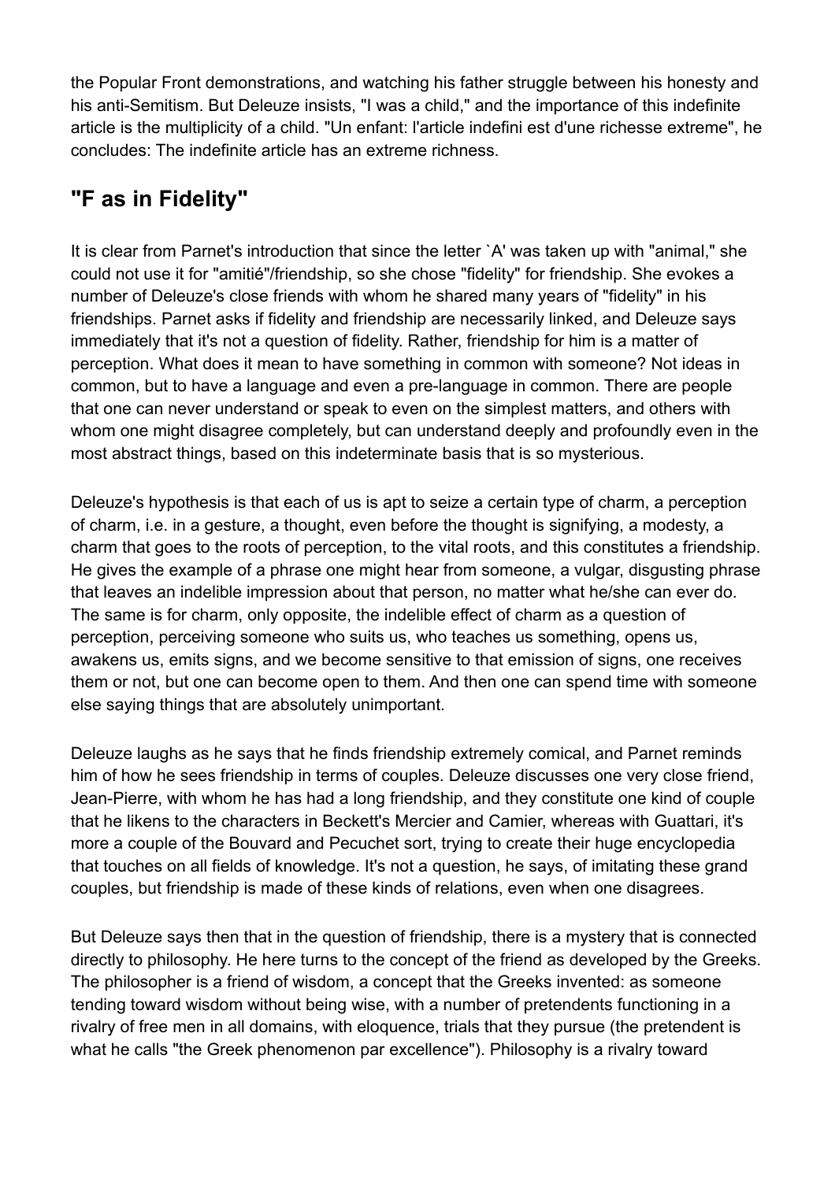the Popular Front demonstrations, and watching his father struggle between his honesty and his anti-Semitism. But Deleuze insists, "I was a child," and the importance of this indefinite article is the multiplicity of a child. "Un enfant: l'article indefini est d'une richesse extreme", he concludes: The indefinite article has an extreme richness.

## "F as in Fidelity"

It is clear from Parnet's introduction that since the letter `A' was taken up with "animal," she could not use it for "amitié"/friendship, so she chose "fidelity" for friendship. She evokes a number of Deleuze's close friends with whom he shared many years of "fidelity" in his friendships. Parnet asks if fidelity and friendship are necessarily linked, and Deleuze says immediately that it's not a question of fidelity. Rather, friendship for him is a matter of perception. What does it mean to have something in common with someone? Not ideas in common, but to have a language and even a pre-language in common. There are people that one can never understand or speak to even on the simplest matters, and others with whom one might disagree completely, but can understand deeply and profoundly even in the most abstract things, based on this indeterminate basis that is so mysterious.

Deleuze's hypothesis is that each of us is apt to seize a certain type of charm, a perception of charm, i.e. in a gesture, a thought, even before the thought is signifying, a modesty, a charm that goes to the roots of perception, to the vital roots, and this constitutes a friendship. He gives the example of a phrase one might hear from someone, a vulgar, disgusting phrase that leaves an indelible impression about that person, no matter what he/she can ever do. The same is for charm, only opposite, the indelible effect of charm as a question of perception, perceiving someone who suits us, who teaches us something, opens us, awakens us, emits signs, and we become sensitive to that emission of signs, one receives them or not, but one can become open to them. And then one can spend time with someone else saying things that are absolutely unimportant.

Deleuze laughs as he says that he finds friendship extremely comical, and Parnet reminds him of how he sees friendship in terms of couples. Deleuze discusses one very close friend, Jean-Pierre, with whom he has had a long friendship, and they constitute one kind of couple that he likens to the characters in Beckett's Mercier and Camier, whereas with Guattari, it's more a couple of the Bouvard and Pecuchet sort, trying to create their huge encyclopedia that touches on all fields of knowledge. It's not a question, he says, of imitating these grand couples, but friendship is made of these kinds of relations, even when one disagrees.

But Deleuze says then that in the question of friendship, there is a mystery that is connected directly to philosophy. He here turns to the concept of the friend as developed by the Greeks. The philosopher is a friend of wisdom, a concept that the Greeks invented: as someone tending toward wisdom without being wise, with a number of pretendents functioning in a rivalry of free men in all domains, with eloquence, trials that they pursue (the pretendent is what he calls "the Greek phenomenon par excellence"). Philosophy is a rivalry toward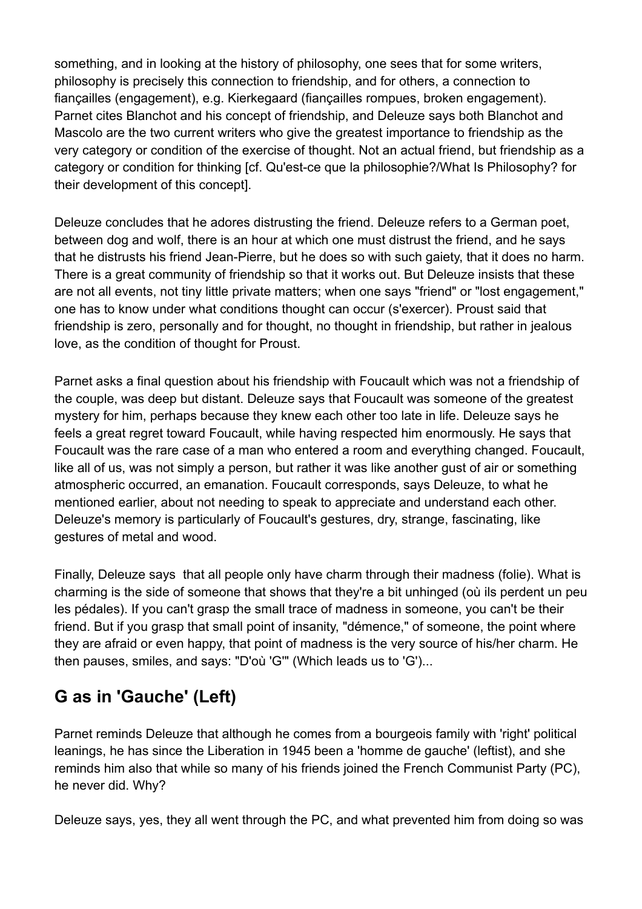something, and in looking at the history of philosophy, one sees that for some writers, philosophy is precisely this connection to friendship, and for others, a connection to fiançailles (engagement), e.g. Kierkegaard (fiançailles rompues, broken engagement). Parnet cites Blanchot and his concept of friendship, and Deleuze says both Blanchot and Mascolo are the two current writers who give the greatest importance to friendship as the very category or condition of the exercise of thought. Not an actual friend, but friendship as a category or condition for thinking [cf. Qu'est-ce que la philosophie?/What Is Philosophy? for their development of this concept].

Deleuze concludes that he adores distrusting the friend. Deleuze refers to a German poet, between dog and wolf, there is an hour at which one must distrust the friend, and he says that he distrusts his friend Jean-Pierre, but he does so with such gaiety, that it does no harm. There is a great community of friendship so that it works out. But Deleuze insists that these are not all events, not tiny little private matters; when one says "friend" or "lost engagement," one has to know under what conditions thought can occur (s'exercer). Proust said that friendship is zero, personally and for thought, no thought in friendship, but rather in jealous love, as the condition of thought for Proust.

Parnet asks a final question about his friendship with Foucault which was not a friendship of the couple, was deep but distant. Deleuze says that Foucault was someone of the greatest mystery for him, perhaps because they knew each other too late in life. Deleuze says he feels a great regret toward Foucault, while having respected him enormously. He says that Foucault was the rare case of a man who entered a room and everything changed. Foucault, like all of us, was not simply a person, but rather it was like another gust of air or something atmospheric occurred, an emanation. Foucault corresponds, says Deleuze, to what he mentioned earlier, about not needing to speak to appreciate and understand each other. Deleuze's memory is particularly of Foucault's gestures, dry, strange, fascinating, like gestures of metal and wood.

Finally, Deleuze says that all people only have charm through their madness (folie). What is charming is the side of someone that shows that they're a bit unhinged (où ils perdent un peu les pédales). If you can't grasp the small trace of madness in someone, you can't be their friend. But if you grasp that small point of insanity, "démence," of someone, the point where they are afraid or even happy, that point of madness is the very source of his/her charm. He then pauses, smiles, and says: "D'où 'G'" (Which leads us to 'G')...

## G as in 'Gauche' (Left)

Parnet reminds Deleuze that although he comes from a bourgeois family with 'right' political leanings, he has since the Liberation in 1945 been a 'homme de gauche' (leftist), and she reminds him also that while so many of his friends joined the French Communist Party (PC), he never did. Why?

Deleuze says, yes, they all went through the PC, and what prevented him from doing so was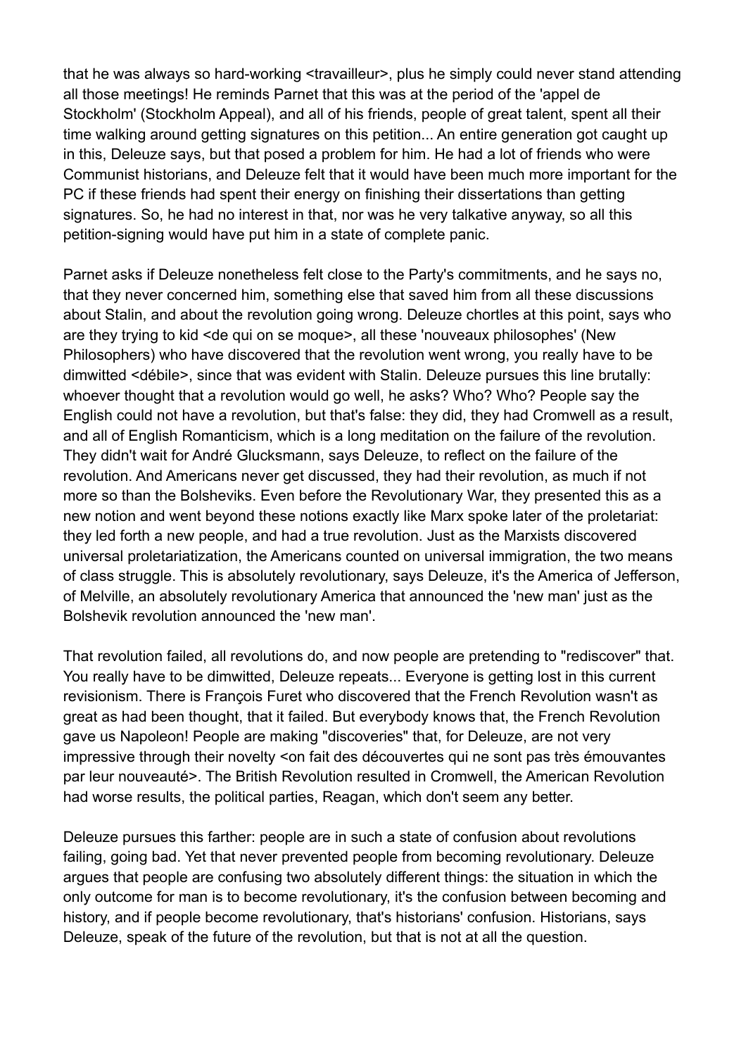that he was always so hard-working <travailleur>, plus he simply could never stand attending all those meetings! He reminds Parnet that this was at the period of the 'appel de Stockholm' (Stockholm Appeal), and all of his friends, people of great talent, spent all their time walking around getting signatures on this petition... An entire generation got caught up in this, Deleuze says, but that posed a problem for him. He had a lot of friends who were Communist historians, and Deleuze felt that it would have been much more important for the PC if these friends had spent their energy on finishing their dissertations than getting signatures. So, he had no interest in that, nor was he very talkative anyway, so all this petition-signing would have put him in a state of complete panic.

Parnet asks if Deleuze nonetheless felt close to the Party's commitments, and he says no, that they never concerned him, something else that saved him from all these discussions about Stalin, and about the revolution going wrong. Deleuze chortles at this point, says who are they trying to kid <de qui on se moque>, all these 'nouveaux philosophes' (New Philosophers) who have discovered that the revolution went wrong, you really have to be dimwitted <débile>, since that was evident with Stalin. Deleuze pursues this line brutally: whoever thought that a revolution would go well, he asks? Who? Who? People say the English could not have a revolution, but that's false: they did, they had Cromwell as a result, and all of English Romanticism, which is a long meditation on the failure of the revolution. They didn't wait for André Glucksmann, says Deleuze, to reflect on the failure of the revolution. And Americans never get discussed, they had their revolution, as much if not more so than the Bolsheviks. Even before the Revolutionary War, they presented this as a new notion and went beyond these notions exactly like Marx spoke later of the proletariat: they led forth a new people, and had a true revolution. Just as the Marxists discovered universal proletariatization, the Americans counted on universal immigration, the two means of class struggle. This is absolutely revolutionary, says Deleuze, it's the America of Jefferson, of Melville, an absolutely revolutionary America that announced the 'new man' just as the Bolshevik revolution announced the 'new man'.

That revolution failed, all revolutions do, and now people are pretending to "rediscover" that. You really have to be dimwitted, Deleuze repeats... Everyone is getting lost in this current revisionism. There is François Furet who discovered that the French Revolution wasn't as great as had been thought, that it failed. But everybody knows that, the French Revolution gave us Napoleon! People are making "discoveries" that, for Deleuze, are not very impressive through their novelty <on fait des découvertes qui ne sont pas très émouvantes par leur nouveauté>. The British Revolution resulted in Cromwell, the American Revolution had worse results, the political parties, Reagan, which don't seem any better.

Deleuze pursues this farther: people are in such a state of confusion about revolutions failing, going bad. Yet that never prevented people from becoming revolutionary. Deleuze argues that people are confusing two absolutely different things: the situation in which the only outcome for man is to become revolutionary, it's the confusion between becoming and history, and if people become revolutionary, that's historians' confusion. Historians, says Deleuze, speak of the future of the revolution, but that is not at all the question.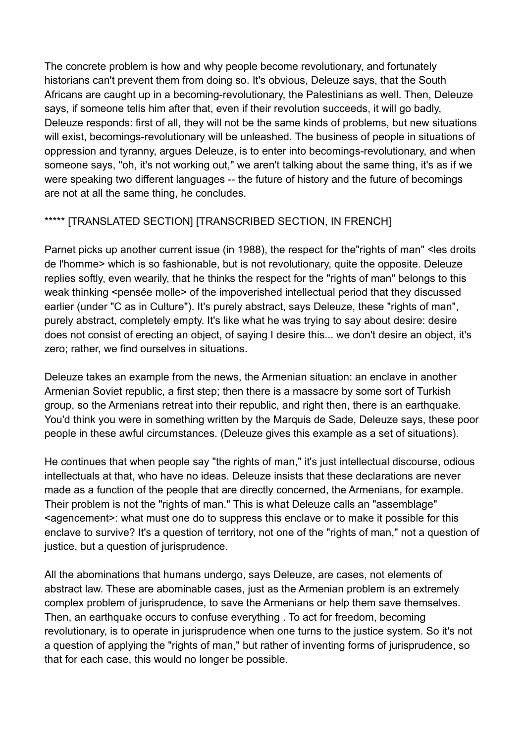The concrete problem is how and why people become revolutionary, and fortunately historians can't prevent them from doing so. It's obvious, Deleuze says, that the South Africans are caught up in a becoming-revolutionary, the Palestinians as well. Then, Deleuze says, if someone tells him after that, even if their revolution succeeds, it will go badly, Deleuze responds: first of all, they will not be the same kinds of problems, but new situations will exist, becomings-revolutionary will be unleashed. The business of people in situations of oppression and tyranny, argues Deleuze, is to enter into becomings-revolutionary, and when someone says, "oh, it's not working out," we aren't talking about the same thing, it's as if we were speaking two different languages -- the future of history and the future of becomings are not at all the same thing, he concludes.

***** [TRANSLATED SECTION] [TRANSCRIBED SECTION, IN FRENCH]

Parnet picks up another current issue (in 1988), the respect for the"rights of man" <les droits de l'homme> which is so fashionable, but is not revolutionary, quite the opposite. Deleuze replies softly, even wearily, that he thinks the respect for the "rights of man" belongs to this weak thinking <pensée molle> of the impoverished intellectual period that they discussed earlier (under "C as in Culture"). It's purely abstract, says Deleuze, these "rights of man", purely abstract, completely empty. It's like what he was trying to say about desire: desire does not consist of erecting an object, of saying I desire this... we don't desire an object, it's zero; rather, we find ourselves in situations.

Deleuze takes an example from the news, the Armenian situation: an enclave in another Armenian Soviet republic, a first step; then there is a massacre by some sort of Turkish group, so the Armenians retreat into their republic, and right then, there is an earthquake. You'd think you were in something written by the Marquis de Sade, Deleuze says, these poor people in these awful circumstances. (Deleuze gives this example as a set of situations).

He continues that when people say "the rights of man," it's just intellectual discourse, odious intellectuals at that, who have no ideas. Deleuze insists that these declarations are never made as a function of the people that are directly concerned, the Armenians, for example. Their problem is not the "rights of man." This is what Deleuze calls an "assemblage" <agencement>: what must one do to suppress this enclave or to make it possible for this enclave to survive? It's a question of territory, not one of the "rights of man," not a question of justice, but a question of jurisprudence.

All the abominations that humans undergo, says Deleuze, are cases, not elements of abstract law. These are abominable cases, just as the Armenian problem is an extremely complex problem of jurisprudence, to save the Armenians or help them save themselves. Then, an earthquake occurs to confuse everything . To act for freedom, becoming revolutionary, is to operate in jurisprudence when one turns to the justice system. So it's not a question of applying the "rights of man," but rather of inventing forms of jurisprudence, so that for each case, this would no longer be possible.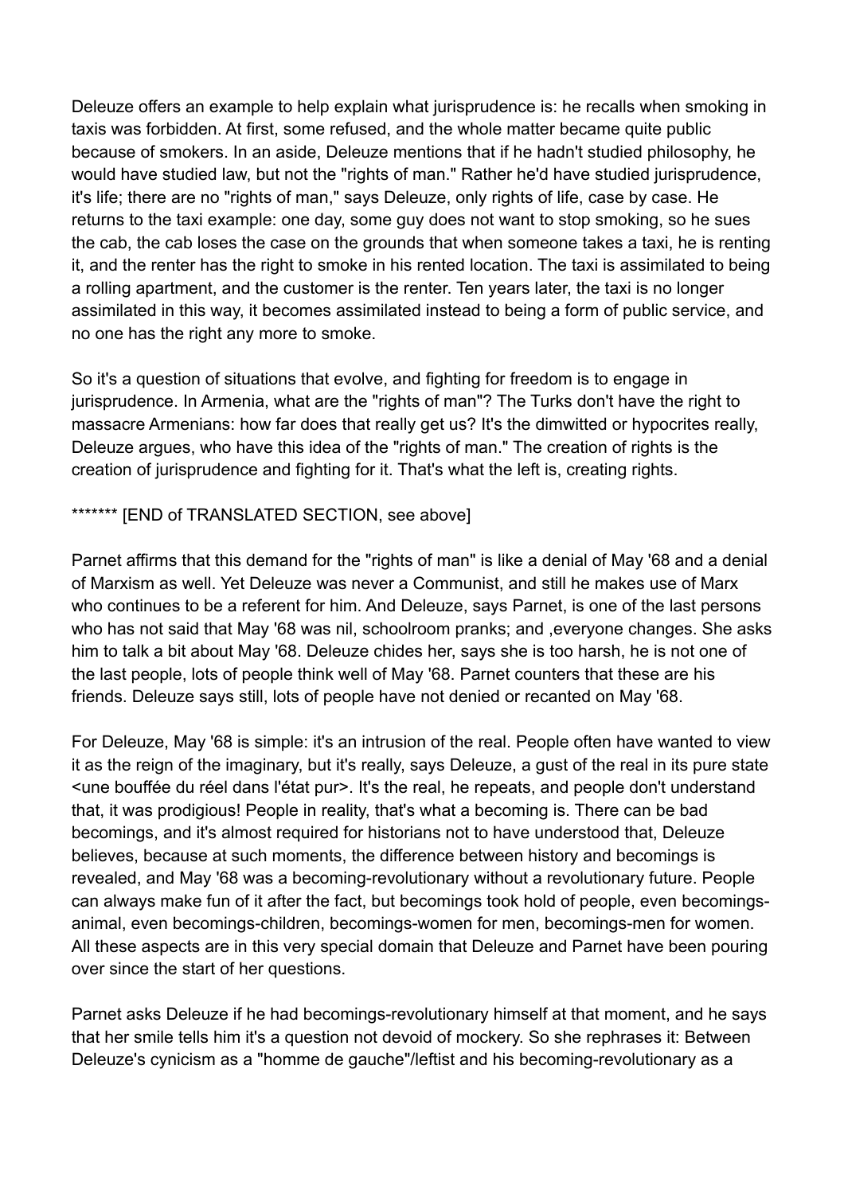Deleuze offers an example to help explain what jurisprudence is: he recalls when smoking in taxis was forbidden. At first, some refused, and the whole matter became quite public because of smokers. In an aside, Deleuze mentions that if he hadn't studied philosophy, he would have studied law, but not the "rights of man." Rather he'd have studied jurisprudence, it's life; there are no "rights of man," says Deleuze, only rights of life, case by case. He returns to the taxi example: one day, some guy does not want to stop smoking, so he sues the cab, the cab loses the case on the grounds that when someone takes a taxi, he is renting it, and the renter has the right to smoke in his rented location. The taxi is assimilated to being a rolling apartment, and the customer is the renter. Ten years later, the taxi is no longer assimilated in this way, it becomes assimilated instead to being a form of public service, and no one has the right any more to smoke.

So it's a question of situations that evolve, and fighting for freedom is to engage in jurisprudence. In Armenia, what are the "rights of man"? The Turks don't have the right to massacre Armenians: how far does that really get us? It's the dimwitted or hypocrites really, Deleuze argues, who have this idea of the "rights of man." The creation of rights is the creation of jurisprudence and fighting for it. That's what the left is, creating rights.

******* [END of TRANSLATED SECTION, see above]

Parnet affirms that this demand for the "rights of man" is like a denial of May '68 and a denial of Marxism as well. Yet Deleuze was never a Communist, and still he makes use of Marx who continues to be a referent for him. And Deleuze, says Parnet, is one of the last persons who has not said that May '68 was nil, schoolroom pranks; and ,everyone changes. She asks him to talk a bit about May '68. Deleuze chides her, says she is too harsh, he is not one of the last people, lots of people think well of May '68. Parnet counters that these are his friends. Deleuze says still, lots of people have not denied or recanted on May '68.

For Deleuze, May '68 is simple: it's an intrusion of the real. People often have wanted to view it as the reign of the imaginary, but it's really, says Deleuze, a gust of the real in its pure state <une bouffée du réel dans l'état pur>. It's the real, he repeats, and people don't understand that, it was prodigious! People in reality, that's what a becoming is. There can be bad becomings, and it's almost required for historians not to have understood that, Deleuze believes, because at such moments, the difference between history and becomings is revealed, and May '68 was a becoming-revolutionary without a revolutionary future. People can always make fun of it after the fact, but becomings took hold of people, even becomings-animal, even becomings-children, becomings-women for men, becomings-men for women. All these aspects are in this very special domain that Deleuze and Parnet have been pouring over since the start of her questions.

Parnet asks Deleuze if he had becomings-revolutionary himself at that moment, and he says that her smile tells him it's a question not devoid of mockery. So she rephrases it: Between Deleuze's cynicism as a "homme de gauche"/leftist and his becoming-revolutionary as a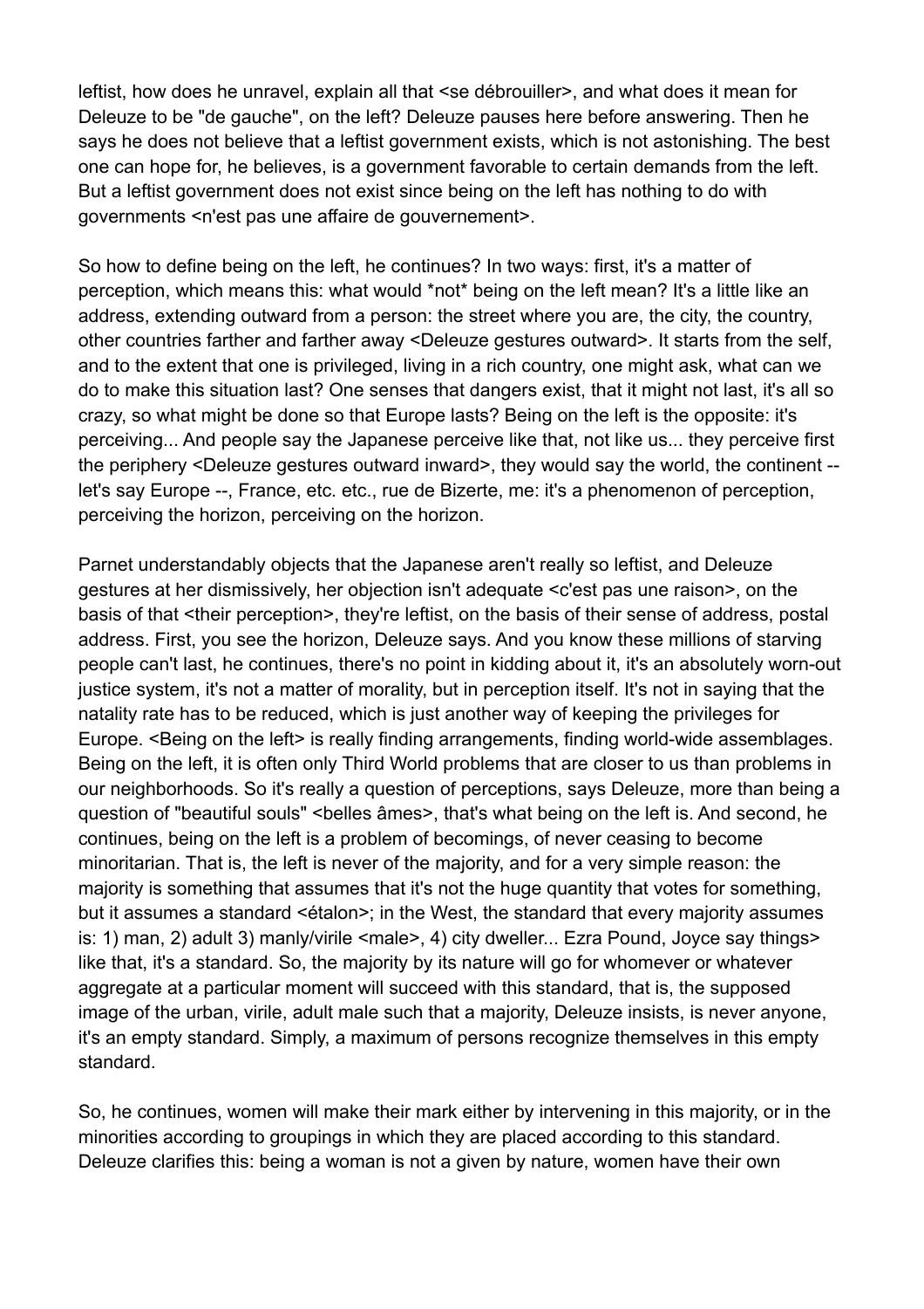leftist, how does he unravel, explain all that <se débrouiller>, and what does it mean for Deleuze to be "de gauche", on the left? Deleuze pauses here before answering. Then he says he does not believe that a leftist government exists, which is not astonishing. The best one can hope for, he believes, is a government favorable to certain demands from the left. But a leftist government does not exist since being on the left has nothing to do with governments <n'est pas une affaire de gouvernement>.

So how to define being on the left, he continues? In two ways: first, it's a matter of perception, which means this: what would *not* being on the left mean? It's a little like an address, extending outward from a person: the street where you are, the city, the country, other countries farther and farther away <Deleuze gestures outward>. It starts from the self, and to the extent that one is privileged, living in a rich country, one might ask, what can we do to make this situation last? One senses that dangers exist, that it might not last, it's all so crazy, so what might be done so that Europe lasts? Being on the left is the opposite: it's perceiving... And people say the Japanese perceive like that, not like us... they perceive first the periphery <Deleuze gestures outward inward>, they would say the world, the continent -- let's say Europe --, France, etc. etc., rue de Bizerte, me: it's a phenomenon of perception, perceiving the horizon, perceiving on the horizon.

Parnet understandably objects that the Japanese aren't really so leftist, and Deleuze gestures at her dismissively, her objection isn't adequate <c'est pas une raison>, on the basis of that <their perception>, they're leftist, on the basis of their sense of address, postal address. First, you see the horizon, Deleuze says. And you know these millions of starving people can't last, he continues, there's no point in kidding about it, it's an absolutely worn-out justice system, it's not a matter of morality, but in perception itself. It's not in saying that the natality rate has to be reduced, which is just another way of keeping the privileges for Europe. <Being on the left> is really finding arrangements, finding world-wide assemblages. Being on the left, it is often only Third World problems that are closer to us than problems in our neighborhoods. So it's really a question of perceptions, says Deleuze, more than being a question of "beautiful souls" <belles âmes>, that's what being on the left is. And second, he continues, being on the left is a problem of becomings, of never ceasing to become minoritarian. That is, the left is never of the majority, and for a very simple reason: the majority is something that assumes that it's not the huge quantity that votes for something, but it assumes a standard <étalon>; in the West, the standard that every majority assumes is: 1) man, 2) adult 3) manly/virile <male>, 4) city dweller... Ezra Pound, Joyce say things> like that, it's a standard. So, the majority by its nature will go for whomever or whatever aggregate at a particular moment will succeed with this standard, that is, the supposed image of the urban, virile, adult male such that a majority, Deleuze insists, is never anyone, it's an empty standard. Simply, a maximum of persons recognize themselves in this empty standard.

So, he continues, women will make their mark either by intervening in this majority, or in the minorities according to groupings in which they are placed according to this standard. Deleuze clarifies this: being a woman is not a given by nature, women have their own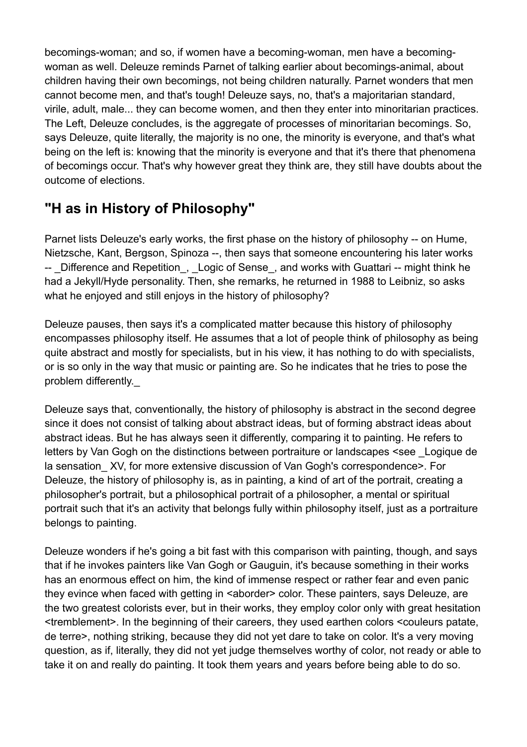becomings-woman; and so, if women have a becoming-woman, men have a becoming-woman as well. Deleuze reminds Parnet of talking earlier about becomings-animal, about children having their own becomings, not being children naturally. Parnet wonders that men cannot become men, and that's tough! Deleuze says, no, that's a majoritarian standard, virile, adult, male... they can become women, and then they enter into minoritarian practices. The Left, Deleuze concludes, is the aggregate of processes of minoritarian becomings. So, says Deleuze, quite literally, the majority is no one, the minority is everyone, and that's what being on the left is: knowing that the minority is everyone and that it's there that phenomena of becomings occur. That's why however great they think are, they still have doubts about the outcome of elections.

## "H as in History of Philosophy"

Parnet lists Deleuze's early works, the first phase on the history of philosophy -- on Hume, Nietzsche, Kant, Bergson, Spinoza --, then says that someone encountering his later works -- _Difference and Repetition_, _Logic of Sense_, and works with Guattari -- might think he had a Jekyll/Hyde personality. Then, she remarks, he returned in 1988 to Leibniz, so asks what he enjoyed and still enjoys in the history of philosophy?

Deleuze pauses, then says it's a complicated matter because this history of philosophy encompasses philosophy itself. He assumes that a lot of people think of philosophy as being quite abstract and mostly for specialists, but in his view, it has nothing to do with specialists, or is so only in the way that music or painting are. So he indicates that he tries to pose the problem differently._

Deleuze says that, conventionally, the history of philosophy is abstract in the second degree since it does not consist of talking about abstract ideas, but of forming abstract ideas about abstract ideas. But he has always seen it differently, comparing it to painting. He refers to letters by Van Gogh on the distinctions between portraiture or landscapes <see _Logique de la sensation_ XV, for more extensive discussion of Van Gogh's correspondence>. For Deleuze, the history of philosophy is, as in painting, a kind of art of the portrait, creating a philosopher's portrait, but a philosophical portrait of a philosopher, a mental or spiritual portrait such that it's an activity that belongs fully within philosophy itself, just as a portraiture belongs to painting.

Deleuze wonders if he's going a bit fast with this comparison with painting, though, and says that if he invokes painters like Van Gogh or Gauguin, it's because something in their works has an enormous effect on him, the kind of immense respect or rather fear and even panic they evince when faced with getting in <aborder> color. These painters, says Deleuze, are the two greatest colorists ever, but in their works, they employ color only with great hesitation <tremblement>. In the beginning of their careers, they used earthen colors <couleurs patate, de terre>, nothing striking, because they did not yet dare to take on color. It's a very moving question, as if, literally, they did not yet judge themselves worthy of color, not ready or able to take it on and really do painting. It took them years and years before being able to do so.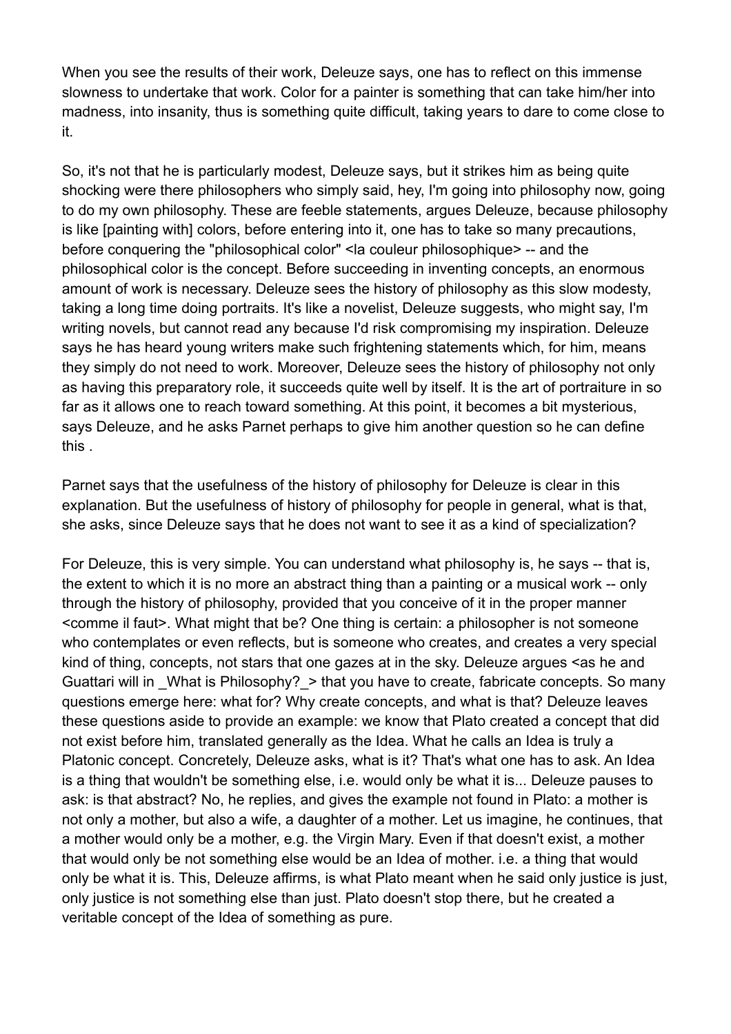When you see the results of their work, Deleuze says, one has to reflect on this immense slowness to undertake that work. Color for a painter is something that can take him/her into madness, into insanity, thus is something quite difficult, taking years to dare to come close to it.

So, it's not that he is particularly modest, Deleuze says, but it strikes him as being quite shocking were there philosophers who simply said, hey, I'm going into philosophy now, going to do my own philosophy. These are feeble statements, argues Deleuze, because philosophy is like [painting with] colors, before entering into it, one has to take so many precautions, before conquering the "philosophical color" <la couleur philosophique> -- and the philosophical color is the concept. Before succeeding in inventing concepts, an enormous amount of work is necessary. Deleuze sees the history of philosophy as this slow modesty, taking a long time doing portraits. It's like a novelist, Deleuze suggests, who might say, I'm writing novels, but cannot read any because I'd risk compromising my inspiration. Deleuze says he has heard young writers make such frightening statements which, for him, means they simply do not need to work. Moreover, Deleuze sees the history of philosophy not only as having this preparatory role, it succeeds quite well by itself. It is the art of portraiture in so far as it allows one to reach toward something. At this point, it becomes a bit mysterious, says Deleuze, and he asks Parnet perhaps to give him another question so he can define this .

Parnet says that the usefulness of the history of philosophy for Deleuze is clear in this explanation. But the usefulness of history of philosophy for people in general, what is that, she asks, since Deleuze says that he does not want to see it as a kind of specialization?

For Deleuze, this is very simple. You can understand what philosophy is, he says -- that is, the extent to which it is no more an abstract thing than a painting or a musical work -- only through the history of philosophy, provided that you conceive of it in the proper manner <comme il faut>. What might that be? One thing is certain: a philosopher is not someone who contemplates or even reflects, but is someone who creates, and creates a very special kind of thing, concepts, not stars that one gazes at in the sky. Deleuze argues <as he and Guattari will in _What is Philosophy?_> that you have to create, fabricate concepts. So many questions emerge here: what for? Why create concepts, and what is that? Deleuze leaves these questions aside to provide an example: we know that Plato created a concept that did not exist before him, translated generally as the Idea. What he calls an Idea is truly a Platonic concept. Concretely, Deleuze asks, what is it? That's what one has to ask. An Idea is a thing that wouldn't be something else, i.e. would only be what it is... Deleuze pauses to ask: is that abstract? No, he replies, and gives the example not found in Plato: a mother is not only a mother, but also a wife, a daughter of a mother. Let us imagine, he continues, that a mother would only be a mother, e.g. the Virgin Mary. Even if that doesn't exist, a mother that would only be not something else would be an Idea of mother. i.e. a thing that would only be what it is. This, Deleuze affirms, is what Plato meant when he said only justice is just, only justice is not something else than just. Plato doesn't stop there, but he created a veritable concept of the Idea of something as pure.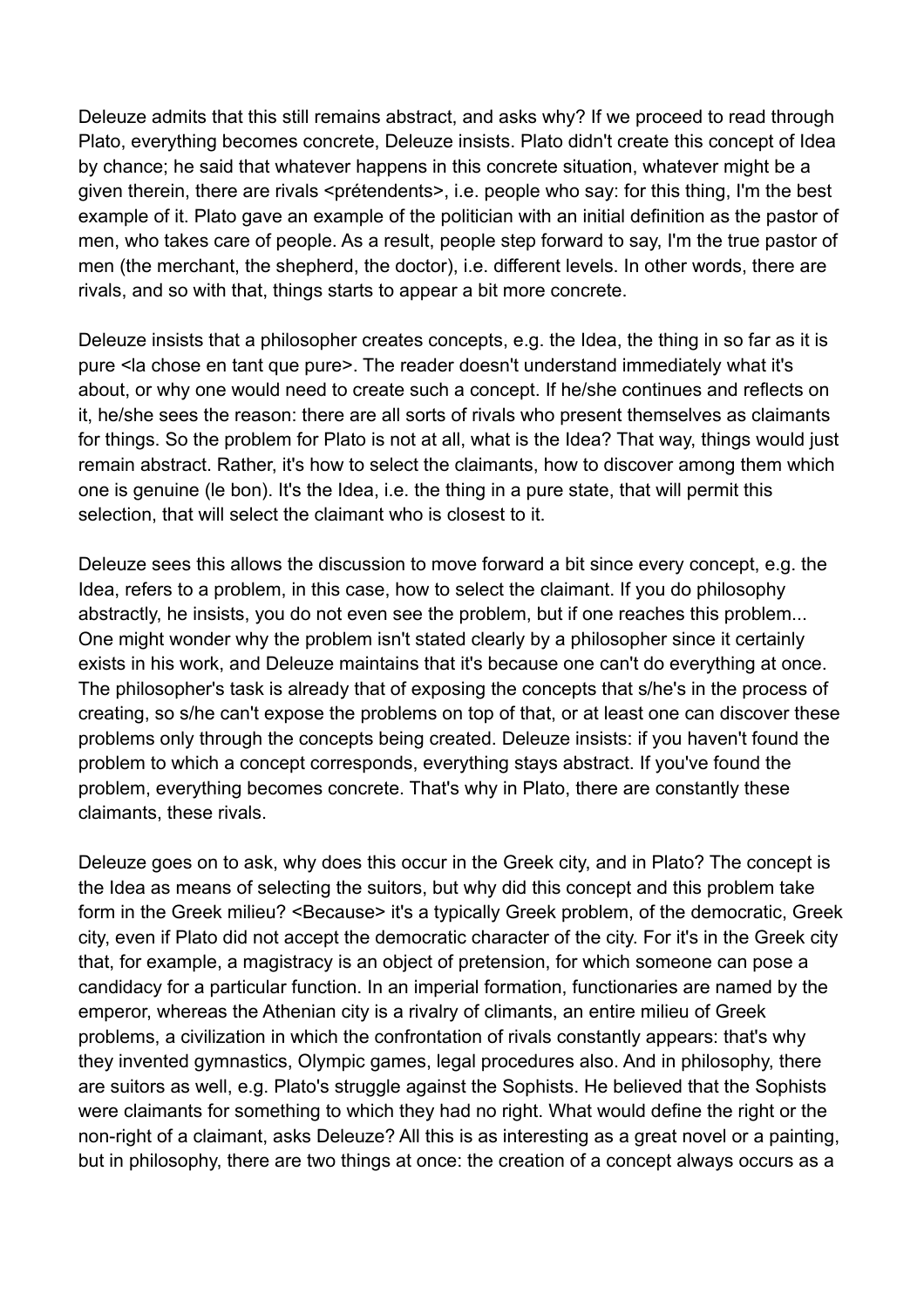Deleuze admits that this still remains abstract, and asks why? If we proceed to read through Plato, everything becomes concrete, Deleuze insists. Plato didn't create this concept of Idea by chance; he said that whatever happens in this concrete situation, whatever might be a given therein, there are rivals <prétendents>, i.e. people who say: for this thing, I'm the best example of it. Plato gave an example of the politician with an initial definition as the pastor of men, who takes care of people. As a result, people step forward to say, I'm the true pastor of men (the merchant, the shepherd, the doctor), i.e. different levels. In other words, there are rivals, and so with that, things starts to appear a bit more concrete.

Deleuze insists that a philosopher creates concepts, e.g. the Idea, the thing in so far as it is pure <la chose en tant que pure>. The reader doesn't understand immediately what it's about, or why one would need to create such a concept. If he/she continues and reflects on it, he/she sees the reason: there are all sorts of rivals who present themselves as claimants for things. So the problem for Plato is not at all, what is the Idea? That way, things would just remain abstract. Rather, it's how to select the claimants, how to discover among them which one is genuine (le bon). It's the Idea, i.e. the thing in a pure state, that will permit this selection, that will select the claimant who is closest to it.

Deleuze sees this allows the discussion to move forward a bit since every concept, e.g. the Idea, refers to a problem, in this case, how to select the claimant. If you do philosophy abstractly, he insists, you do not even see the problem, but if one reaches this problem... One might wonder why the problem isn't stated clearly by a philosopher since it certainly exists in his work, and Deleuze maintains that it's because one can't do everything at once. The philosopher's task is already that of exposing the concepts that s/he's in the process of creating, so s/he can't expose the problems on top of that, or at least one can discover these problems only through the concepts being created. Deleuze insists: if you haven't found the problem to which a concept corresponds, everything stays abstract. If you've found the problem, everything becomes concrete. That's why in Plato, there are constantly these claimants, these rivals.

Deleuze goes on to ask, why does this occur in the Greek city, and in Plato? The concept is the Idea as means of selecting the suitors, but why did this concept and this problem take form in the Greek milieu? <Because> it's a typically Greek problem, of the democratic, Greek city, even if Plato did not accept the democratic character of the city. For it's in the Greek city that, for example, a magistracy is an object of pretension, for which someone can pose a candidacy for a particular function. In an imperial formation, functionaries are named by the emperor, whereas the Athenian city is a rivalry of climants, an entire milieu of Greek problems, a civilization in which the confrontation of rivals constantly appears: that's why they invented gymnastics, Olympic games, legal procedures also. And in philosophy, there are suitors as well, e.g. Plato's struggle against the Sophists. He believed that the Sophists were claimants for something to which they had no right. What would define the right or the non-right of a claimant, asks Deleuze? All this is as interesting as a great novel or a painting, but in philosophy, there are two things at once: the creation of a concept always occurs as a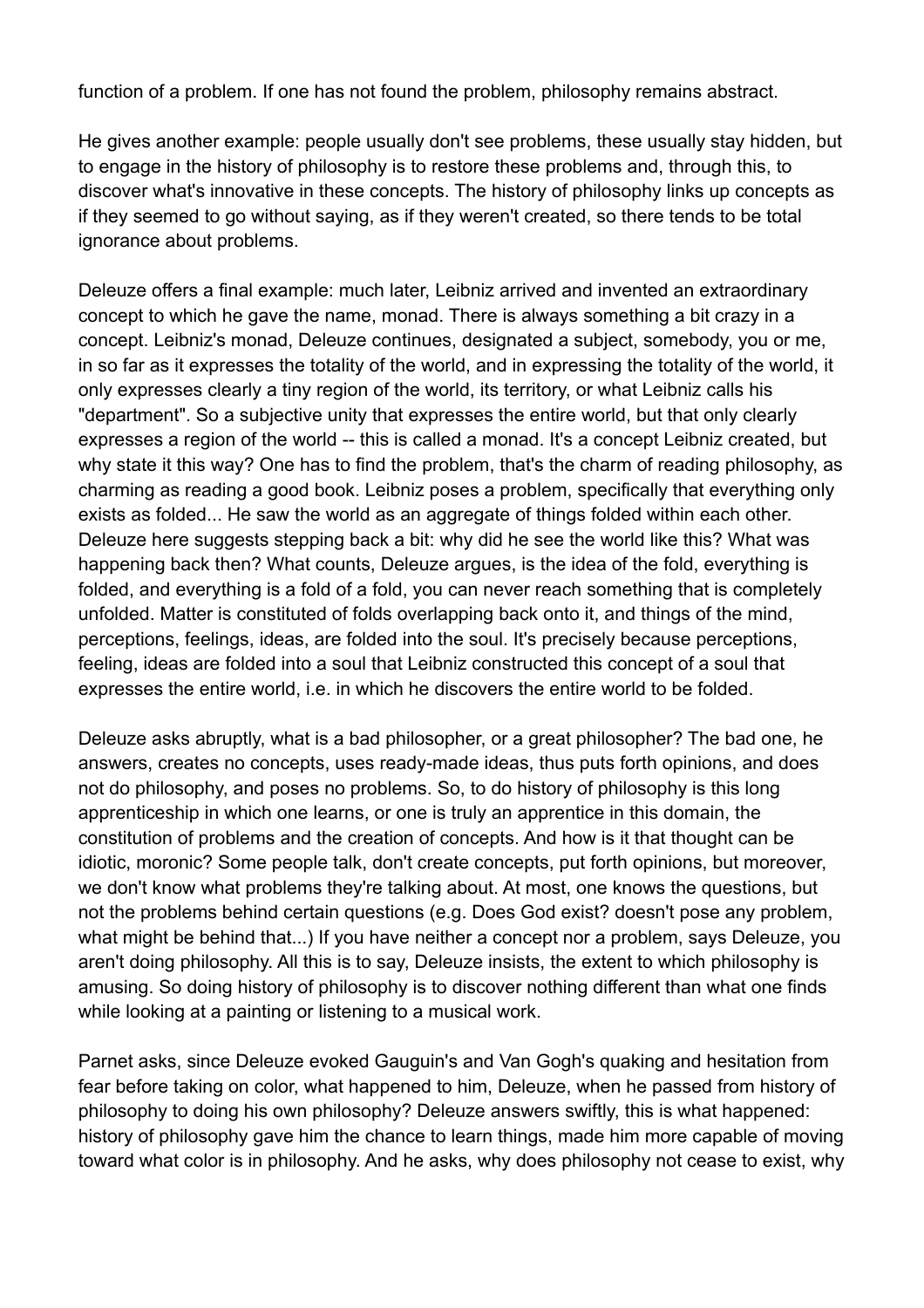function of a problem. If one has not found the problem, philosophy remains abstract.

He gives another example: people usually don't see problems, these usually stay hidden, but to engage in the history of philosophy is to restore these problems and, through this, to discover what's innovative in these concepts. The history of philosophy links up concepts as if they seemed to go without saying, as if they weren't created, so there tends to be total ignorance about problems.

Deleuze offers a final example: much later, Leibniz arrived and invented an extraordinary concept to which he gave the name, monad. There is always something a bit crazy in a concept. Leibniz's monad, Deleuze continues, designated a subject, somebody, you or me, in so far as it expresses the totality of the world, and in expressing the totality of the world, it only expresses clearly a tiny region of the world, its territory, or what Leibniz calls his "department". So a subjective unity that expresses the entire world, but that only clearly expresses a region of the world -- this is called a monad. It's a concept Leibniz created, but why state it this way? One has to find the problem, that's the charm of reading philosophy, as charming as reading a good book. Leibniz poses a problem, specifically that everything only exists as folded... He saw the world as an aggregate of things folded within each other. Deleuze here suggests stepping back a bit: why did he see the world like this? What was happening back then? What counts, Deleuze argues, is the idea of the fold, everything is folded, and everything is a fold of a fold, you can never reach something that is completely unfolded. Matter is constituted of folds overlapping back onto it, and things of the mind, perceptions, feelings, ideas, are folded into the soul. It's precisely because perceptions, feeling, ideas are folded into a soul that Leibniz constructed this concept of a soul that expresses the entire world, i.e. in which he discovers the entire world to be folded.

Deleuze asks abruptly, what is a bad philosopher, or a great philosopher? The bad one, he answers, creates no concepts, uses ready-made ideas, thus puts forth opinions, and does not do philosophy, and poses no problems. So, to do history of philosophy is this long apprenticeship in which one learns, or one is truly an apprentice in this domain, the constitution of problems and the creation of concepts. And how is it that thought can be idiotic, moronic? Some people talk, don't create concepts, put forth opinions, but moreover, we don't know what problems they're talking about. At most, one knows the questions, but not the problems behind certain questions (e.g. Does God exist? doesn't pose any problem, what might be behind that...) If you have neither a concept nor a problem, says Deleuze, you aren't doing philosophy. All this is to say, Deleuze insists, the extent to which philosophy is amusing. So doing history of philosophy is to discover nothing different than what one finds while looking at a painting or listening to a musical work.

Parnet asks, since Deleuze evoked Gauguin's and Van Gogh's quaking and hesitation from fear before taking on color, what happened to him, Deleuze, when he passed from history of philosophy to doing his own philosophy? Deleuze answers swiftly, this is what happened: history of philosophy gave him the chance to learn things, made him more capable of moving toward what color is in philosophy. And he asks, why does philosophy not cease to exist, why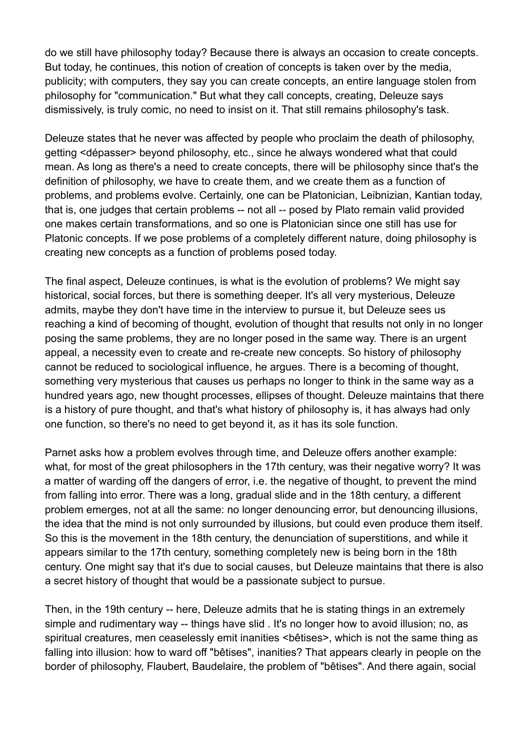do we still have philosophy today? Because there is always an occasion to create concepts. But today, he continues, this notion of creation of concepts is taken over by the media, publicity; with computers, they say you can create concepts, an entire language stolen from philosophy for "communication." But what they call concepts, creating, Deleuze says dismissively, is truly comic, no need to insist on it. That still remains philosophy's task.

Deleuze states that he never was affected by people who proclaim the death of philosophy, getting <dépasser> beyond philosophy, etc., since he always wondered what that could mean. As long as there's a need to create concepts, there will be philosophy since that's the definition of philosophy, we have to create them, and we create them as a function of problems, and problems evolve. Certainly, one can be Platonician, Leibnizian, Kantian today, that is, one judges that certain problems -- not all -- posed by Plato remain valid provided one makes certain transformations, and so one is Platonician since one still has use for Platonic concepts. If we pose problems of a completely different nature, doing philosophy is creating new concepts as a function of problems posed today.

The final aspect, Deleuze continues, is what is the evolution of problems? We might say historical, social forces, but there is something deeper. It's all very mysterious, Deleuze admits, maybe they don't have time in the interview to pursue it, but Deleuze sees us reaching a kind of becoming of thought, evolution of thought that results not only in no longer posing the same problems, they are no longer posed in the same way. There is an urgent appeal, a necessity even to create and re-create new concepts. So history of philosophy cannot be reduced to sociological influence, he argues. There is a becoming of thought, something very mysterious that causes us perhaps no longer to think in the same way as a hundred years ago, new thought processes, ellipses of thought. Deleuze maintains that there is a history of pure thought, and that's what history of philosophy is, it has always had only one function, so there's no need to get beyond it, as it has its sole function.

Parnet asks how a problem evolves through time, and Deleuze offers another example: what, for most of the great philosophers in the 17th century, was their negative worry? It was a matter of warding off the dangers of error, i.e. the negative of thought, to prevent the mind from falling into error. There was a long, gradual slide and in the 18th century, a different problem emerges, not at all the same: no longer denouncing error, but denouncing illusions, the idea that the mind is not only surrounded by illusions, but could even produce them itself. So this is the movement in the 18th century, the denunciation of superstitions, and while it appears similar to the 17th century, something completely new is being born in the 18th century. One might say that it's due to social causes, but Deleuze maintains that there is also a secret history of thought that would be a passionate subject to pursue.

Then, in the 19th century -- here, Deleuze admits that he is stating things in an extremely simple and rudimentary way -- things have slid . It's no longer how to avoid illusion; no, as spiritual creatures, men ceaselessly emit inanities <bêtises>, which is not the same thing as falling into illusion: how to ward off "bêtises", inanities? That appears clearly in people on the border of philosophy, Flaubert, Baudelaire, the problem of "bêtises". And there again, social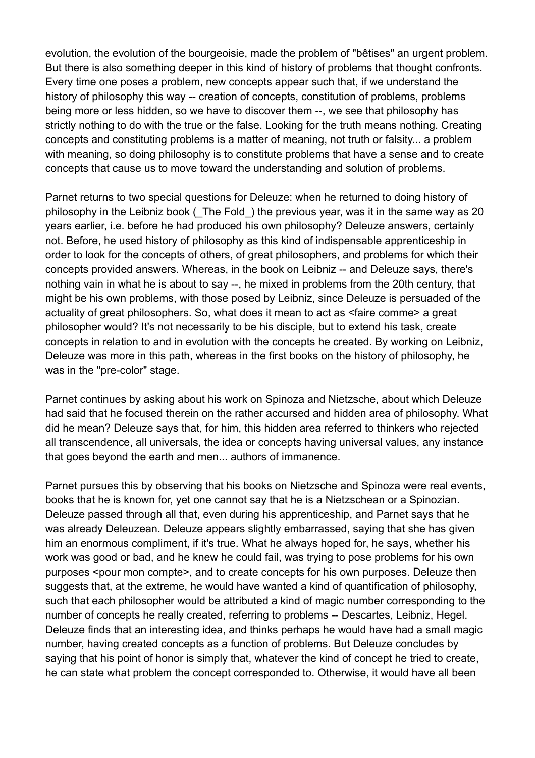evolution, the evolution of the bourgeoisie, made the problem of "bêtises" an urgent problem. But there is also something deeper in this kind of history of problems that thought confronts. Every time one poses a problem, new concepts appear such that, if we understand the history of philosophy this way -- creation of concepts, constitution of problems, problems being more or less hidden, so we have to discover them --, we see that philosophy has strictly nothing to do with the true or the false. Looking for the truth means nothing. Creating concepts and constituting problems is a matter of meaning, not truth or falsity... a problem with meaning, so doing philosophy is to constitute problems that have a sense and to create concepts that cause us to move toward the understanding and solution of problems.

Parnet returns to two special questions for Deleuze: when he returned to doing history of philosophy in the Leibniz book (_The Fold_) the previous year, was it in the same way as 20 years earlier, i.e. before he had produced his own philosophy? Deleuze answers, certainly not. Before, he used history of philosophy as this kind of indispensable apprenticeship in order to look for the concepts of others, of great philosophers, and problems for which their concepts provided answers. Whereas, in the book on Leibniz -- and Deleuze says, there's nothing vain in what he is about to say --, he mixed in problems from the 20th century, that might be his own problems, with those posed by Leibniz, since Deleuze is persuaded of the actuality of great philosophers. So, what does it mean to act as <faire comme> a great philosopher would? It's not necessarily to be his disciple, but to extend his task, create concepts in relation to and in evolution with the concepts he created. By working on Leibniz, Deleuze was more in this path, whereas in the first books on the history of philosophy, he was in the "pre-color" stage.

Parnet continues by asking about his work on Spinoza and Nietzsche, about which Deleuze had said that he focused therein on the rather accursed and hidden area of philosophy. What did he mean? Deleuze says that, for him, this hidden area referred to thinkers who rejected all transcendence, all universals, the idea or concepts having universal values, any instance that goes beyond the earth and men... authors of immanence.

Parnet pursues this by observing that his books on Nietzsche and Spinoza were real events, books that he is known for, yet one cannot say that he is a Nietzschean or a Spinozian. Deleuze passed through all that, even during his apprenticeship, and Parnet says that he was already Deleuzean. Deleuze appears slightly embarrassed, saying that she has given him an enormous compliment, if it's true. What he always hoped for, he says, whether his work was good or bad, and he knew he could fail, was trying to pose problems for his own purposes <pour mon compte>, and to create concepts for his own purposes. Deleuze then suggests that, at the extreme, he would have wanted a kind of quantification of philosophy, such that each philosopher would be attributed a kind of magic number corresponding to the number of concepts he really created, referring to problems -- Descartes, Leibniz, Hegel. Deleuze finds that an interesting idea, and thinks perhaps he would have had a small magic number, having created concepts as a function of problems. But Deleuze concludes by saying that his point of honor is simply that, whatever the kind of concept he tried to create, he can state what problem the concept corresponded to. Otherwise, it would have all been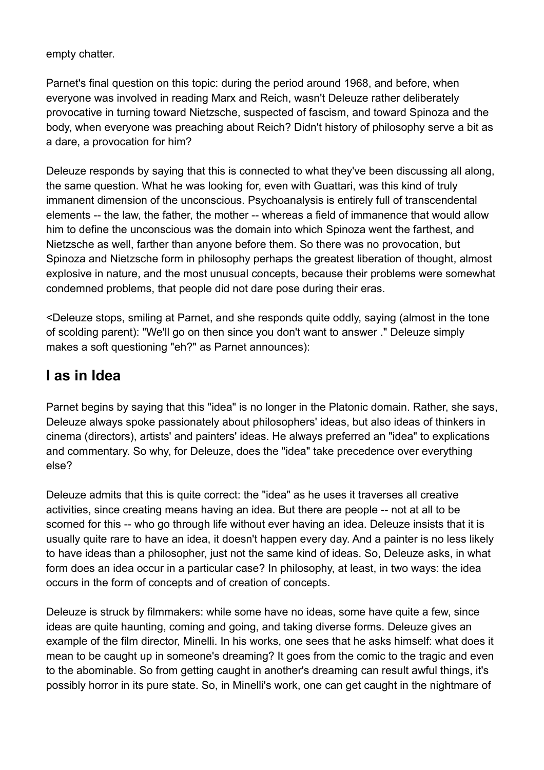empty chatter.

Parnet's final question on this topic: during the period around 1968, and before, when everyone was involved in reading Marx and Reich, wasn't Deleuze rather deliberately provocative in turning toward Nietzsche, suspected of fascism, and toward Spinoza and the body, when everyone was preaching about Reich? Didn't history of philosophy serve a bit as a dare, a provocation for him?

Deleuze responds by saying that this is connected to what they've been discussing all along, the same question. What he was looking for, even with Guattari, was this kind of truly immanent dimension of the unconscious. Psychoanalysis is entirely full of transcendental elements -- the law, the father, the mother -- whereas a field of immanence that would allow him to define the unconscious was the domain into which Spinoza went the farthest, and Nietzsche as well, farther than anyone before them. So there was no provocation, but Spinoza and Nietzsche form in philosophy perhaps the greatest liberation of thought, almost explosive in nature, and the most unusual concepts, because their problems were somewhat condemned problems, that people did not dare pose during their eras.

<Deleuze stops, smiling at Parnet, and she responds quite oddly, saying (almost in the tone of scolding parent): "We'll go on then since you don't want to answer ." Deleuze simply makes a soft questioning "eh?" as Parnet announces):

## I as in Idea

Parnet begins by saying that this "idea" is no longer in the Platonic domain. Rather, she says, Deleuze always spoke passionately about philosophers' ideas, but also ideas of thinkers in cinema (directors), artists' and painters' ideas. He always preferred an "idea" to explications and commentary. So why, for Deleuze, does the "idea" take precedence over everything else?

Deleuze admits that this is quite correct: the "idea" as he uses it traverses all creative activities, since creating means having an idea. But there are people -- not at all to be scorned for this -- who go through life without ever having an idea. Deleuze insists that it is usually quite rare to have an idea, it doesn't happen every day. And a painter is no less likely to have ideas than a philosopher, just not the same kind of ideas. So, Deleuze asks, in what form does an idea occur in a particular case? In philosophy, at least, in two ways: the idea occurs in the form of concepts and of creation of concepts.

Deleuze is struck by filmmakers: while some have no ideas, some have quite a few, since ideas are quite haunting, coming and going, and taking diverse forms. Deleuze gives an example of the film director, Minelli. In his works, one sees that he asks himself: what does it mean to be caught up in someone's dreaming? It goes from the comic to the tragic and even to the abominable. So from getting caught in another's dreaming can result awful things, it's possibly horror in its pure state. So, in Minelli's work, one can get caught in the nightmare of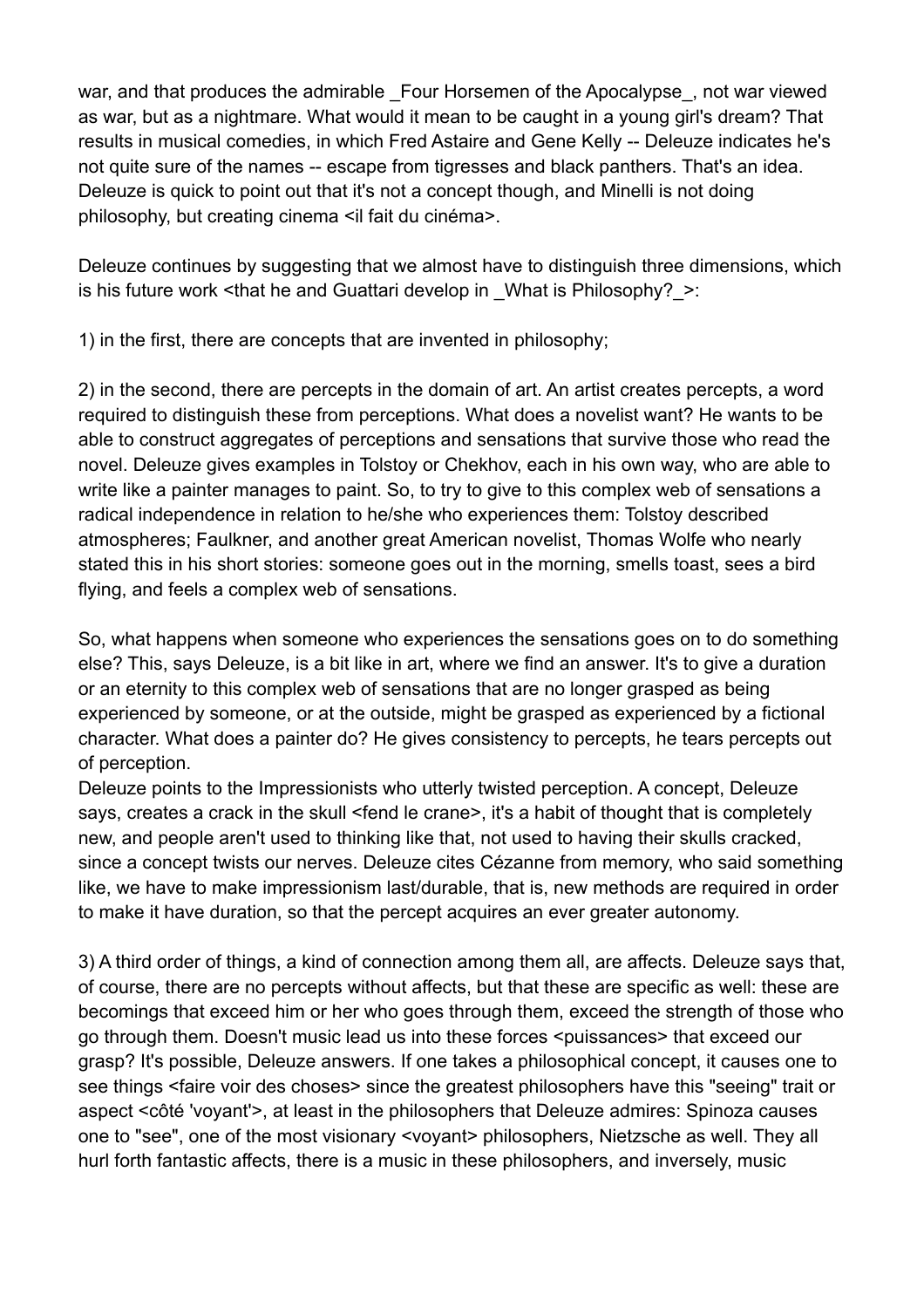war, and that produces the admirable _Four Horsemen of the Apocalypse_, not war viewed as war, but as a nightmare. What would it mean to be caught in a young girl's dream? That results in musical comedies, in which Fred Astaire and Gene Kelly -- Deleuze indicates he's not quite sure of the names -- escape from tigresses and black panthers. That's an idea. Deleuze is quick to point out that it's not a concept though, and Minelli is not doing philosophy, but creating cinema <il fait du cinéma>.

Deleuze continues by suggesting that we almost have to distinguish three dimensions, which is his future work <that he and Guattari develop in _What is Philosophy?_>:

1) in the first, there are concepts that are invented in philosophy;

2) in the second, there are percepts in the domain of art. An artist creates percepts, a word required to distinguish these from perceptions. What does a novelist want? He wants to be able to construct aggregates of perceptions and sensations that survive those who read the novel. Deleuze gives examples in Tolstoy or Chekhov, each in his own way, who are able to write like a painter manages to paint. So, to try to give to this complex web of sensations a radical independence in relation to he/she who experiences them: Tolstoy described atmospheres; Faulkner, and another great American novelist, Thomas Wolfe who nearly stated this in his short stories: someone goes out in the morning, smells toast, sees a bird flying, and feels a complex web of sensations.

So, what happens when someone who experiences the sensations goes on to do something else? This, says Deleuze, is a bit like in art, where we find an answer. It's to give a duration or an eternity to this complex web of sensations that are no longer grasped as being experienced by someone, or at the outside, might be grasped as experienced by a fictional character. What does a painter do? He gives consistency to percepts, he tears percepts out of perception.
Deleuze points to the Impressionists who utterly twisted perception. A concept, Deleuze says, creates a crack in the skull <fend le crane>, it's a habit of thought that is completely new, and people aren't used to thinking like that, not used to having their skulls cracked, since a concept twists our nerves. Deleuze cites Cézanne from memory, who said something like, we have to make impressionism last/durable, that is, new methods are required in order to make it have duration, so that the percept acquires an ever greater autonomy.

3) A third order of things, a kind of connection among them all, are affects. Deleuze says that, of course, there are no percepts without affects, but that these are specific as well: these are becomings that exceed him or her who goes through them, exceed the strength of those who go through them. Doesn't music lead us into these forces <puissances> that exceed our grasp? It's possible, Deleuze answers. If one takes a philosophical concept, it causes one to see things <faire voir des choses> since the greatest philosophers have this "seeing" trait or aspect <côté 'voyant'>, at least in the philosophers that Deleuze admires: Spinoza causes one to "see", one of the most visionary <voyant> philosophers, Nietzsche as well. They all hurl forth fantastic affects, there is a music in these philosophers, and inversely, music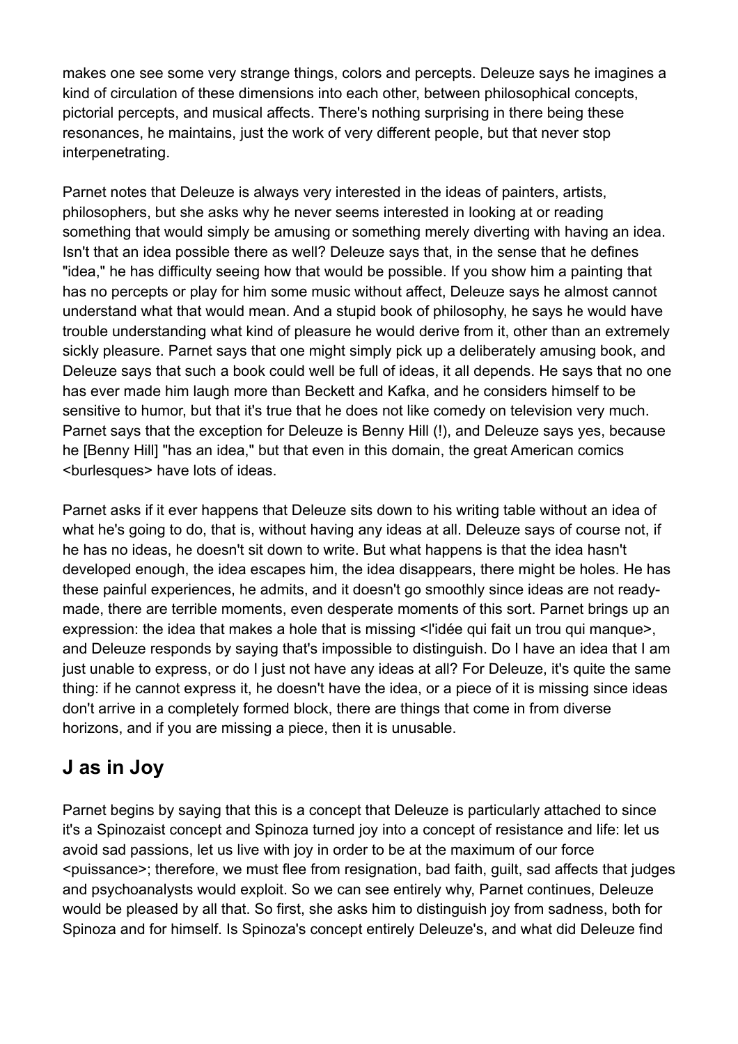makes one see some very strange things, colors and percepts. Deleuze says he imagines a kind of circulation of these dimensions into each other, between philosophical concepts, pictorial percepts, and musical affects. There's nothing surprising in there being these resonances, he maintains, just the work of very different people, but that never stop interpenetrating.

Parnet notes that Deleuze is always very interested in the ideas of painters, artists, philosophers, but she asks why he never seems interested in looking at or reading something that would simply be amusing or something merely diverting with having an idea. Isn't that an idea possible there as well? Deleuze says that, in the sense that he defines "idea," he has difficulty seeing how that would be possible. If you show him a painting that has no percepts or play for him some music without affect, Deleuze says he almost cannot understand what that would mean. And a stupid book of philosophy, he says he would have trouble understanding what kind of pleasure he would derive from it, other than an extremely sickly pleasure. Parnet says that one might simply pick up a deliberately amusing book, and Deleuze says that such a book could well be full of ideas, it all depends. He says that no one has ever made him laugh more than Beckett and Kafka, and he considers himself to be sensitive to humor, but that it's true that he does not like comedy on television very much. Parnet says that the exception for Deleuze is Benny Hill (!), and Deleuze says yes, because he [Benny Hill] "has an idea," but that even in this domain, the great American comics <burlesques> have lots of ideas.

Parnet asks if it ever happens that Deleuze sits down to his writing table without an idea of what he's going to do, that is, without having any ideas at all. Deleuze says of course not, if he has no ideas, he doesn't sit down to write. But what happens is that the idea hasn't developed enough, the idea escapes him, the idea disappears, there might be holes. He has these painful experiences, he admits, and it doesn't go smoothly since ideas are not ready-made, there are terrible moments, even desperate moments of this sort. Parnet brings up an expression: the idea that makes a hole that is missing <l'idée qui fait un trou qui manque>, and Deleuze responds by saying that's impossible to distinguish. Do I have an idea that I am just unable to express, or do I just not have any ideas at all? For Deleuze, it's quite the same thing: if he cannot express it, he doesn't have the idea, or a piece of it is missing since ideas don't arrive in a completely formed block, there are things that come in from diverse horizons, and if you are missing a piece, then it is unusable.

## J as in Joy

Parnet begins by saying that this is a concept that Deleuze is particularly attached to since it's a Spinozaist concept and Spinoza turned joy into a concept of resistance and life: let us avoid sad passions, let us live with joy in order to be at the maximum of our force <puissance>; therefore, we must flee from resignation, bad faith, guilt, sad affects that judges and psychoanalysts would exploit. So we can see entirely why, Parnet continues, Deleuze would be pleased by all that. So first, she asks him to distinguish joy from sadness, both for Spinoza and for himself. Is Spinoza's concept entirely Deleuze's, and what did Deleuze find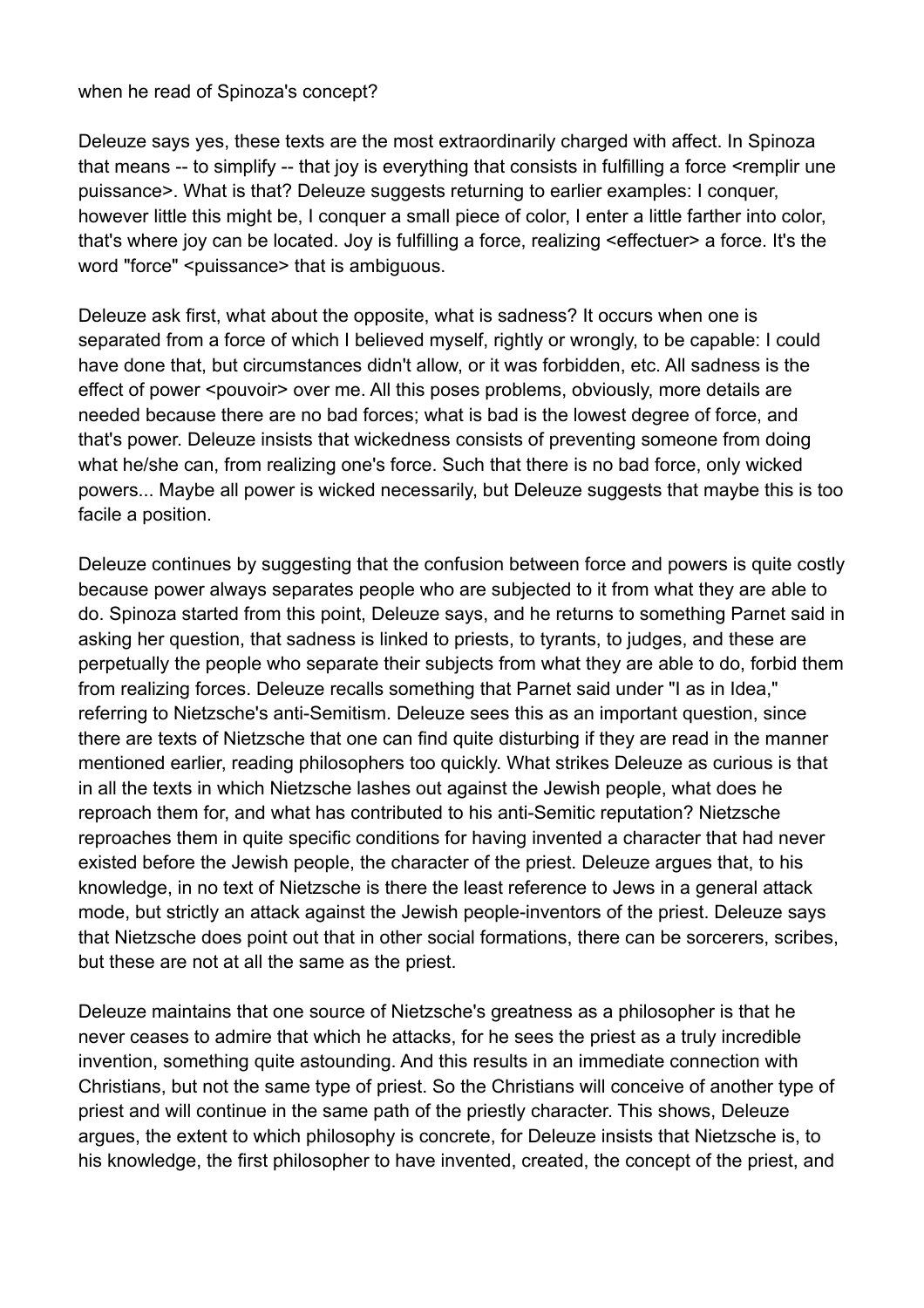when he read of Spinoza's concept?

Deleuze says yes, these texts are the most extraordinarily charged with affect. In Spinoza that means -- to simplify -- that joy is everything that consists in fulfilling a force <remplir une puissance>. What is that? Deleuze suggests returning to earlier examples: I conquer, however little this might be, I conquer a small piece of color, I enter a little farther into color, that's where joy can be located. Joy is fulfilling a force, realizing <effectuer> a force. It's the word "force" <puissance> that is ambiguous.

Deleuze ask first, what about the opposite, what is sadness? It occurs when one is separated from a force of which I believed myself, rightly or wrongly, to be capable: I could have done that, but circumstances didn't allow, or it was forbidden, etc. All sadness is the effect of power <pouvoir> over me. All this poses problems, obviously, more details are needed because there are no bad forces; what is bad is the lowest degree of force, and that's power. Deleuze insists that wickedness consists of preventing someone from doing what he/she can, from realizing one's force. Such that there is no bad force, only wicked powers... Maybe all power is wicked necessarily, but Deleuze suggests that maybe this is too facile a position.

Deleuze continues by suggesting that the confusion between force and powers is quite costly because power always separates people who are subjected to it from what they are able to do. Spinoza started from this point, Deleuze says, and he returns to something Parnet said in asking her question, that sadness is linked to priests, to tyrants, to judges, and these are perpetually the people who separate their subjects from what they are able to do, forbid them from realizing forces. Deleuze recalls something that Parnet said under "I as in Idea," referring to Nietzsche's anti-Semitism. Deleuze sees this as an important question, since there are texts of Nietzsche that one can find quite disturbing if they are read in the manner mentioned earlier, reading philosophers too quickly. What strikes Deleuze as curious is that in all the texts in which Nietzsche lashes out against the Jewish people, what does he reproach them for, and what has contributed to his anti-Semitic reputation? Nietzsche reproaches them in quite specific conditions for having invented a character that had never existed before the Jewish people, the character of the priest. Deleuze argues that, to his knowledge, in no text of Nietzsche is there the least reference to Jews in a general attack mode, but strictly an attack against the Jewish people-inventors of the priest. Deleuze says that Nietzsche does point out that in other social formations, there can be sorcerers, scribes, but these are not at all the same as the priest.

Deleuze maintains that one source of Nietzsche's greatness as a philosopher is that he never ceases to admire that which he attacks, for he sees the priest as a truly incredible invention, something quite astounding. And this results in an immediate connection with Christians, but not the same type of priest. So the Christians will conceive of another type of priest and will continue in the same path of the priestly character. This shows, Deleuze argues, the extent to which philosophy is concrete, for Deleuze insists that Nietzsche is, to his knowledge, the first philosopher to have invented, created, the concept of the priest, and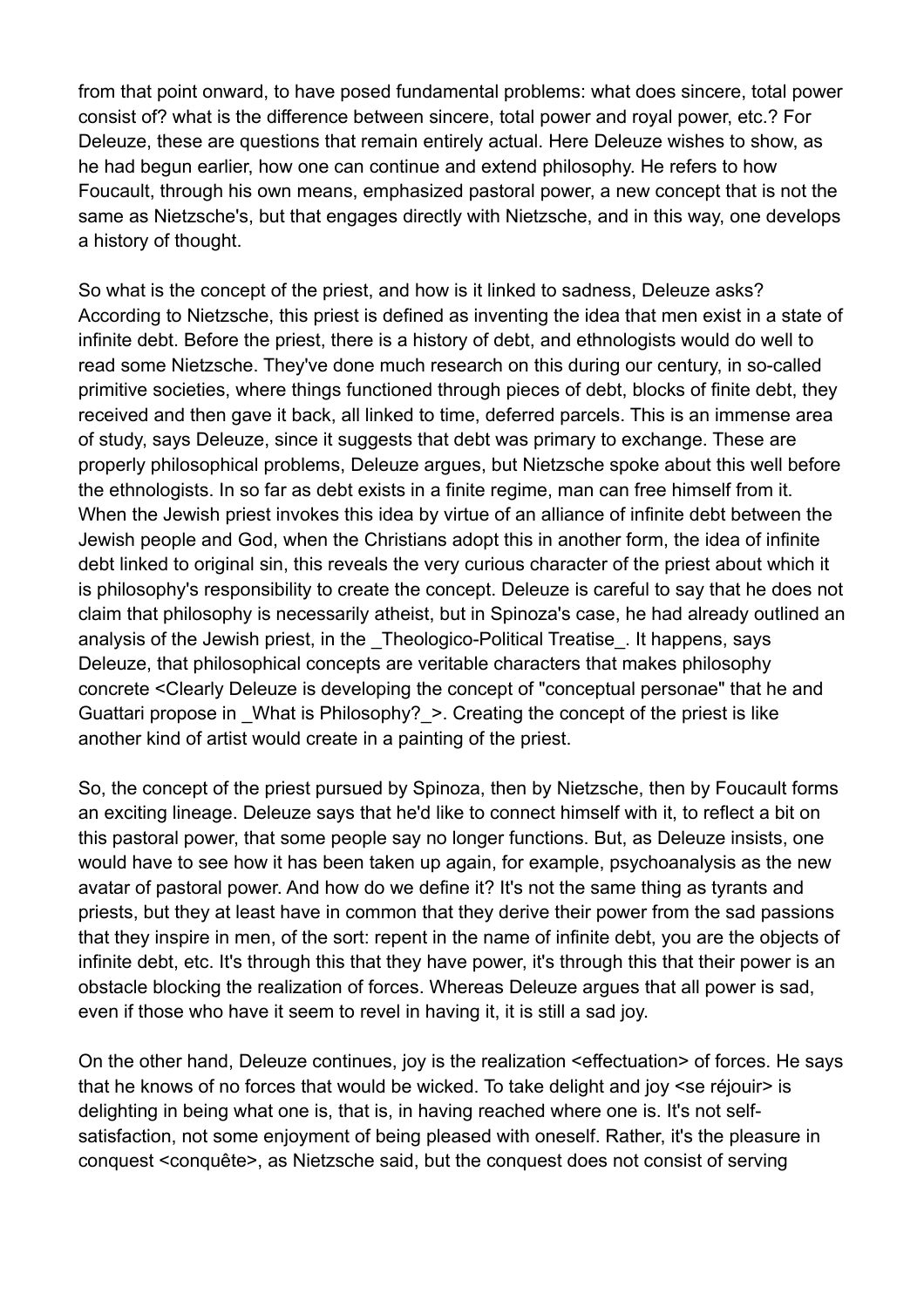from that point onward, to have posed fundamental problems: what does sincere, total power consist of? what is the difference between sincere, total power and royal power, etc.? For Deleuze, these are questions that remain entirely actual. Here Deleuze wishes to show, as he had begun earlier, how one can continue and extend philosophy. He refers to how Foucault, through his own means, emphasized pastoral power, a new concept that is not the same as Nietzsche's, but that engages directly with Nietzsche, and in this way, one develops a history of thought.

So what is the concept of the priest, and how is it linked to sadness, Deleuze asks? According to Nietzsche, this priest is defined as inventing the idea that men exist in a state of infinite debt. Before the priest, there is a history of debt, and ethnologists would do well to read some Nietzsche. They've done much research on this during our century, in so-called primitive societies, where things functioned through pieces of debt, blocks of finite debt, they received and then gave it back, all linked to time, deferred parcels. This is an immense area of study, says Deleuze, since it suggests that debt was primary to exchange. These are properly philosophical problems, Deleuze argues, but Nietzsche spoke about this well before the ethnologists. In so far as debt exists in a finite regime, man can free himself from it. When the Jewish priest invokes this idea by virtue of an alliance of infinite debt between the Jewish people and God, when the Christians adopt this in another form, the idea of infinite debt linked to original sin, this reveals the very curious character of the priest about which it is philosophy's responsibility to create the concept. Deleuze is careful to say that he does not claim that philosophy is necessarily atheist, but in Spinoza's case, he had already outlined an analysis of the Jewish priest, in the _Theologico-Political Treatise_. It happens, says Deleuze, that philosophical concepts are veritable characters that makes philosophy concrete <Clearly Deleuze is developing the concept of "conceptual personae" that he and Guattari propose in _What is Philosophy?_>. Creating the concept of the priest is like another kind of artist would create in a painting of the priest.

So, the concept of the priest pursued by Spinoza, then by Nietzsche, then by Foucault forms an exciting lineage. Deleuze says that he'd like to connect himself with it, to reflect a bit on this pastoral power, that some people say no longer functions. But, as Deleuze insists, one would have to see how it has been taken up again, for example, psychoanalysis as the new avatar of pastoral power. And how do we define it? It's not the same thing as tyrants and priests, but they at least have in common that they derive their power from the sad passions that they inspire in men, of the sort: repent in the name of infinite debt, you are the objects of infinite debt, etc. It's through this that they have power, it's through this that their power is an obstacle blocking the realization of forces. Whereas Deleuze argues that all power is sad, even if those who have it seem to revel in having it, it is still a sad joy.

On the other hand, Deleuze continues, joy is the realization <effectuation> of forces. He says that he knows of no forces that would be wicked. To take delight and joy <se réjouir> is delighting in being what one is, that is, in having reached where one is. It's not self-satisfaction, not some enjoyment of being pleased with oneself. Rather, it's the pleasure in conquest <conquête>, as Nietzsche said, but the conquest does not consist of serving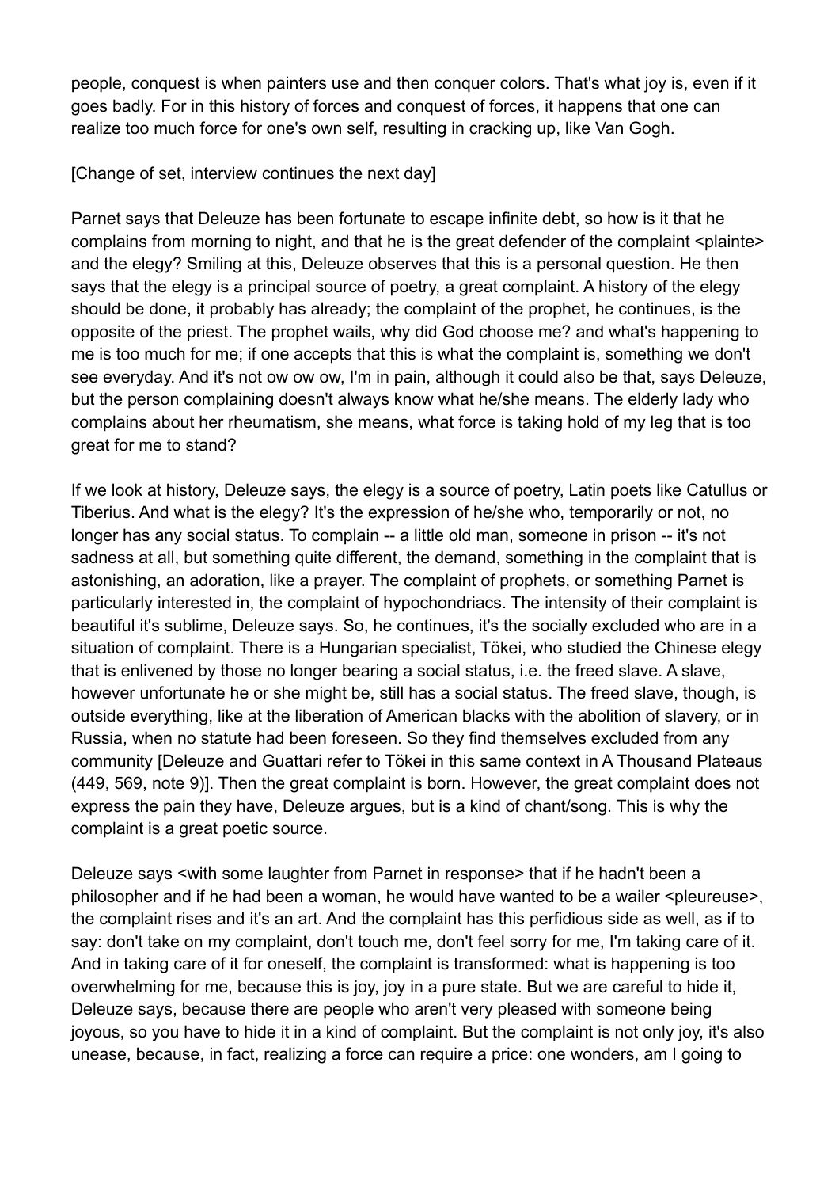people, conquest is when painters use and then conquer colors. That's what joy is, even if it goes badly. For in this history of forces and conquest of forces, it happens that one can realize too much force for one's own self, resulting in cracking up, like Van Gogh.

[Change of set, interview continues the next day]

Parnet says that Deleuze has been fortunate to escape infinite debt, so how is it that he complains from morning to night, and that he is the great defender of the complaint <plainte> and the elegy? Smiling at this, Deleuze observes that this is a personal question. He then says that the elegy is a principal source of poetry, a great complaint. A history of the elegy should be done, it probably has already; the complaint of the prophet, he continues, is the opposite of the priest. The prophet wails, why did God choose me? and what's happening to me is too much for me; if one accepts that this is what the complaint is, something we don't see everyday. And it's not ow ow ow, I'm in pain, although it could also be that, says Deleuze, but the person complaining doesn't always know what he/she means. The elderly lady who complains about her rheumatism, she means, what force is taking hold of my leg that is too great for me to stand?

If we look at history, Deleuze says, the elegy is a source of poetry, Latin poets like Catullus or Tiberius. And what is the elegy? It's the expression of he/she who, temporarily or not, no longer has any social status. To complain -- a little old man, someone in prison -- it's not sadness at all, but something quite different, the demand, something in the complaint that is astonishing, an adoration, like a prayer. The complaint of prophets, or something Parnet is particularly interested in, the complaint of hypochondriacs. The intensity of their complaint is beautiful it's sublime, Deleuze says. So, he continues, it's the socially excluded who are in a situation of complaint. There is a Hungarian specialist, Tökei, who studied the Chinese elegy that is enlivened by those no longer bearing a social status, i.e. the freed slave. A slave, however unfortunate he or she might be, still has a social status. The freed slave, though, is outside everything, like at the liberation of American blacks with the abolition of slavery, or in Russia, when no statute had been foreseen. So they find themselves excluded from any community [Deleuze and Guattari refer to Tökei in this same context in A Thousand Plateaus (449, 569, note 9)]. Then the great complaint is born. However, the great complaint does not express the pain they have, Deleuze argues, but is a kind of chant/song. This is why the complaint is a great poetic source.

Deleuze says <with some laughter from Parnet in response> that if he hadn't been a philosopher and if he had been a woman, he would have wanted to be a wailer <pleureuse>, the complaint rises and it's an art. And the complaint has this perfidious side as well, as if to say: don't take on my complaint, don't touch me, don't feel sorry for me, I'm taking care of it. And in taking care of it for oneself, the complaint is transformed: what is happening is too overwhelming for me, because this is joy, joy in a pure state. But we are careful to hide it, Deleuze says, because there are people who aren't very pleased with someone being joyous, so you have to hide it in a kind of complaint. But the complaint is not only joy, it's also unease, because, in fact, realizing a force can require a price: one wonders, am I going to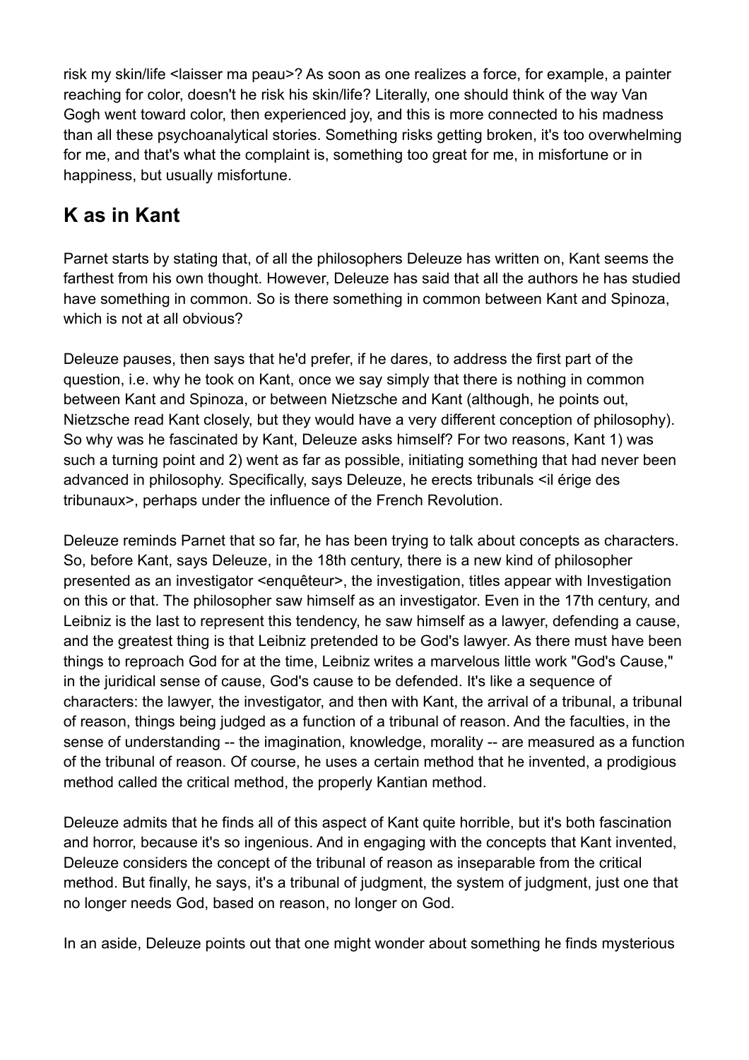risk my skin/life <laisser ma peau>? As soon as one realizes a force, for example, a painter reaching for color, doesn't he risk his skin/life? Literally, one should think of the way Van Gogh went toward color, then experienced joy, and this is more connected to his madness than all these psychoanalytical stories. Something risks getting broken, it's too overwhelming for me, and that's what the complaint is, something too great for me, in misfortune or in happiness, but usually misfortune.

## K as in Kant

Parnet starts by stating that, of all the philosophers Deleuze has written on, Kant seems the farthest from his own thought. However, Deleuze has said that all the authors he has studied have something in common. So is there something in common between Kant and Spinoza, which is not at all obvious?

Deleuze pauses, then says that he'd prefer, if he dares, to address the first part of the question, i.e. why he took on Kant, once we say simply that there is nothing in common between Kant and Spinoza, or between Nietzsche and Kant (although, he points out, Nietzsche read Kant closely, but they would have a very different conception of philosophy). So why was he fascinated by Kant, Deleuze asks himself? For two reasons, Kant 1) was such a turning point and 2) went as far as possible, initiating something that had never been advanced in philosophy. Specifically, says Deleuze, he erects tribunals <il érige des tribunaux>, perhaps under the influence of the French Revolution.

Deleuze reminds Parnet that so far, he has been trying to talk about concepts as characters. So, before Kant, says Deleuze, in the 18th century, there is a new kind of philosopher presented as an investigator <enquêteur>, the investigation, titles appear with Investigation on this or that. The philosopher saw himself as an investigator. Even in the 17th century, and Leibniz is the last to represent this tendency, he saw himself as a lawyer, defending a cause, and the greatest thing is that Leibniz pretended to be God's lawyer. As there must have been things to reproach God for at the time, Leibniz writes a marvelous little work "God's Cause," in the juridical sense of cause, God's cause to be defended. It's like a sequence of characters: the lawyer, the investigator, and then with Kant, the arrival of a tribunal, a tribunal of reason, things being judged as a function of a tribunal of reason. And the faculties, in the sense of understanding -- the imagination, knowledge, morality -- are measured as a function of the tribunal of reason. Of course, he uses a certain method that he invented, a prodigious method called the critical method, the properly Kantian method.

Deleuze admits that he finds all of this aspect of Kant quite horrible, but it's both fascination and horror, because it's so ingenious. And in engaging with the concepts that Kant invented, Deleuze considers the concept of the tribunal of reason as inseparable from the critical method. But finally, he says, it's a tribunal of judgment, the system of judgment, just one that no longer needs God, based on reason, no longer on God.

In an aside, Deleuze points out that one might wonder about something he finds mysterious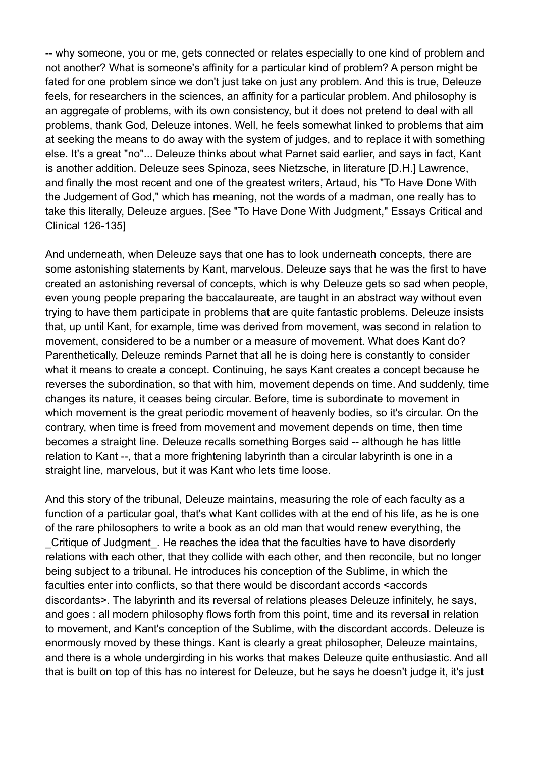-- why someone, you or me, gets connected or relates especially to one kind of problem and not another? What is someone's affinity for a particular kind of problem? A person might be fated for one problem since we don't just take on just any problem. And this is true, Deleuze feels, for researchers in the sciences, an affinity for a particular problem. And philosophy is an aggregate of problems, with its own consistency, but it does not pretend to deal with all problems, thank God, Deleuze intones. Well, he feels somewhat linked to problems that aim at seeking the means to do away with the system of judges, and to replace it with something else. It's a great "no"... Deleuze thinks about what Parnet said earlier, and says in fact, Kant is another addition. Deleuze sees Spinoza, sees Nietzsche, in literature [D.H.] Lawrence, and finally the most recent and one of the greatest writers, Artaud, his "To Have Done With the Judgement of God," which has meaning, not the words of a madman, one really has to take this literally, Deleuze argues. [See "To Have Done With Judgment," Essays Critical and Clinical 126-135]

And underneath, when Deleuze says that one has to look underneath concepts, there are some astonishing statements by Kant, marvelous. Deleuze says that he was the first to have created an astonishing reversal of concepts, which is why Deleuze gets so sad when people, even young people preparing the baccalaureate, are taught in an abstract way without even trying to have them participate in problems that are quite fantastic problems. Deleuze insists that, up until Kant, for example, time was derived from movement, was second in relation to movement, considered to be a number or a measure of movement. What does Kant do? Parenthetically, Deleuze reminds Parnet that all he is doing here is constantly to consider what it means to create a concept. Continuing, he says Kant creates a concept because he reverses the subordination, so that with him, movement depends on time. And suddenly, time changes its nature, it ceases being circular. Before, time is subordinate to movement in which movement is the great periodic movement of heavenly bodies, so it's circular. On the contrary, when time is freed from movement and movement depends on time, then time becomes a straight line. Deleuze recalls something Borges said -- although he has little relation to Kant --, that a more frightening labyrinth than a circular labyrinth is one in a straight line, marvelous, but it was Kant who lets time loose.

And this story of the tribunal, Deleuze maintains, measuring the role of each faculty as a function of a particular goal, that's what Kant collides with at the end of his life, as he is one of the rare philosophers to write a book as an old man that would renew everything, the _Critique of Judgment_. He reaches the idea that the faculties have to have disorderly relations with each other, that they collide with each other, and then reconcile, but no longer being subject to a tribunal. He introduces his conception of the Sublime, in which the faculties enter into conflicts, so that there would be discordant accords <accords discordants>. The labyrinth and its reversal of relations pleases Deleuze infinitely, he says, and goes : all modern philosophy flows forth from this point, time and its reversal in relation to movement, and Kant's conception of the Sublime, with the discordant accords. Deleuze is enormously moved by these things. Kant is clearly a great philosopher, Deleuze maintains, and there is a whole undergirding in his works that makes Deleuze quite enthusiastic. And all that is built on top of this has no interest for Deleuze, but he says he doesn't judge it, it's just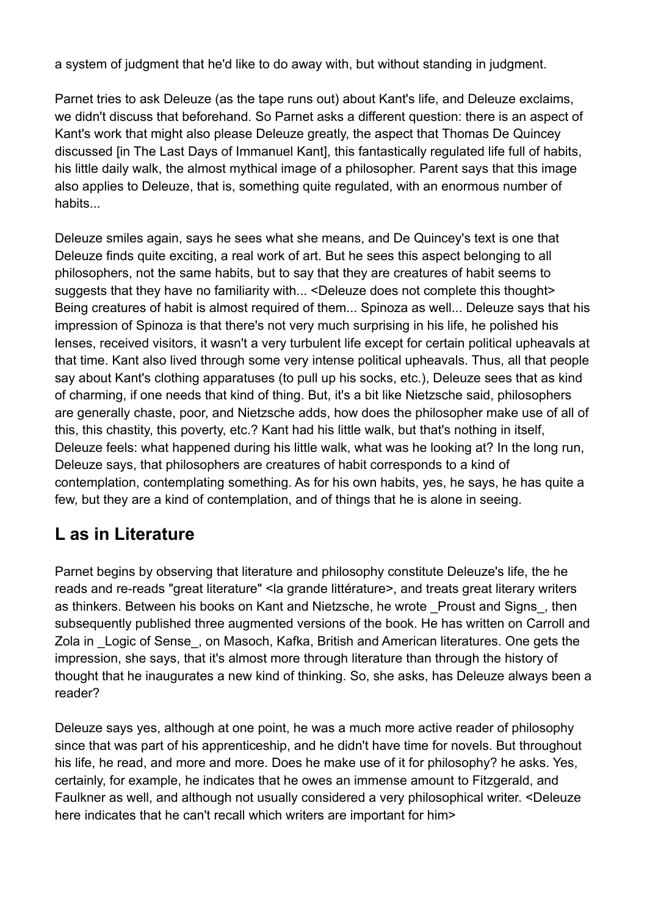a system of judgment that he'd like to do away with, but without standing in judgment.

Parnet tries to ask Deleuze (as the tape runs out) about Kant's life, and Deleuze exclaims, we didn't discuss that beforehand. So Parnet asks a different question: there is an aspect of Kant's work that might also please Deleuze greatly, the aspect that Thomas De Quincey discussed [in The Last Days of Immanuel Kant], this fantastically regulated life full of habits, his little daily walk, the almost mythical image of a philosopher. Parent says that this image also applies to Deleuze, that is, something quite regulated, with an enormous number of habits...

Deleuze smiles again, says he sees what she means, and De Quincey's text is one that Deleuze finds quite exciting, a real work of art. But he sees this aspect belonging to all philosophers, not the same habits, but to say that they are creatures of habit seems to suggests that they have no familiarity with... <Deleuze does not complete this thought> Being creatures of habit is almost required of them... Spinoza as well... Deleuze says that his impression of Spinoza is that there's not very much surprising in his life, he polished his lenses, received visitors, it wasn't a very turbulent life except for certain political upheavals at that time. Kant also lived through some very intense political upheavals. Thus, all that people say about Kant's clothing apparatuses (to pull up his socks, etc.), Deleuze sees that as kind of charming, if one needs that kind of thing. But, it's a bit like Nietzsche said, philosophers are generally chaste, poor, and Nietzsche adds, how does the philosopher make use of all of this, this chastity, this poverty, etc.? Kant had his little walk, but that's nothing in itself, Deleuze feels: what happened during his little walk, what was he looking at? In the long run, Deleuze says, that philosophers are creatures of habit corresponds to a kind of contemplation, contemplating something. As for his own habits, yes, he says, he has quite a few, but they are a kind of contemplation, and of things that he is alone in seeing.

## L as in Literature

Parnet begins by observing that literature and philosophy constitute Deleuze's life, the he reads and re-reads "great literature" <la grande littérature>, and treats great literary writers as thinkers. Between his books on Kant and Nietzsche, he wrote _Proust and Signs_, then subsequently published three augmented versions of the book. He has written on Carroll and Zola in _Logic of Sense_, on Masoch, Kafka, British and American literatures. One gets the impression, she says, that it's almost more through literature than through the history of thought that he inaugurates a new kind of thinking. So, she asks, has Deleuze always been a reader?

Deleuze says yes, although at one point, he was a much more active reader of philosophy since that was part of his apprenticeship, and he didn't have time for novels. But throughout his life, he read, and more and more. Does he make use of it for philosophy? he asks. Yes, certainly, for example, he indicates that he owes an immense amount to Fitzgerald, and Faulkner as well, and although not usually considered a very philosophical writer. <Deleuze here indicates that he can't recall which writers are important for him>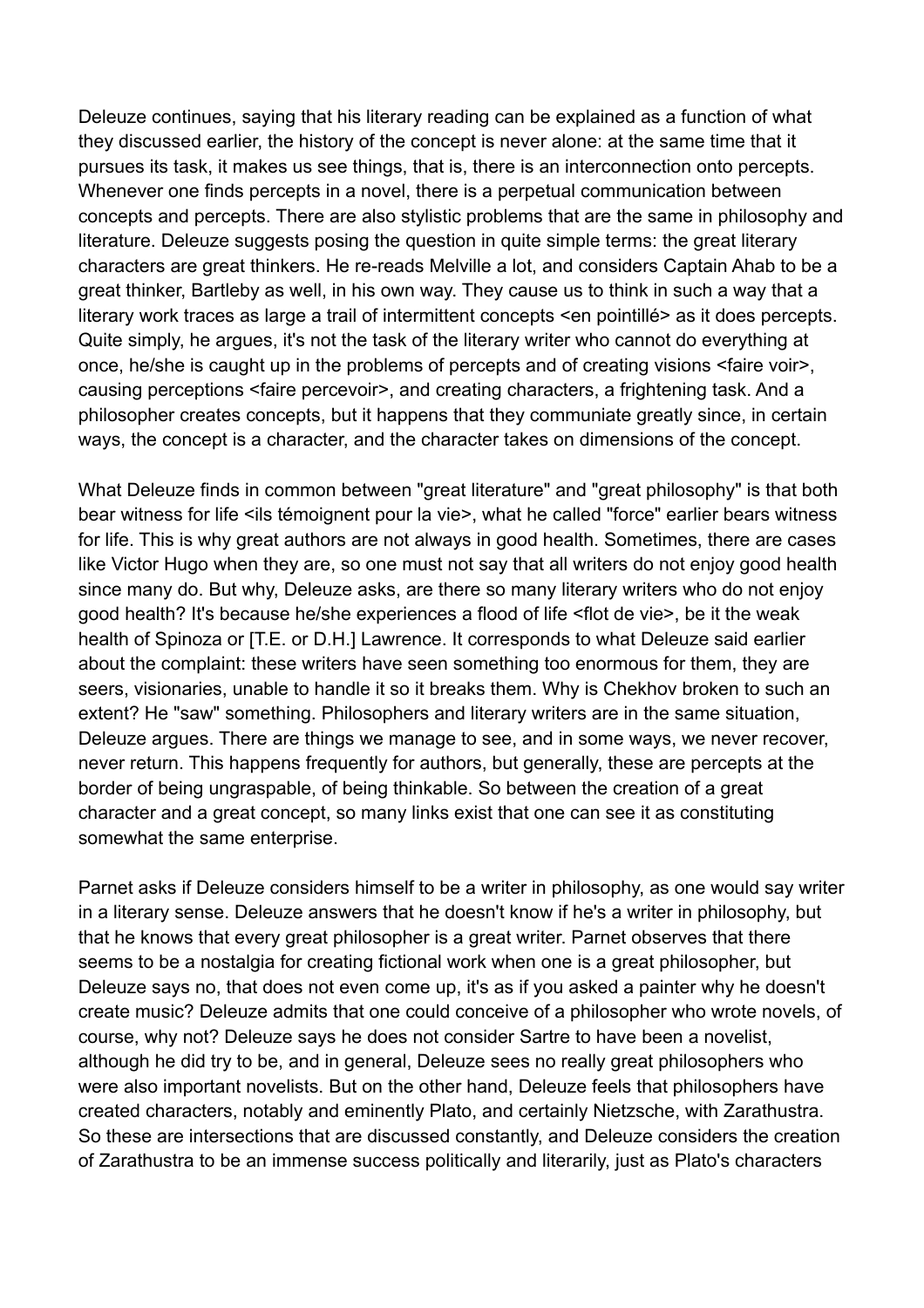Deleuze continues, saying that his literary reading can be explained as a function of what they discussed earlier, the history of the concept is never alone: at the same time that it pursues its task, it makes us see things, that is, there is an interconnection onto percepts. Whenever one finds percepts in a novel, there is a perpetual communication between concepts and percepts. There are also stylistic problems that are the same in philosophy and literature. Deleuze suggests posing the question in quite simple terms: the great literary characters are great thinkers. He re-reads Melville a lot, and considers Captain Ahab to be a great thinker, Bartleby as well, in his own way. They cause us to think in such a way that a literary work traces as large a trail of intermittent concepts <en pointillé> as it does percepts. Quite simply, he argues, it's not the task of the literary writer who cannot do everything at once, he/she is caught up in the problems of percepts and of creating visions <faire voir>, causing perceptions <faire percevoir>, and creating characters, a frightening task. And a philosopher creates concepts, but it happens that they communiate greatly since, in certain ways, the concept is a character, and the character takes on dimensions of the concept.

What Deleuze finds in common between "great literature" and "great philosophy" is that both bear witness for life <ils témoignent pour la vie>, what he called "force" earlier bears witness for life. This is why great authors are not always in good health. Sometimes, there are cases like Victor Hugo when they are, so one must not say that all writers do not enjoy good health since many do. But why, Deleuze asks, are there so many literary writers who do not enjoy good health? It's because he/she experiences a flood of life <flot de vie>, be it the weak health of Spinoza or [T.E. or D.H.] Lawrence. It corresponds to what Deleuze said earlier about the complaint: these writers have seen something too enormous for them, they are seers, visionaries, unable to handle it so it breaks them. Why is Chekhov broken to such an extent? He "saw" something. Philosophers and literary writers are in the same situation, Deleuze argues. There are things we manage to see, and in some ways, we never recover, never return. This happens frequently for authors, but generally, these are percepts at the border of being ungraspable, of being thinkable. So between the creation of a great character and a great concept, so many links exist that one can see it as constituting somewhat the same enterprise.

Parnet asks if Deleuze considers himself to be a writer in philosophy, as one would say writer in a literary sense. Deleuze answers that he doesn't know if he's a writer in philosophy, but that he knows that every great philosopher is a great writer. Parnet observes that there seems to be a nostalgia for creating fictional work when one is a great philosopher, but Deleuze says no, that does not even come up, it's as if you asked a painter why he doesn't create music? Deleuze admits that one could conceive of a philosopher who wrote novels, of course, why not? Deleuze says he does not consider Sartre to have been a novelist, although he did try to be, and in general, Deleuze sees no really great philosophers who were also important novelists. But on the other hand, Deleuze feels that philosophers have created characters, notably and eminently Plato, and certainly Nietzsche, with Zarathustra. So these are intersections that are discussed constantly, and Deleuze considers the creation of Zarathustra to be an immense success politically and literarily, just as Plato's characters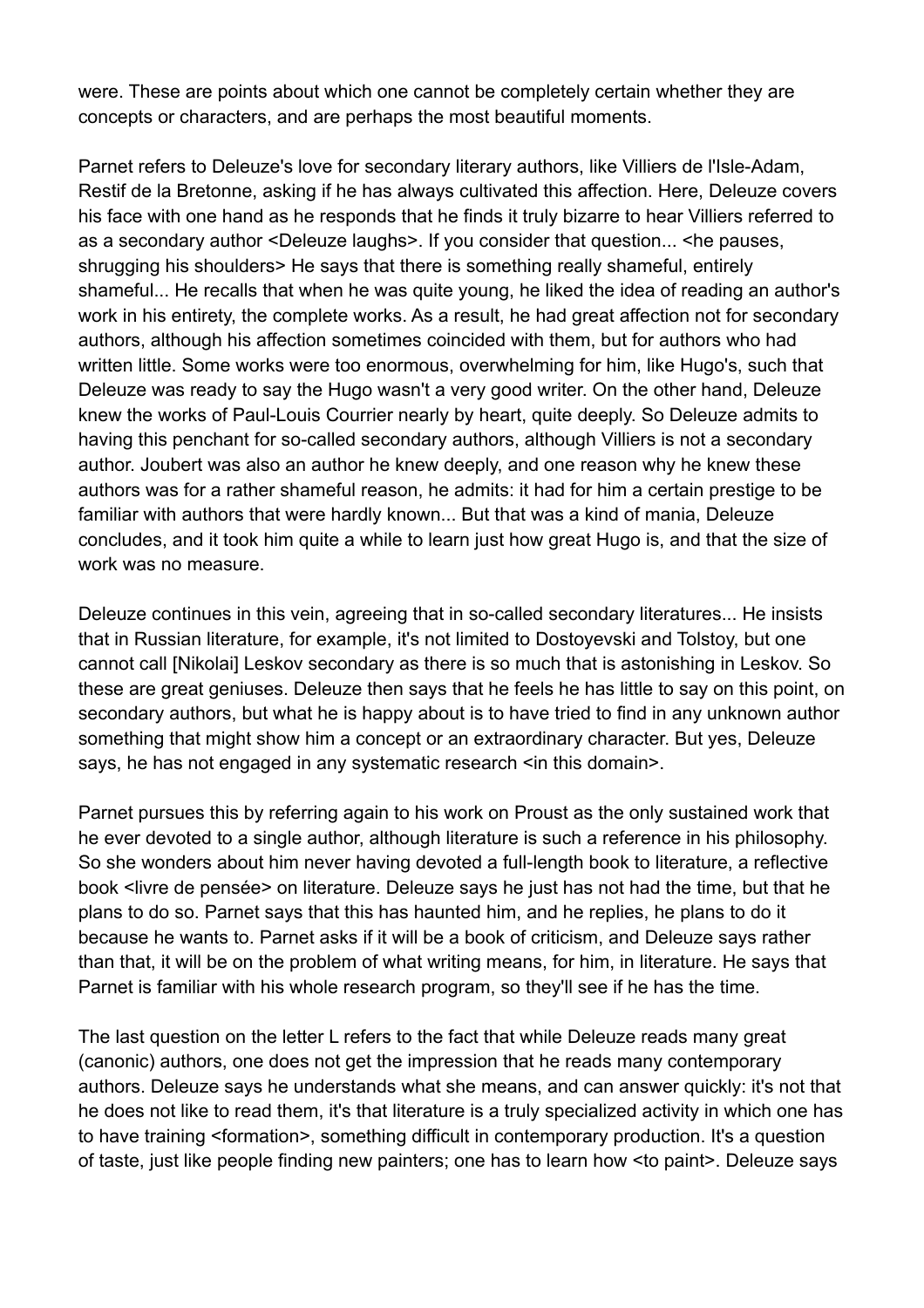were. These are points about which one cannot be completely certain whether they are concepts or characters, and are perhaps the most beautiful moments.

Parnet refers to Deleuze's love for secondary literary authors, like Villiers de l'Isle-Adam, Restif de la Bretonne, asking if he has always cultivated this affection. Here, Deleuze covers his face with one hand as he responds that he finds it truly bizarre to hear Villiers referred to as a secondary author <Deleuze laughs>. If you consider that question... <he pauses, shrugging his shoulders> He says that there is something really shameful, entirely shameful... He recalls that when he was quite young, he liked the idea of reading an author's work in his entirety, the complete works. As a result, he had great affection not for secondary authors, although his affection sometimes coincided with them, but for authors who had written little. Some works were too enormous, overwhelming for him, like Hugo's, such that Deleuze was ready to say the Hugo wasn't a very good writer. On the other hand, Deleuze knew the works of Paul-Louis Courrier nearly by heart, quite deeply. So Deleuze admits to having this penchant for so-called secondary authors, although Villiers is not a secondary author. Joubert was also an author he knew deeply, and one reason why he knew these authors was for a rather shameful reason, he admits: it had for him a certain prestige to be familiar with authors that were hardly known... But that was a kind of mania, Deleuze concludes, and it took him quite a while to learn just how great Hugo is, and that the size of work was no measure.

Deleuze continues in this vein, agreeing that in so-called secondary literatures... He insists that in Russian literature, for example, it's not limited to Dostoyevski and Tolstoy, but one cannot call [Nikolai] Leskov secondary as there is so much that is astonishing in Leskov. So these are great geniuses. Deleuze then says that he feels he has little to say on this point, on secondary authors, but what he is happy about is to have tried to find in any unknown author something that might show him a concept or an extraordinary character. But yes, Deleuze says, he has not engaged in any systematic research <in this domain>.

Parnet pursues this by referring again to his work on Proust as the only sustained work that he ever devoted to a single author, although literature is such a reference in his philosophy. So she wonders about him never having devoted a full-length book to literature, a reflective book <livre de pensée> on literature. Deleuze says he just has not had the time, but that he plans to do so. Parnet says that this has haunted him, and he replies, he plans to do it because he wants to. Parnet asks if it will be a book of criticism, and Deleuze says rather than that, it will be on the problem of what writing means, for him, in literature. He says that Parnet is familiar with his whole research program, so they'll see if he has the time.

The last question on the letter L refers to the fact that while Deleuze reads many great (canonic) authors, one does not get the impression that he reads many contemporary authors. Deleuze says he understands what she means, and can answer quickly: it's not that he does not like to read them, it's that literature is a truly specialized activity in which one has to have training <formation>, something difficult in contemporary production. It's a question of taste, just like people finding new painters; one has to learn how <to paint>. Deleuze says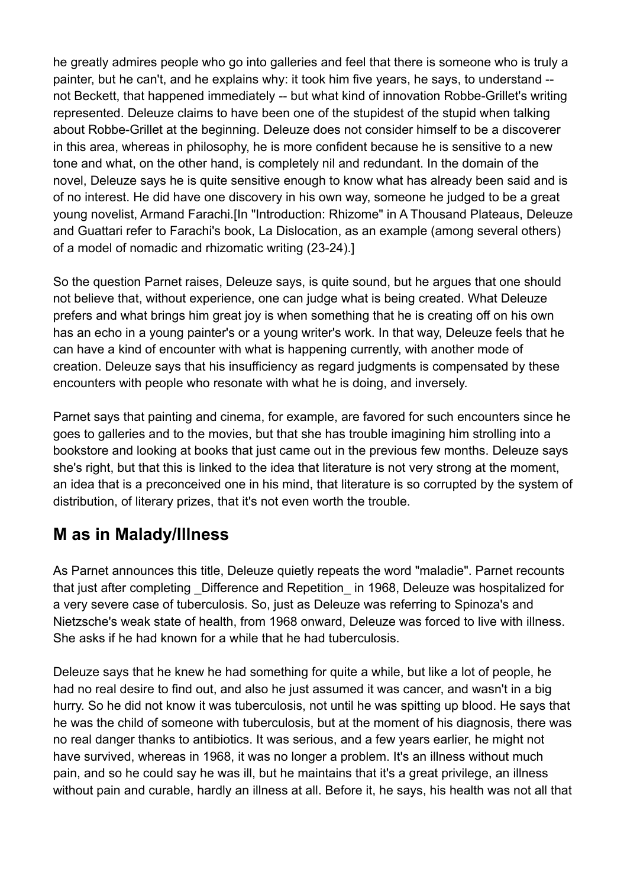he greatly admires people who go into galleries and feel that there is someone who is truly a painter, but he can't, and he explains why: it took him five years, he says, to understand -- not Beckett, that happened immediately -- but what kind of innovation Robbe-Grillet's writing represented. Deleuze claims to have been one of the stupidest of the stupid when talking about Robbe-Grillet at the beginning. Deleuze does not consider himself to be a discoverer in this area, whereas in philosophy, he is more confident because he is sensitive to a new tone and what, on the other hand, is completely nil and redundant. In the domain of the novel, Deleuze says he is quite sensitive enough to know what has already been said and is of no interest. He did have one discovery in his own way, someone he judged to be a great young novelist, Armand Farachi.[In "Introduction: Rhizome" in A Thousand Plateaus, Deleuze and Guattari refer to Farachi's book, La Dislocation, as an example (among several others) of a model of nomadic and rhizomatic writing (23-24).]

So the question Parnet raises, Deleuze says, is quite sound, but he argues that one should not believe that, without experience, one can judge what is being created. What Deleuze prefers and what brings him great joy is when something that he is creating off on his own has an echo in a young painter's or a young writer's work. In that way, Deleuze feels that he can have a kind of encounter with what is happening currently, with another mode of creation. Deleuze says that his insufficiency as regard judgments is compensated by these encounters with people who resonate with what he is doing, and inversely.

Parnet says that painting and cinema, for example, are favored for such encounters since he goes to galleries and to the movies, but that she has trouble imagining him strolling into a bookstore and looking at books that just came out in the previous few months. Deleuze says she's right, but that this is linked to the idea that literature is not very strong at the moment, an idea that is a preconceived one in his mind, that literature is so corrupted by the system of distribution, of literary prizes, that it's not even worth the trouble.

## M as in Malady/Illness

As Parnet announces this title, Deleuze quietly repeats the word "maladie". Parnet recounts that just after completing _Difference and Repetition_ in 1968, Deleuze was hospitalized for a very severe case of tuberculosis. So, just as Deleuze was referring to Spinoza's and Nietzsche's weak state of health, from 1968 onward, Deleuze was forced to live with illness. She asks if he had known for a while that he had tuberculosis.

Deleuze says that he knew he had something for quite a while, but like a lot of people, he had no real desire to find out, and also he just assumed it was cancer, and wasn't in a big hurry. So he did not know it was tuberculosis, not until he was spitting up blood. He says that he was the child of someone with tuberculosis, but at the moment of his diagnosis, there was no real danger thanks to antibiotics. It was serious, and a few years earlier, he might not have survived, whereas in 1968, it was no longer a problem. It's an illness without much pain, and so he could say he was ill, but he maintains that it's a great privilege, an illness without pain and curable, hardly an illness at all. Before it, he says, his health was not all that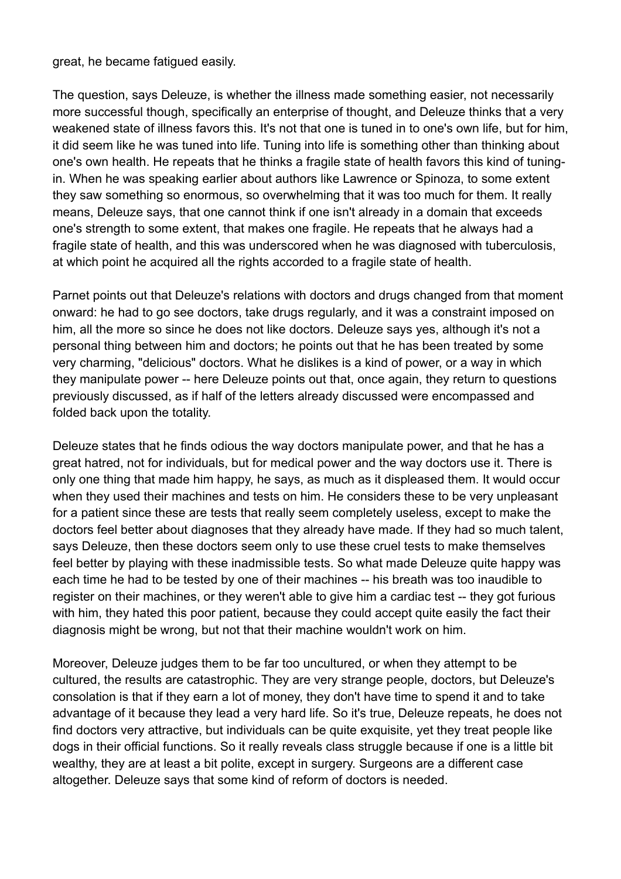great, he became fatigued easily.

The question, says Deleuze, is whether the illness made something easier, not necessarily more successful though, specifically an enterprise of thought, and Deleuze thinks that a very weakened state of illness favors this. It's not that one is tuned in to one's own life, but for him, it did seem like he was tuned into life. Tuning into life is something other than thinking about one's own health. He repeats that he thinks a fragile state of health favors this kind of tuning-in. When he was speaking earlier about authors like Lawrence or Spinoza, to some extent they saw something so enormous, so overwhelming that it was too much for them. It really means, Deleuze says, that one cannot think if one isn't already in a domain that exceeds one's strength to some extent, that makes one fragile. He repeats that he always had a fragile state of health, and this was underscored when he was diagnosed with tuberculosis, at which point he acquired all the rights accorded to a fragile state of health.

Parnet points out that Deleuze's relations with doctors and drugs changed from that moment onward: he had to go see doctors, take drugs regularly, and it was a constraint imposed on him, all the more so since he does not like doctors. Deleuze says yes, although it's not a personal thing between him and doctors; he points out that he has been treated by some very charming, "delicious" doctors. What he dislikes is a kind of power, or a way in which they manipulate power -- here Deleuze points out that, once again, they return to questions previously discussed, as if half of the letters already discussed were encompassed and folded back upon the totality.

Deleuze states that he finds odious the way doctors manipulate power, and that he has a great hatred, not for individuals, but for medical power and the way doctors use it. There is only one thing that made him happy, he says, as much as it displeased them. It would occur when they used their machines and tests on him. He considers these to be very unpleasant for a patient since these are tests that really seem completely useless, except to make the doctors feel better about diagnoses that they already have made. If they had so much talent, says Deleuze, then these doctors seem only to use these cruel tests to make themselves feel better by playing with these inadmissible tests. So what made Deleuze quite happy was each time he had to be tested by one of their machines -- his breath was too inaudible to register on their machines, or they weren't able to give him a cardiac test -- they got furious with him, they hated this poor patient, because they could accept quite easily the fact their diagnosis might be wrong, but not that their machine wouldn't work on him.

Moreover, Deleuze judges them to be far too uncultured, or when they attempt to be cultured, the results are catastrophic. They are very strange people, doctors, but Deleuze's consolation is that if they earn a lot of money, they don't have time to spend it and to take advantage of it because they lead a very hard life. So it's true, Deleuze repeats, he does not find doctors very attractive, but individuals can be quite exquisite, yet they treat people like dogs in their official functions. So it really reveals class struggle because if one is a little bit wealthy, they are at least a bit polite, except in surgery. Surgeons are a different case altogether. Deleuze says that some kind of reform of doctors is needed.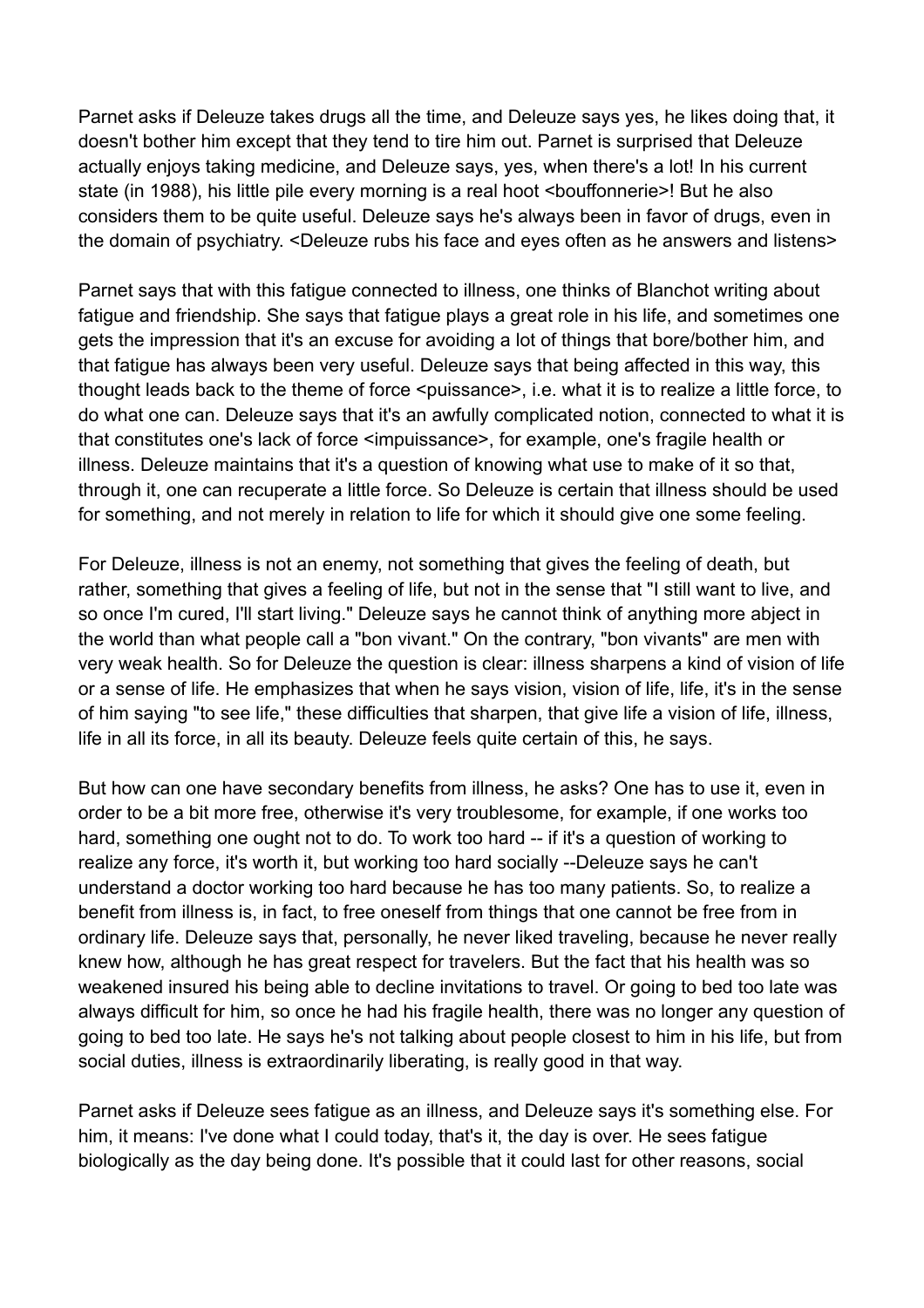Parnet asks if Deleuze takes drugs all the time, and Deleuze says yes, he likes doing that, it doesn't bother him except that they tend to tire him out. Parnet is surprised that Deleuze actually enjoys taking medicine, and Deleuze says, yes, when there's a lot! In his current state (in 1988), his little pile every morning is a real hoot <bouffonnerie>! But he also considers them to be quite useful. Deleuze says he's always been in favor of drugs, even in the domain of psychiatry. <Deleuze rubs his face and eyes often as he answers and listens>

Parnet says that with this fatigue connected to illness, one thinks of Blanchot writing about fatigue and friendship. She says that fatigue plays a great role in his life, and sometimes one gets the impression that it's an excuse for avoiding a lot of things that bore/bother him, and that fatigue has always been very useful. Deleuze says that being affected in this way, this thought leads back to the theme of force <puissance>, i.e. what it is to realize a little force, to do what one can. Deleuze says that it's an awfully complicated notion, connected to what it is that constitutes one's lack of force <impuissance>, for example, one's fragile health or illness. Deleuze maintains that it's a question of knowing what use to make of it so that, through it, one can recuperate a little force. So Deleuze is certain that illness should be used for something, and not merely in relation to life for which it should give one some feeling.

For Deleuze, illness is not an enemy, not something that gives the feeling of death, but rather, something that gives a feeling of life, but not in the sense that "I still want to live, and so once I'm cured, I'll start living." Deleuze says he cannot think of anything more abject in the world than what people call a "bon vivant." On the contrary, "bon vivants" are men with very weak health. So for Deleuze the question is clear: illness sharpens a kind of vision of life or a sense of life. He emphasizes that when he says vision, vision of life, life, it's in the sense of him saying "to see life," these difficulties that sharpen, that give life a vision of life, illness, life in all its force, in all its beauty. Deleuze feels quite certain of this, he says.

But how can one have secondary benefits from illness, he asks? One has to use it, even in order to be a bit more free, otherwise it's very troublesome, for example, if one works too hard, something one ought not to do. To work too hard -- if it's a question of working to realize any force, it's worth it, but working too hard socially --Deleuze says he can't understand a doctor working too hard because he has too many patients. So, to realize a benefit from illness is, in fact, to free oneself from things that one cannot be free from in ordinary life. Deleuze says that, personally, he never liked traveling, because he never really knew how, although he has great respect for travelers. But the fact that his health was so weakened insured his being able to decline invitations to travel. Or going to bed too late was always difficult for him, so once he had his fragile health, there was no longer any question of going to bed too late. He says he's not talking about people closest to him in his life, but from social duties, illness is extraordinarily liberating, is really good in that way.

Parnet asks if Deleuze sees fatigue as an illness, and Deleuze says it's something else. For him, it means: I've done what I could today, that's it, the day is over. He sees fatigue biologically as the day being done. It's possible that it could last for other reasons, social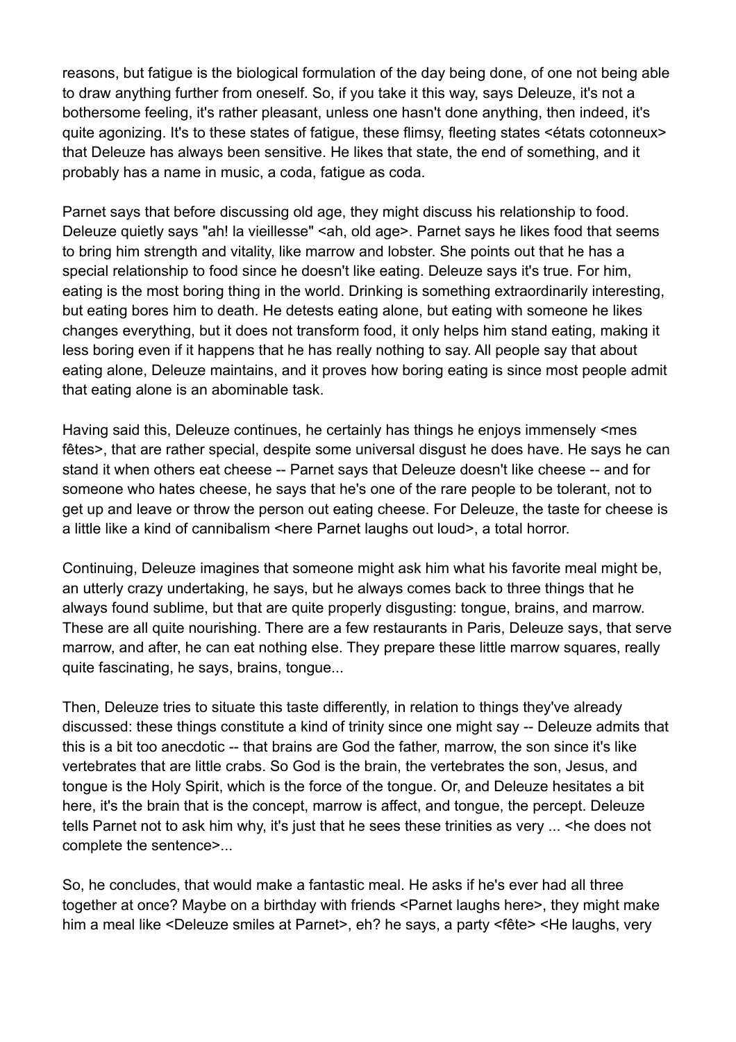reasons, but fatigue is the biological formulation of the day being done, of one not being able to draw anything further from oneself. So, if you take it this way, says Deleuze, it's not a bothersome feeling, it's rather pleasant, unless one hasn't done anything, then indeed, it's quite agonizing. It's to these states of fatigue, these flimsy, fleeting states <états cotonneux> that Deleuze has always been sensitive. He likes that state, the end of something, and it probably has a name in music, a coda, fatigue as coda.

Parnet says that before discussing old age, they might discuss his relationship to food. Deleuze quietly says "ah! la vieillesse" <ah, old age>. Parnet says he likes food that seems to bring him strength and vitality, like marrow and lobster. She points out that he has a special relationship to food since he doesn't like eating. Deleuze says it's true. For him, eating is the most boring thing in the world. Drinking is something extraordinarily interesting, but eating bores him to death. He detests eating alone, but eating with someone he likes changes everything, but it does not transform food, it only helps him stand eating, making it less boring even if it happens that he has really nothing to say. All people say that about eating alone, Deleuze maintains, and it proves how boring eating is since most people admit that eating alone is an abominable task.

Having said this, Deleuze continues, he certainly has things he enjoys immensely <mes fêtes>, that are rather special, despite some universal disgust he does have. He says he can stand it when others eat cheese -- Parnet says that Deleuze doesn't like cheese -- and for someone who hates cheese, he says that he's one of the rare people to be tolerant, not to get up and leave or throw the person out eating cheese. For Deleuze, the taste for cheese is a little like a kind of cannibalism <here Parnet laughs out loud>, a total horror.

Continuing, Deleuze imagines that someone might ask him what his favorite meal might be, an utterly crazy undertaking, he says, but he always comes back to three things that he always found sublime, but that are quite properly disgusting: tongue, brains, and marrow. These are all quite nourishing. There are a few restaurants in Paris, Deleuze says, that serve marrow, and after, he can eat nothing else. They prepare these little marrow squares, really quite fascinating, he says, brains, tongue...

Then, Deleuze tries to situate this taste differently, in relation to things they've already discussed: these things constitute a kind of trinity since one might say -- Deleuze admits that this is a bit too anecdotic -- that brains are God the father, marrow, the son since it's like vertebrates that are little crabs. So God is the brain, the vertebrates the son, Jesus, and tongue is the Holy Spirit, which is the force of the tongue. Or, and Deleuze hesitates a bit here, it's the brain that is the concept, marrow is affect, and tongue, the percept. Deleuze tells Parnet not to ask him why, it's just that he sees these trinities as very ... <he does not complete the sentence>...

So, he concludes, that would make a fantastic meal. He asks if he's ever had all three together at once? Maybe on a birthday with friends <Parnet laughs here>, they might make him a meal like <Deleuze smiles at Parnet>, eh? he says, a party <fête> <He laughs, very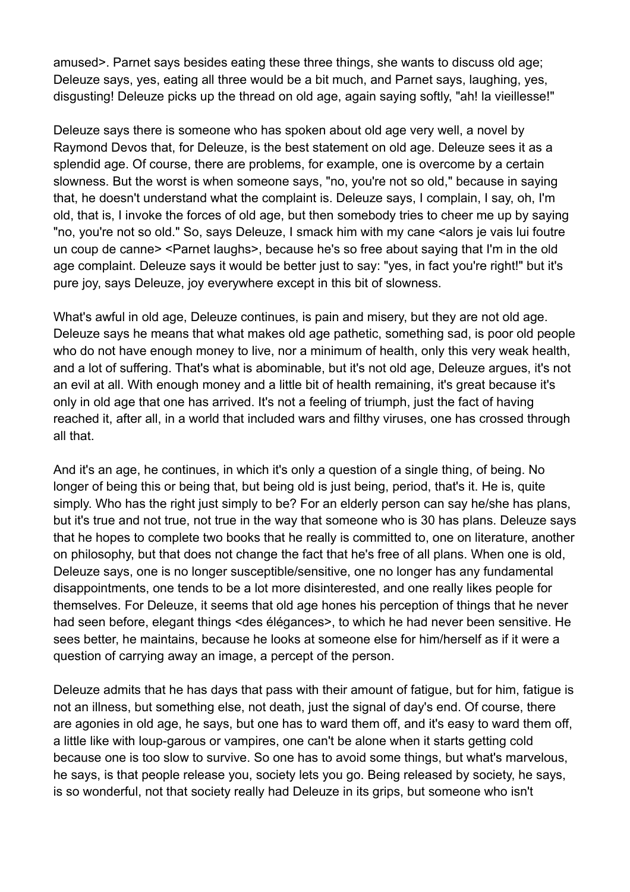amused>. Parnet says besides eating these three things, she wants to discuss old age; Deleuze says, yes, eating all three would be a bit much, and Parnet says, laughing, yes, disgusting! Deleuze picks up the thread on old age, again saying softly, "ah! la vieillesse!"

Deleuze says there is someone who has spoken about old age very well, a novel by Raymond Devos that, for Deleuze, is the best statement on old age. Deleuze sees it as a splendid age. Of course, there are problems, for example, one is overcome by a certain slowness. But the worst is when someone says, "no, you're not so old," because in saying that, he doesn't understand what the complaint is. Deleuze says, I complain, I say, oh, I'm old, that is, I invoke the forces of old age, but then somebody tries to cheer me up by saying "no, you're not so old." So, says Deleuze, I smack him with my cane <alors je vais lui foutre un coup de canne> <Parnet laughs>, because he's so free about saying that I'm in the old age complaint. Deleuze says it would be better just to say: "yes, in fact you're right!" but it's pure joy, says Deleuze, joy everywhere except in this bit of slowness.

What's awful in old age, Deleuze continues, is pain and misery, but they are not old age. Deleuze says he means that what makes old age pathetic, something sad, is poor old people who do not have enough money to live, nor a minimum of health, only this very weak health, and a lot of suffering. That's what is abominable, but it's not old age, Deleuze argues, it's not an evil at all. With enough money and a little bit of health remaining, it's great because it's only in old age that one has arrived. It's not a feeling of triumph, just the fact of having reached it, after all, in a world that included wars and filthy viruses, one has crossed through all that.

And it's an age, he continues, in which it's only a question of a single thing, of being. No longer of being this or being that, but being old is just being, period, that's it. He is, quite simply. Who has the right just simply to be? For an elderly person can say he/she has plans, but it's true and not true, not true in the way that someone who is 30 has plans. Deleuze says that he hopes to complete two books that he really is committed to, one on literature, another on philosophy, but that does not change the fact that he's free of all plans. When one is old, Deleuze says, one is no longer susceptible/sensitive, one no longer has any fundamental disappointments, one tends to be a lot more disinterested, and one really likes people for themselves. For Deleuze, it seems that old age hones his perception of things that he never had seen before, elegant things <des élégances>, to which he had never been sensitive. He sees better, he maintains, because he looks at someone else for him/herself as if it were a question of carrying away an image, a percept of the person.

Deleuze admits that he has days that pass with their amount of fatigue, but for him, fatigue is not an illness, but something else, not death, just the signal of day's end. Of course, there are agonies in old age, he says, but one has to ward them off, and it's easy to ward them off, a little like with loup-garous or vampires, one can't be alone when it starts getting cold because one is too slow to survive. So one has to avoid some things, but what's marvelous, he says, is that people release you, society lets you go. Being released by society, he says, is so wonderful, not that society really had Deleuze in its grips, but someone who isn't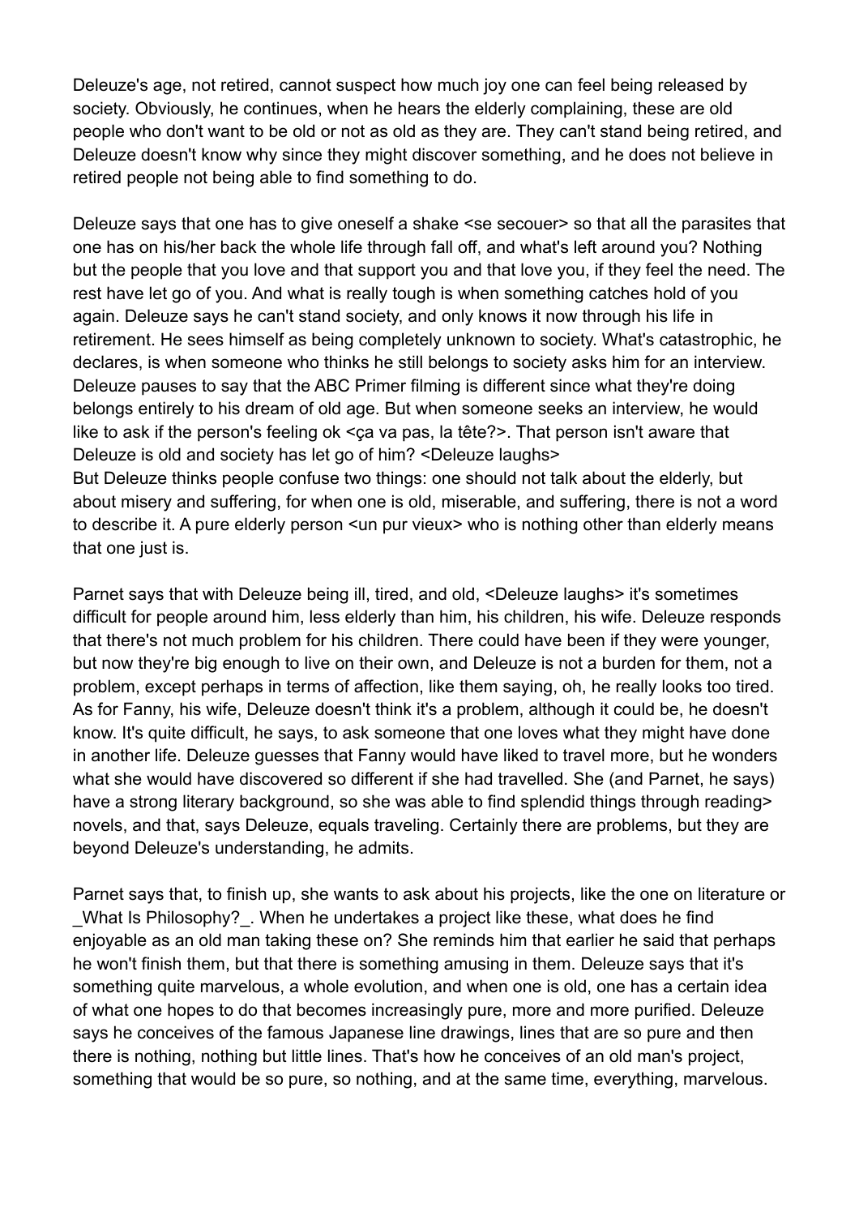Deleuze's age, not retired, cannot suspect how much joy one can feel being released by society. Obviously, he continues, when he hears the elderly complaining, these are old people who don't want to be old or not as old as they are. They can't stand being retired, and Deleuze doesn't know why since they might discover something, and he does not believe in retired people not being able to find something to do.

Deleuze says that one has to give oneself a shake <se secouer> so that all the parasites that one has on his/her back the whole life through fall off, and what's left around you? Nothing but the people that you love and that support you and that love you, if they feel the need. The rest have let go of you. And what is really tough is when something catches hold of you again. Deleuze says he can't stand society, and only knows it now through his life in retirement. He sees himself as being completely unknown to society. What's catastrophic, he declares, is when someone who thinks he still belongs to society asks him for an interview. Deleuze pauses to say that the ABC Primer filming is different since what they're doing belongs entirely to his dream of old age. But when someone seeks an interview, he would like to ask if the person's feeling ok <ça va pas, la tête?>. That person isn't aware that Deleuze is old and society has let go of him? <Deleuze laughs>
But Deleuze thinks people confuse two things: one should not talk about the elderly, but about misery and suffering, for when one is old, miserable, and suffering, there is not a word to describe it. A pure elderly person <un pur vieux> who is nothing other than elderly means that one just is.

Parnet says that with Deleuze being ill, tired, and old, <Deleuze laughs> it's sometimes difficult for people around him, less elderly than him, his children, his wife. Deleuze responds that there's not much problem for his children. There could have been if they were younger, but now they're big enough to live on their own, and Deleuze is not a burden for them, not a problem, except perhaps in terms of affection, like them saying, oh, he really looks too tired. As for Fanny, his wife, Deleuze doesn't think it's a problem, although it could be, he doesn't know. It's quite difficult, he says, to ask someone that one loves what they might have done in another life. Deleuze guesses that Fanny would have liked to travel more, but he wonders what she would have discovered so different if she had travelled. She (and Parnet, he says) have a strong literary background, so she was able to find splendid things through reading> novels, and that, says Deleuze, equals traveling. Certainly there are problems, but they are beyond Deleuze's understanding, he admits.

Parnet says that, to finish up, she wants to ask about his projects, like the one on literature or _What Is Philosophy?_. When he undertakes a project like these, what does he find enjoyable as an old man taking these on? She reminds him that earlier he said that perhaps he won't finish them, but that there is something amusing in them. Deleuze says that it's something quite marvelous, a whole evolution, and when one is old, one has a certain idea of what one hopes to do that becomes increasingly pure, more and more purified. Deleuze says he conceives of the famous Japanese line drawings, lines that are so pure and then there is nothing, nothing but little lines. That's how he conceives of an old man's project, something that would be so pure, so nothing, and at the same time, everything, marvelous.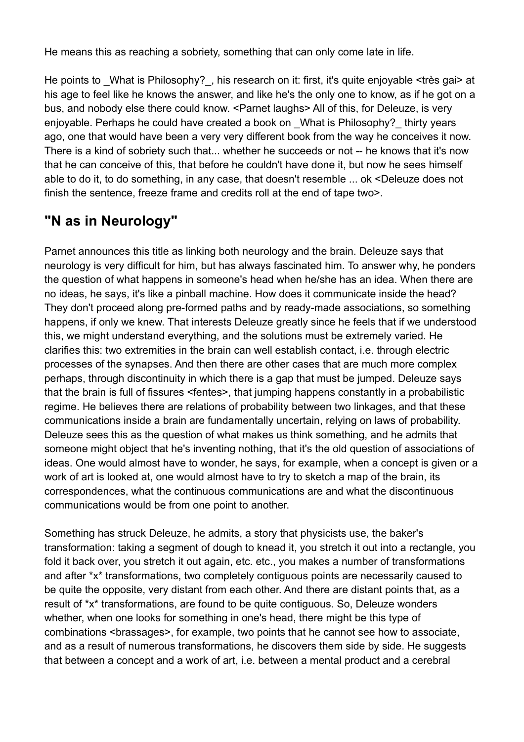He means this as reaching a sobriety, something that can only come late in life.

He points to _What is Philosophy?_, his research on it: first, it's quite enjoyable <très gai> at his age to feel like he knows the answer, and like he's the only one to know, as if he got on a bus, and nobody else there could know. <Parnet laughs> All of this, for Deleuze, is very enjoyable. Perhaps he could have created a book on _What is Philosophy?_ thirty years ago, one that would have been a very very different book from the way he conceives it now. There is a kind of sobriety such that... whether he succeeds or not -- he knows that it's now that he can conceive of this, that before he couldn't have done it, but now he sees himself able to do it, to do something, in any case, that doesn't resemble ... ok <Deleuze does not finish the sentence, freeze frame and credits roll at the end of tape two>.

## "N as in Neurology"

Parnet announces this title as linking both neurology and the brain. Deleuze says that neurology is very difficult for him, but has always fascinated him. To answer why, he ponders the question of what happens in someone's head when he/she has an idea. When there are no ideas, he says, it's like a pinball machine. How does it communicate inside the head? They don't proceed along pre-formed paths and by ready-made associations, so something happens, if only we knew. That interests Deleuze greatly since he feels that if we understood this, we might understand everything, and the solutions must be extremely varied. He clarifies this: two extremities in the brain can well establish contact, i.e. through electric processes of the synapses. And then there are other cases that are much more complex perhaps, through discontinuity in which there is a gap that must be jumped. Deleuze says that the brain is full of fissures <fentes>, that jumping happens constantly in a probabilistic regime. He believes there are relations of probability between two linkages, and that these communications inside a brain are fundamentally uncertain, relying on laws of probability. Deleuze sees this as the question of what makes us think something, and he admits that someone might object that he's inventing nothing, that it's the old question of associations of ideas. One would almost have to wonder, he says, for example, when a concept is given or a work of art is looked at, one would almost have to try to sketch a map of the brain, its correspondences, what the continuous communications are and what the discontinuous communications would be from one point to another.

Something has struck Deleuze, he admits, a story that physicists use, the baker's transformation: taking a segment of dough to knead it, you stretch it out into a rectangle, you fold it back over, you stretch it out again, etc. etc., you makes a number of transformations and after *x* transformations, two completely contiguous points are necessarily caused to be quite the opposite, very distant from each other. And there are distant points that, as a result of *x* transformations, are found to be quite contiguous. So, Deleuze wonders whether, when one looks for something in one's head, there might be this type of combinations <brassages>, for example, two points that he cannot see how to associate, and as a result of numerous transformations, he discovers them side by side. He suggests that between a concept and a work of art, i.e. between a mental product and a cerebral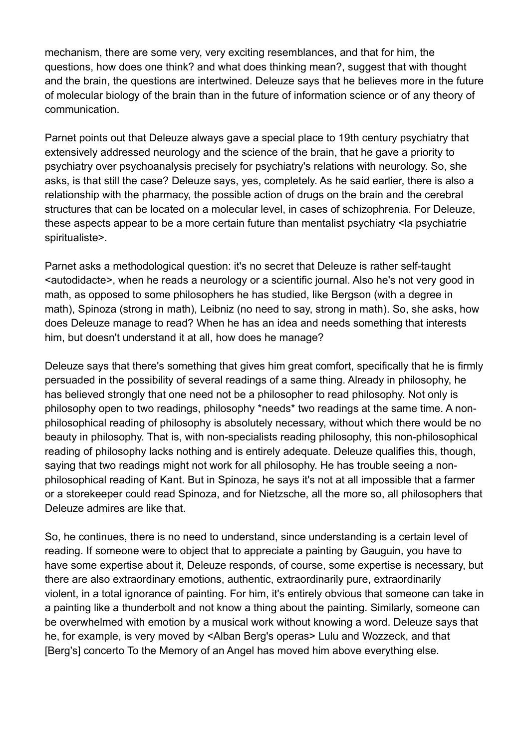mechanism, there are some very, very exciting resemblances, and that for him, the questions, how does one think? and what does thinking mean?, suggest that with thought and the brain, the questions are intertwined. Deleuze says that he believes more in the future of molecular biology of the brain than in the future of information science or of any theory of communication.

Parnet points out that Deleuze always gave a special place to 19th century psychiatry that extensively addressed neurology and the science of the brain, that he gave a priority to psychiatry over psychoanalysis precisely for psychiatry's relations with neurology. So, she asks, is that still the case? Deleuze says, yes, completely. As he said earlier, there is also a relationship with the pharmacy, the possible action of drugs on the brain and the cerebral structures that can be located on a molecular level, in cases of schizophrenia. For Deleuze, these aspects appear to be a more certain future than mentalist psychiatry <la psychiatrie spiritualiste>.

Parnet asks a methodological question: it's no secret that Deleuze is rather self-taught <autodidacte>, when he reads a neurology or a scientific journal. Also he's not very good in math, as opposed to some philosophers he has studied, like Bergson (with a degree in math), Spinoza (strong in math), Leibniz (no need to say, strong in math). So, she asks, how does Deleuze manage to read? When he has an idea and needs something that interests him, but doesn't understand it at all, how does he manage?

Deleuze says that there's something that gives him great comfort, specifically that he is firmly persuaded in the possibility of several readings of a same thing. Already in philosophy, he has believed strongly that one need not be a philosopher to read philosophy. Not only is philosophy open to two readings, philosophy *needs* two readings at the same time. A non-philosophical reading of philosophy is absolutely necessary, without which there would be no beauty in philosophy. That is, with non-specialists reading philosophy, this non-philosophical reading of philosophy lacks nothing and is entirely adequate. Deleuze qualifies this, though, saying that two readings might not work for all philosophy. He has trouble seeing a non-philosophical reading of Kant. But in Spinoza, he says it's not at all impossible that a farmer or a storekeeper could read Spinoza, and for Nietzsche, all the more so, all philosophers that Deleuze admires are like that.

So, he continues, there is no need to understand, since understanding is a certain level of reading. If someone were to object that to appreciate a painting by Gauguin, you have to have some expertise about it, Deleuze responds, of course, some expertise is necessary, but there are also extraordinary emotions, authentic, extraordinarily pure, extraordinarily violent, in a total ignorance of painting. For him, it's entirely obvious that someone can take in a painting like a thunderbolt and not know a thing about the painting. Similarly, someone can be overwhelmed with emotion by a musical work without knowing a word. Deleuze says that he, for example, is very moved by <Alban Berg's operas> Lulu and Wozzeck, and that [Berg's] concerto To the Memory of an Angel has moved him above everything else.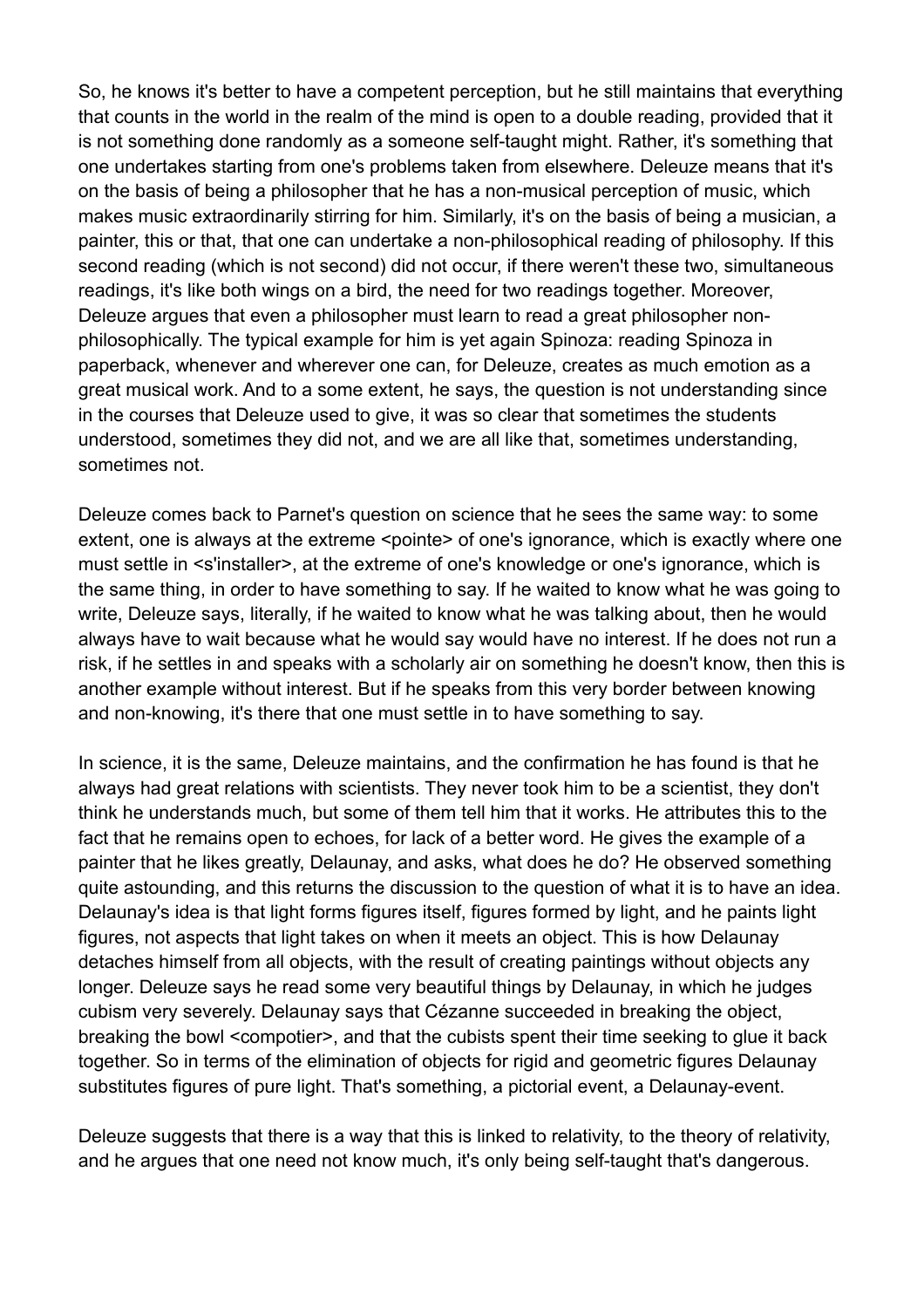So, he knows it's better to have a competent perception, but he still maintains that everything that counts in the world in the realm of the mind is open to a double reading, provided that it is not something done randomly as a someone self-taught might. Rather, it's something that one undertakes starting from one's problems taken from elsewhere. Deleuze means that it's on the basis of being a philosopher that he has a non-musical perception of music, which makes music extraordinarily stirring for him. Similarly, it's on the basis of being a musician, a painter, this or that, that one can undertake a non-philosophical reading of philosophy. If this second reading (which is not second) did not occur, if there weren't these two, simultaneous readings, it's like both wings on a bird, the need for two readings together. Moreover, Deleuze argues that even a philosopher must learn to read a great philosopher non-philosophically. The typical example for him is yet again Spinoza: reading Spinoza in paperback, whenever and wherever one can, for Deleuze, creates as much emotion as a great musical work. And to a some extent, he says, the question is not understanding since in the courses that Deleuze used to give, it was so clear that sometimes the students understood, sometimes they did not, and we are all like that, sometimes understanding, sometimes not.

Deleuze comes back to Parnet's question on science that he sees the same way: to some extent, one is always at the extreme <pointe> of one's ignorance, which is exactly where one must settle in <s'installer>, at the extreme of one's knowledge or one's ignorance, which is the same thing, in order to have something to say. If he waited to know what he was going to write, Deleuze says, literally, if he waited to know what he was talking about, then he would always have to wait because what he would say would have no interest. If he does not run a risk, if he settles in and speaks with a scholarly air on something he doesn't know, then this is another example without interest. But if he speaks from this very border between knowing and non-knowing, it's there that one must settle in to have something to say.

In science, it is the same, Deleuze maintains, and the confirmation he has found is that he always had great relations with scientists. They never took him to be a scientist, they don't think he understands much, but some of them tell him that it works. He attributes this to the fact that he remains open to echoes, for lack of a better word. He gives the example of a painter that he likes greatly, Delaunay, and asks, what does he do? He observed something quite astounding, and this returns the discussion to the question of what it is to have an idea. Delaunay's idea is that light forms figures itself, figures formed by light, and he paints light figures, not aspects that light takes on when it meets an object. This is how Delaunay detaches himself from all objects, with the result of creating paintings without objects any longer. Deleuze says he read some very beautiful things by Delaunay, in which he judges cubism very severely. Delaunay says that Cézanne succeeded in breaking the object, breaking the bowl <compotier>, and that the cubists spent their time seeking to glue it back together. So in terms of the elimination of objects for rigid and geometric figures Delaunay substitutes figures of pure light. That's something, a pictorial event, a Delaunay-event.

Deleuze suggests that there is a way that this is linked to relativity, to the theory of relativity, and he argues that one need not know much, it's only being self-taught that's dangerous.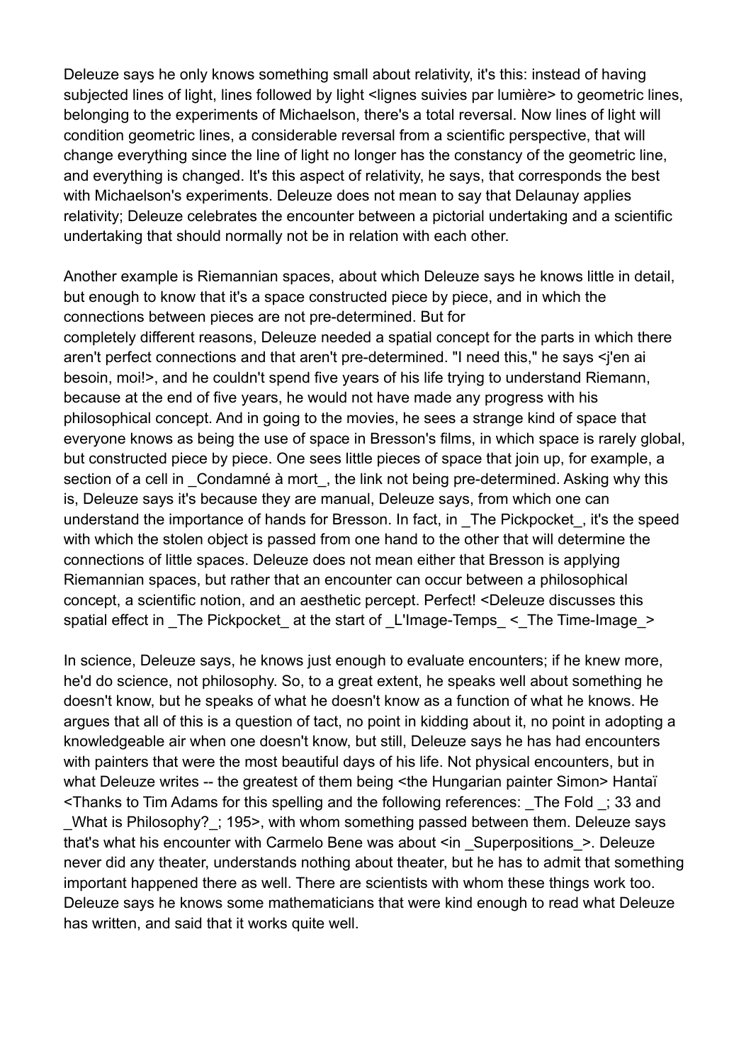Deleuze says he only knows something small about relativity, it's this: instead of having subjected lines of light, lines followed by light <lignes suivies par lumière> to geometric lines, belonging to the experiments of Michaelson, there's a total reversal. Now lines of light will condition geometric lines, a considerable reversal from a scientific perspective, that will change everything since the line of light no longer has the constancy of the geometric line, and everything is changed. It's this aspect of relativity, he says, that corresponds the best with Michaelson's experiments. Deleuze does not mean to say that Delaunay applies relativity; Deleuze celebrates the encounter between a pictorial undertaking and a scientific undertaking that should normally not be in relation with each other.

Another example is Riemannian spaces, about which Deleuze says he knows little in detail, but enough to know that it's a space constructed piece by piece, and in which the connections between pieces are not pre-determined. But for completely different reasons, Deleuze needed a spatial concept for the parts in which there aren't perfect connections and that aren't pre-determined. "I need this," he says <j'en ai besoin, moi!>, and he couldn't spend five years of his life trying to understand Riemann, because at the end of five years, he would not have made any progress with his philosophical concept. And in going to the movies, he sees a strange kind of space that everyone knows as being the use of space in Bresson's films, in which space is rarely global, but constructed piece by piece. One sees little pieces of space that join up, for example, a section of a cell in _Condamné à mort_, the link not being pre-determined. Asking why this is, Deleuze says it's because they are manual, Deleuze says, from which one can understand the importance of hands for Bresson. In fact, in _The Pickpocket_, it's the speed with which the stolen object is passed from one hand to the other that will determine the connections of little spaces. Deleuze does not mean either that Bresson is applying Riemannian spaces, but rather that an encounter can occur between a philosophical concept, a scientific notion, and an aesthetic percept. Perfect! <Deleuze discusses this spatial effect in _The Pickpocket_ at the start of _L'Image-Temps_ <_The Time-Image_>

In science, Deleuze says, he knows just enough to evaluate encounters; if he knew more, he'd do science, not philosophy. So, to a great extent, he speaks well about something he doesn't know, but he speaks of what he doesn't know as a function of what he knows. He argues that all of this is a question of tact, no point in kidding about it, no point in adopting a knowledgeable air when one doesn't know, but still, Deleuze says he has had encounters with painters that were the most beautiful days of his life. Not physical encounters, but in what Deleuze writes -- the greatest of them being <the Hungarian painter Simon> Hantaï <Thanks to Tim Adams for this spelling and the following references: _The Fold _; 33 and _What is Philosophy?_; 195>, with whom something passed between them. Deleuze says that's what his encounter with Carmelo Bene was about <in _Superpositions_>. Deleuze never did any theater, understands nothing about theater, but he has to admit that something important happened there as well. There are scientists with whom these things work too. Deleuze says he knows some mathematicians that were kind enough to read what Deleuze has written, and said that it works quite well.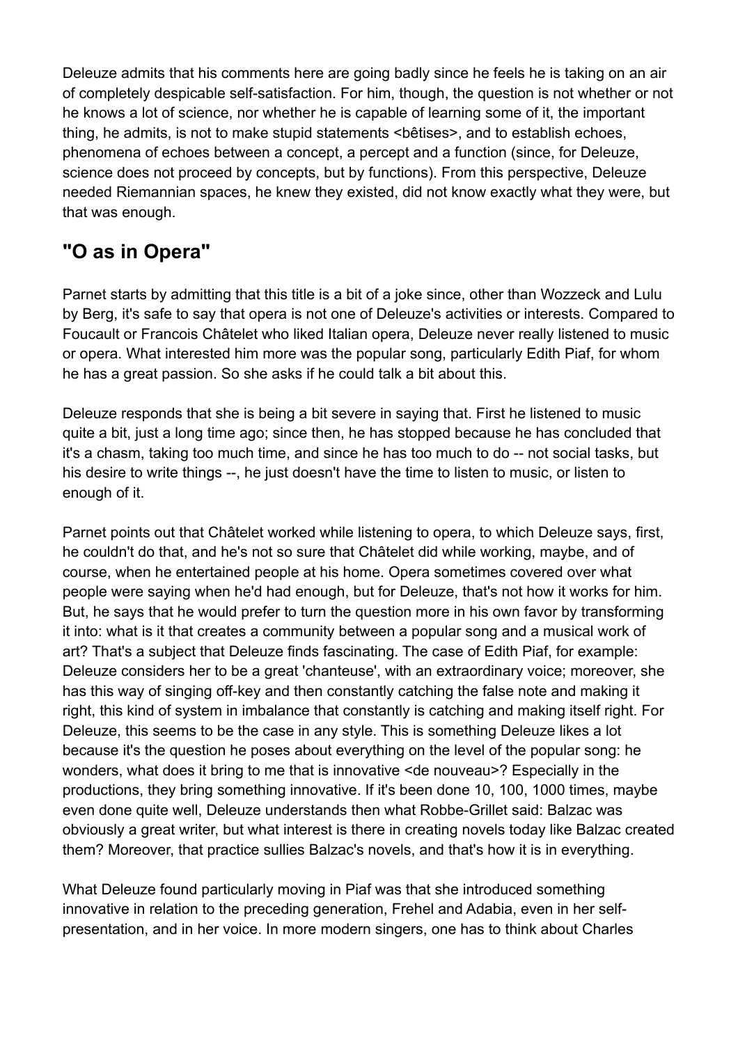Deleuze admits that his comments here are going badly since he feels he is taking on an air of completely despicable self-satisfaction. For him, though, the question is not whether or not he knows a lot of science, nor whether he is capable of learning some of it, the important thing, he admits, is not to make stupid statements <bêtises>, and to establish echoes, phenomena of echoes between a concept, a percept and a function (since, for Deleuze, science does not proceed by concepts, but by functions). From this perspective, Deleuze needed Riemannian spaces, he knew they existed, did not know exactly what they were, but that was enough.

## "O as in Opera"

Parnet starts by admitting that this title is a bit of a joke since, other than Wozzeck and Lulu by Berg, it's safe to say that opera is not one of Deleuze's activities or interests. Compared to Foucault or Francois Châtelet who liked Italian opera, Deleuze never really listened to music or opera. What interested him more was the popular song, particularly Edith Piaf, for whom he has a great passion. So she asks if he could talk a bit about this.

Deleuze responds that she is being a bit severe in saying that. First he listened to music quite a bit, just a long time ago; since then, he has stopped because he has concluded that it's a chasm, taking too much time, and since he has too much to do -- not social tasks, but his desire to write things --, he just doesn't have the time to listen to music, or listen to enough of it.

Parnet points out that Châtelet worked while listening to opera, to which Deleuze says, first, he couldn't do that, and he's not so sure that Châtelet did while working, maybe, and of course, when he entertained people at his home. Opera sometimes covered over what people were saying when he'd had enough, but for Deleuze, that's not how it works for him. But, he says that he would prefer to turn the question more in his own favor by transforming it into: what is it that creates a community between a popular song and a musical work of art? That's a subject that Deleuze finds fascinating. The case of Edith Piaf, for example: Deleuze considers her to be a great 'chanteuse', with an extraordinary voice; moreover, she has this way of singing off-key and then constantly catching the false note and making it right, this kind of system in imbalance that constantly is catching and making itself right. For Deleuze, this seems to be the case in any style. This is something Deleuze likes a lot because it's the question he poses about everything on the level of the popular song: he wonders, what does it bring to me that is innovative <de nouveau>? Especially in the productions, they bring something innovative. If it's been done 10, 100, 1000 times, maybe even done quite well, Deleuze understands then what Robbe-Grillet said: Balzac was obviously a great writer, but what interest is there in creating novels today like Balzac created them? Moreover, that practice sullies Balzac's novels, and that's how it is in everything.

What Deleuze found particularly moving in Piaf was that she introduced something innovative in relation to the preceding generation, Frehel and Adabia, even in her self-presentation, and in her voice. In more modern singers, one has to think about Charles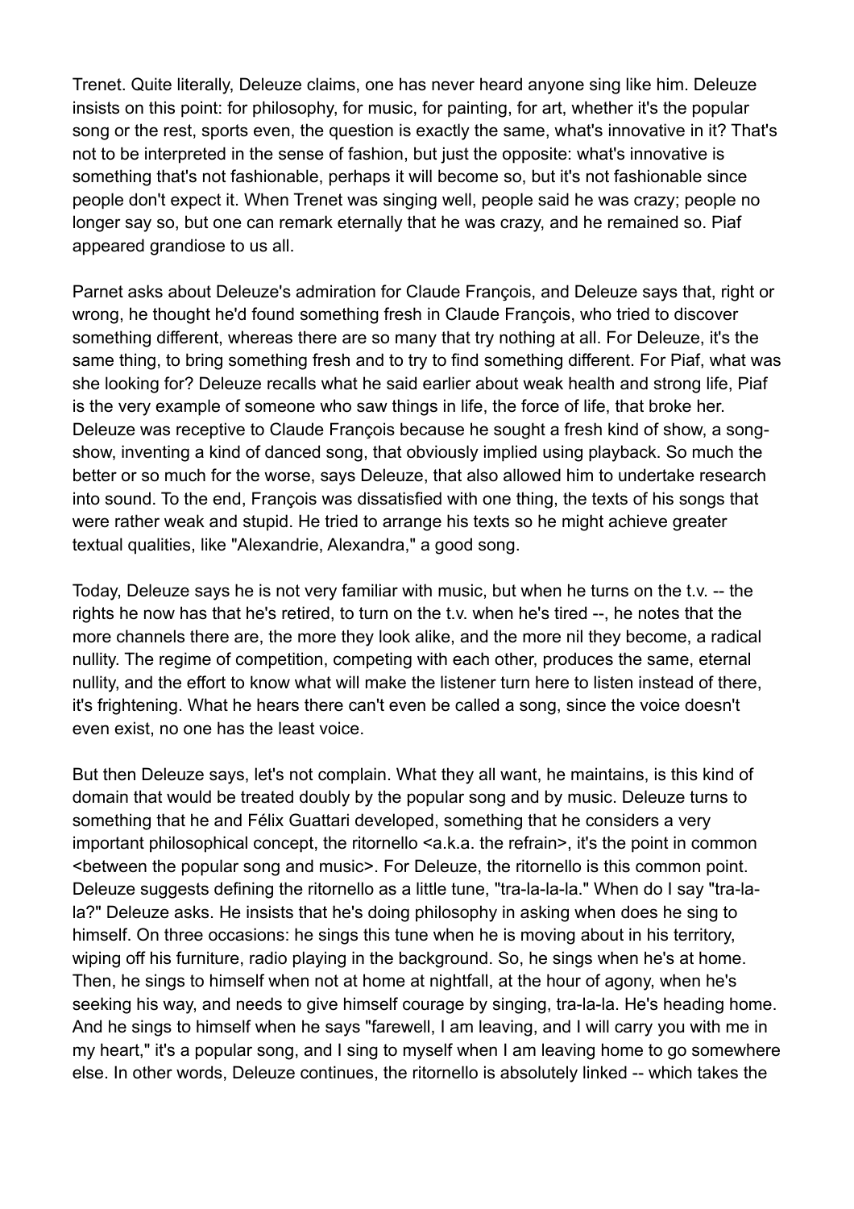Trenet. Quite literally, Deleuze claims, one has never heard anyone sing like him. Deleuze insists on this point: for philosophy, for music, for painting, for art, whether it's the popular song or the rest, sports even, the question is exactly the same, what's innovative in it? That's not to be interpreted in the sense of fashion, but just the opposite: what's innovative is something that's not fashionable, perhaps it will become so, but it's not fashionable since people don't expect it. When Trenet was singing well, people said he was crazy; people no longer say so, but one can remark eternally that he was crazy, and he remained so. Piaf appeared grandiose to us all.

Parnet asks about Deleuze's admiration for Claude François, and Deleuze says that, right or wrong, he thought he'd found something fresh in Claude François, who tried to discover something different, whereas there are so many that try nothing at all. For Deleuze, it's the same thing, to bring something fresh and to try to find something different. For Piaf, what was she looking for? Deleuze recalls what he said earlier about weak health and strong life, Piaf is the very example of someone who saw things in life, the force of life, that broke her. Deleuze was receptive to Claude François because he sought a fresh kind of show, a song-show, inventing a kind of danced song, that obviously implied using playback. So much the better or so much for the worse, says Deleuze, that also allowed him to undertake research into sound. To the end, François was dissatisfied with one thing, the texts of his songs that were rather weak and stupid. He tried to arrange his texts so he might achieve greater textual qualities, like "Alexandrie, Alexandra," a good song.

Today, Deleuze says he is not very familiar with music, but when he turns on the t.v. -- the rights he now has that he's retired, to turn on the t.v. when he's tired --, he notes that the more channels there are, the more they look alike, and the more nil they become, a radical nullity. The regime of competition, competing with each other, produces the same, eternal nullity, and the effort to know what will make the listener turn here to listen instead of there, it's frightening. What he hears there can't even be called a song, since the voice doesn't even exist, no one has the least voice.

But then Deleuze says, let's not complain. What they all want, he maintains, is this kind of domain that would be treated doubly by the popular song and by music. Deleuze turns to something that he and Félix Guattari developed, something that he considers a very important philosophical concept, the ritornello <a.k.a. the refrain>, it's the point in common <between the popular song and music>. For Deleuze, the ritornello is this common point. Deleuze suggests defining the ritornello as a little tune, "tra-la-la-la." When do I say "tra-la-la?" Deleuze asks. He insists that he's doing philosophy in asking when does he sing to himself. On three occasions: he sings this tune when he is moving about in his territory, wiping off his furniture, radio playing in the background. So, he sings when he's at home. Then, he sings to himself when not at home at nightfall, at the hour of agony, when he's seeking his way, and needs to give himself courage by singing, tra-la-la. He's heading home. And he sings to himself when he says "farewell, I am leaving, and I will carry you with me in my heart," it's a popular song, and I sing to myself when I am leaving home to go somewhere else. In other words, Deleuze continues, the ritornello is absolutely linked -- which takes the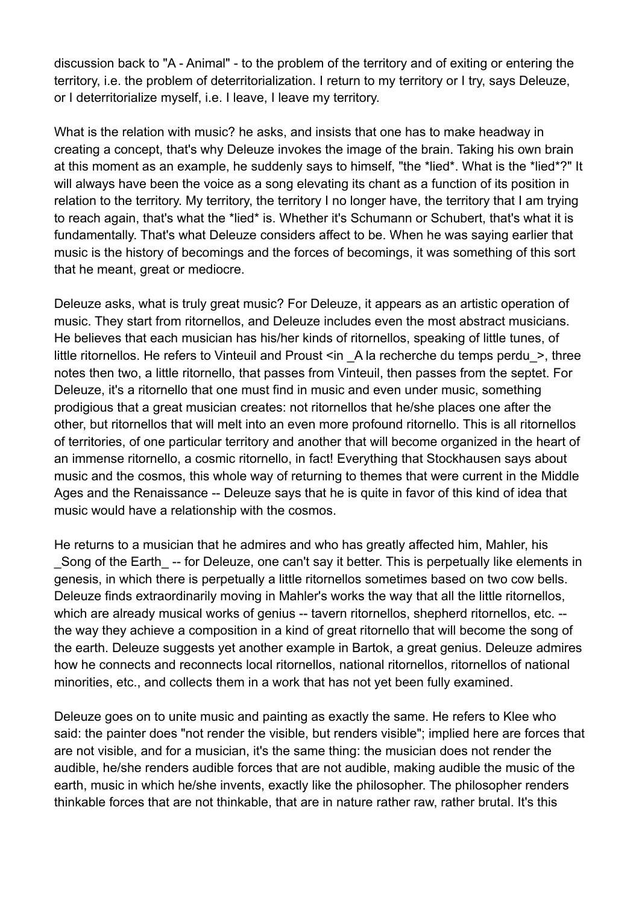discussion back to "A - Animal" - to the problem of the territory and of exiting or entering the territory, i.e. the problem of deterritorialization. I return to my territory or I try, says Deleuze, or I deterritorialize myself, i.e. I leave, I leave my territory.

What is the relation with music? he asks, and insists that one has to make headway in creating a concept, that's why Deleuze invokes the image of the brain. Taking his own brain at this moment as an example, he suddenly says to himself, "the *lied*. What is the *lied*?" It will always have been the voice as a song elevating its chant as a function of its position in relation to the territory. My territory, the territory I no longer have, the territory that I am trying to reach again, that's what the *lied* is. Whether it's Schumann or Schubert, that's what it is fundamentally. That's what Deleuze considers affect to be. When he was saying earlier that music is the history of becomings and the forces of becomings, it was something of this sort that he meant, great or mediocre.

Deleuze asks, what is truly great music? For Deleuze, it appears as an artistic operation of music. They start from ritornellos, and Deleuze includes even the most abstract musicians. He believes that each musician has his/her kinds of ritornellos, speaking of little tunes, of little ritornellos. He refers to Vinteuil and Proust <in _A la recherche du temps perdu_>, three notes then two, a little ritornello, that passes from Vinteuil, then passes from the septet. For Deleuze, it's a ritornello that one must find in music and even under music, something prodigious that a great musician creates: not ritornellos that he/she places one after the other, but ritornellos that will melt into an even more profound ritornello. This is all ritornellos of territories, of one particular territory and another that will become organized in the heart of an immense ritornello, a cosmic ritornello, in fact! Everything that Stockhausen says about music and the cosmos, this whole way of returning to themes that were current in the Middle Ages and the Renaissance -- Deleuze says that he is quite in favor of this kind of idea that music would have a relationship with the cosmos.

He returns to a musician that he admires and who has greatly affected him, Mahler, his _Song of the Earth_ -- for Deleuze, one can't say it better. This is perpetually like elements in genesis, in which there is perpetually a little ritornellos sometimes based on two cow bells. Deleuze finds extraordinarily moving in Mahler's works the way that all the little ritornellos, which are already musical works of genius -- tavern ritornellos, shepherd ritornellos, etc. -- the way they achieve a composition in a kind of great ritornello that will become the song of the earth. Deleuze suggests yet another example in Bartok, a great genius. Deleuze admires how he connects and reconnects local ritornellos, national ritornellos, ritornellos of national minorities, etc., and collects them in a work that has not yet been fully examined.

Deleuze goes on to unite music and painting as exactly the same. He refers to Klee who said: the painter does "not render the visible, but renders visible"; implied here are forces that are not visible, and for a musician, it's the same thing: the musician does not render the audible, he/she renders audible forces that are not audible, making audible the music of the earth, music in which he/she invents, exactly like the philosopher. The philosopher renders thinkable forces that are not thinkable, that are in nature rather raw, rather brutal. It's this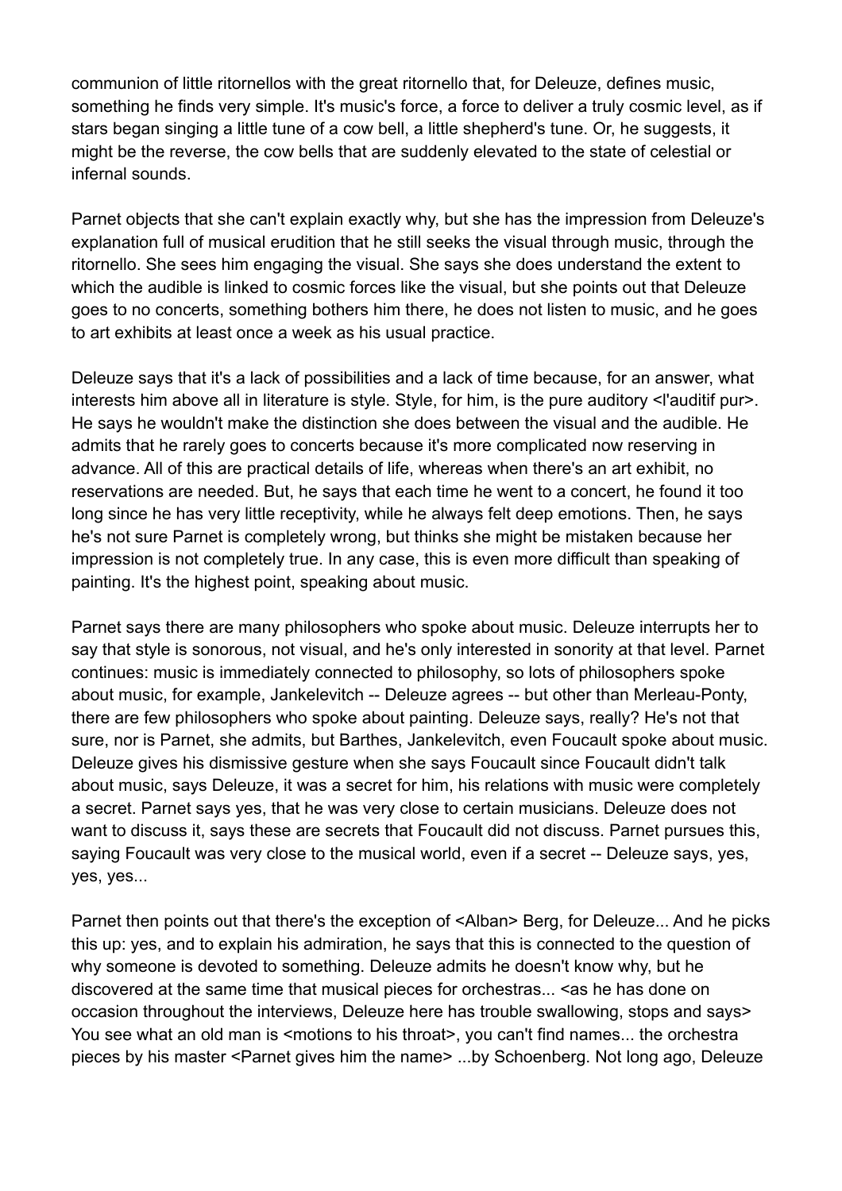communion of little ritornellos with the great ritornello that, for Deleuze, defines music, something he finds very simple. It's music's force, a force to deliver a truly cosmic level, as if stars began singing a little tune of a cow bell, a little shepherd's tune. Or, he suggests, it might be the reverse, the cow bells that are suddenly elevated to the state of celestial or infernal sounds.

Parnet objects that she can't explain exactly why, but she has the impression from Deleuze's explanation full of musical erudition that he still seeks the visual through music, through the ritornello. She sees him engaging the visual. She says she does understand the extent to which the audible is linked to cosmic forces like the visual, but she points out that Deleuze goes to no concerts, something bothers him there, he does not listen to music, and he goes to art exhibits at least once a week as his usual practice.

Deleuze says that it's a lack of possibilities and a lack of time because, for an answer, what interests him above all in literature is style. Style, for him, is the pure auditory <l'auditif pur>. He says he wouldn't make the distinction she does between the visual and the audible. He admits that he rarely goes to concerts because it's more complicated now reserving in advance. All of this are practical details of life, whereas when there's an art exhibit, no reservations are needed. But, he says that each time he went to a concert, he found it too long since he has very little receptivity, while he always felt deep emotions. Then, he says he's not sure Parnet is completely wrong, but thinks she might be mistaken because her impression is not completely true. In any case, this is even more difficult than speaking of painting. It's the highest point, speaking about music.

Parnet says there are many philosophers who spoke about music. Deleuze interrupts her to say that style is sonorous, not visual, and he's only interested in sonority at that level. Parnet continues: music is immediately connected to philosophy, so lots of philosophers spoke about music, for example, Jankelevitch -- Deleuze agrees -- but other than Merleau-Ponty, there are few philosophers who spoke about painting. Deleuze says, really? He's not that sure, nor is Parnet, she admits, but Barthes, Jankelevitch, even Foucault spoke about music. Deleuze gives his dismissive gesture when she says Foucault since Foucault didn't talk about music, says Deleuze, it was a secret for him, his relations with music were completely a secret. Parnet says yes, that he was very close to certain musicians. Deleuze does not want to discuss it, says these are secrets that Foucault did not discuss. Parnet pursues this, saying Foucault was very close to the musical world, even if a secret -- Deleuze says, yes, yes, yes...

Parnet then points out that there's the exception of <Alban> Berg, for Deleuze... And he picks this up: yes, and to explain his admiration, he says that this is connected to the question of why someone is devoted to something. Deleuze admits he doesn't know why, but he discovered at the same time that musical pieces for orchestras... <as he has done on occasion throughout the interviews, Deleuze here has trouble swallowing, stops and says> You see what an old man is <motions to his throat>, you can't find names... the orchestra pieces by his master <Parnet gives him the name> ...by Schoenberg. Not long ago, Deleuze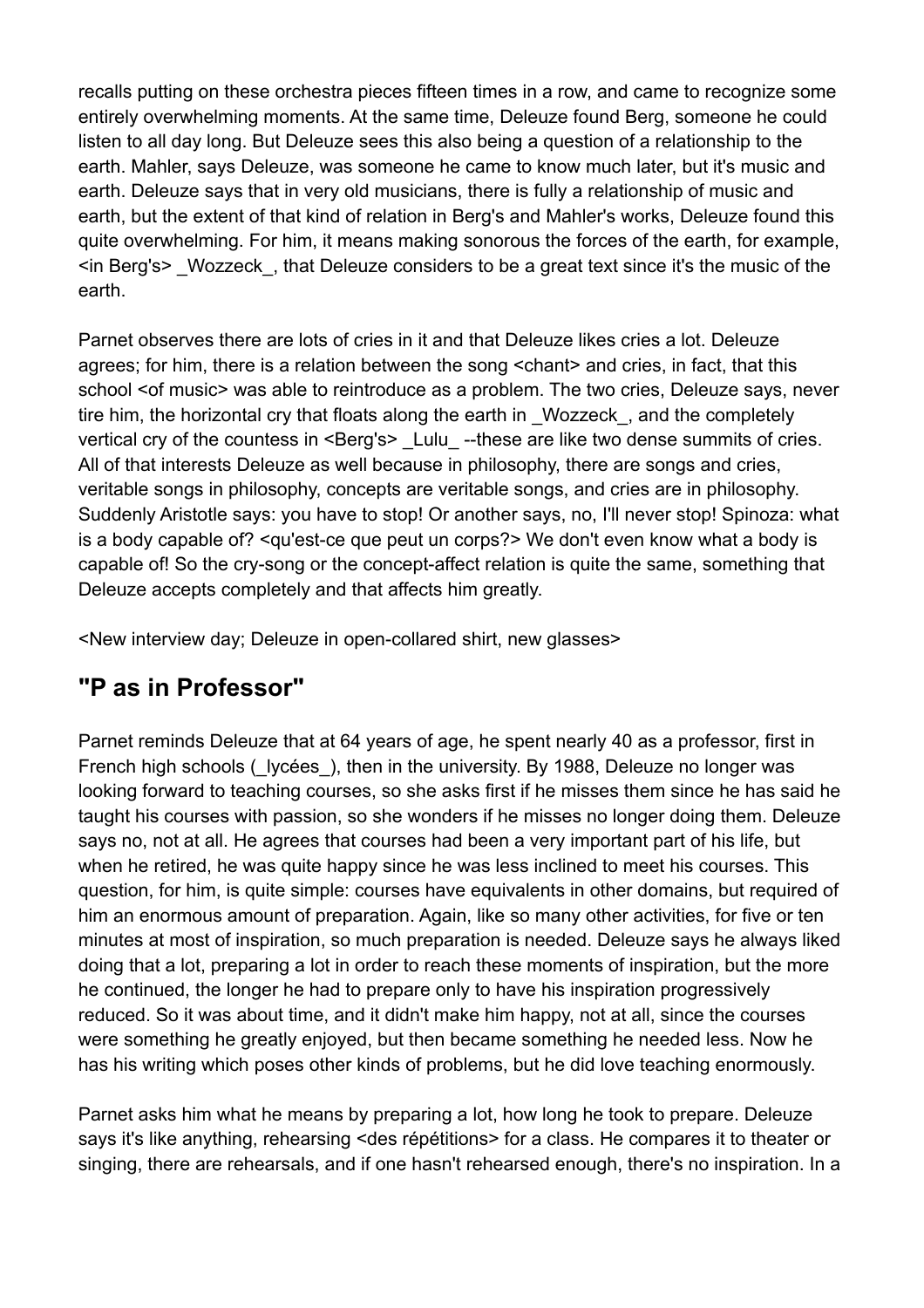recalls putting on these orchestra pieces fifteen times in a row, and came to recognize some entirely overwhelming moments. At the same time, Deleuze found Berg, someone he could listen to all day long. But Deleuze sees this also being a question of a relationship to the earth. Mahler, says Deleuze, was someone he came to know much later, but it's music and earth. Deleuze says that in very old musicians, there is fully a relationship of music and earth, but the extent of that kind of relation in Berg's and Mahler's works, Deleuze found this quite overwhelming. For him, it means making sonorous the forces of the earth, for example, <in Berg's> _Wozzeck_, that Deleuze considers to be a great text since it's the music of the earth.

Parnet observes there are lots of cries in it and that Deleuze likes cries a lot. Deleuze agrees; for him, there is a relation between the song <chant> and cries, in fact, that this school <of music> was able to reintroduce as a problem. The two cries, Deleuze says, never tire him, the horizontal cry that floats along the earth in _Wozzeck_, and the completely vertical cry of the countess in <Berg's> _Lulu_ --these are like two dense summits of cries. All of that interests Deleuze as well because in philosophy, there are songs and cries, veritable songs in philosophy, concepts are veritable songs, and cries are in philosophy. Suddenly Aristotle says: you have to stop! Or another says, no, I'll never stop! Spinoza: what is a body capable of? <qu'est-ce que peut un corps?> We don't even know what a body is capable of! So the cry-song or the concept-affect relation is quite the same, something that Deleuze accepts completely and that affects him greatly.

<New interview day; Deleuze in open-collared shirt, new glasses>

## "P as in Professor"

Parnet reminds Deleuze that at 64 years of age, he spent nearly 40 as a professor, first in French high schools (_lycées_), then in the university. By 1988, Deleuze no longer was looking forward to teaching courses, so she asks first if he misses them since he has said he taught his courses with passion, so she wonders if he misses no longer doing them. Deleuze says no, not at all. He agrees that courses had been a very important part of his life, but when he retired, he was quite happy since he was less inclined to meet his courses. This question, for him, is quite simple: courses have equivalents in other domains, but required of him an enormous amount of preparation. Again, like so many other activities, for five or ten minutes at most of inspiration, so much preparation is needed. Deleuze says he always liked doing that a lot, preparing a lot in order to reach these moments of inspiration, but the more he continued, the longer he had to prepare only to have his inspiration progressively reduced. So it was about time, and it didn't make him happy, not at all, since the courses were something he greatly enjoyed, but then became something he needed less. Now he has his writing which poses other kinds of problems, but he did love teaching enormously.

Parnet asks him what he means by preparing a lot, how long he took to prepare. Deleuze says it's like anything, rehearsing <des répétitions> for a class. He compares it to theater or singing, there are rehearsals, and if one hasn't rehearsed enough, there's no inspiration. In a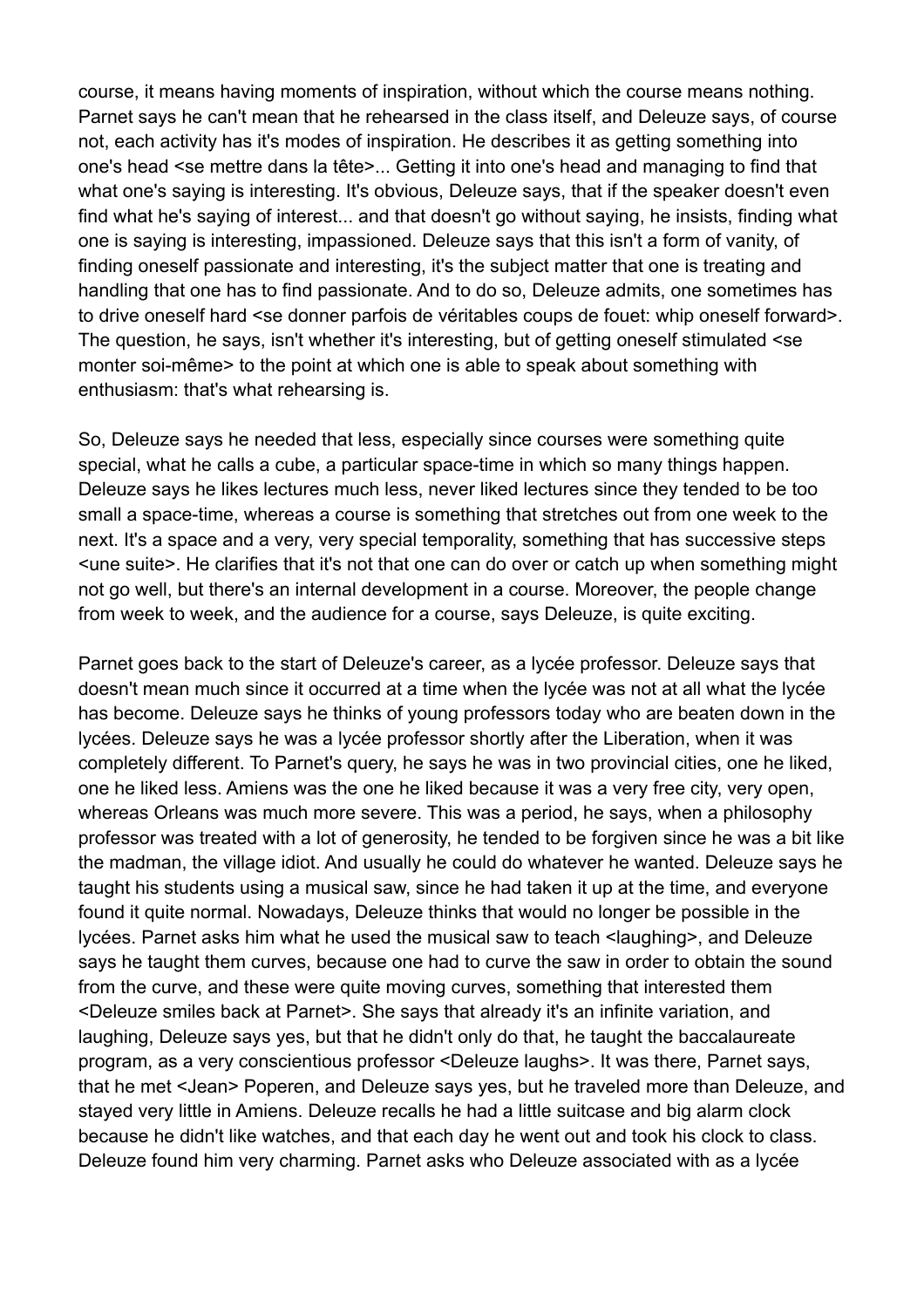course, it means having moments of inspiration, without which the course means nothing. Parnet says he can't mean that he rehearsed in the class itself, and Deleuze says, of course not, each activity has it's modes of inspiration. He describes it as getting something into one's head <se mettre dans la tête>... Getting it into one's head and managing to find that what one's saying is interesting. It's obvious, Deleuze says, that if the speaker doesn't even find what he's saying of interest... and that doesn't go without saying, he insists, finding what one is saying is interesting, impassioned. Deleuze says that this isn't a form of vanity, of finding oneself passionate and interesting, it's the subject matter that one is treating and handling that one has to find passionate. And to do so, Deleuze admits, one sometimes has to drive oneself hard <se donner parfois de véritables coups de fouet: whip oneself forward>. The question, he says, isn't whether it's interesting, but of getting oneself stimulated <se monter soi-même> to the point at which one is able to speak about something with enthusiasm: that's what rehearsing is.

So, Deleuze says he needed that less, especially since courses were something quite special, what he calls a cube, a particular space-time in which so many things happen. Deleuze says he likes lectures much less, never liked lectures since they tended to be too small a space-time, whereas a course is something that stretches out from one week to the next. It's a space and a very, very special temporality, something that has successive steps <une suite>. He clarifies that it's not that one can do over or catch up when something might not go well, but there's an internal development in a course. Moreover, the people change from week to week, and the audience for a course, says Deleuze, is quite exciting.

Parnet goes back to the start of Deleuze's career, as a lycée professor. Deleuze says that doesn't mean much since it occurred at a time when the lycée was not at all what the lycée has become. Deleuze says he thinks of young professors today who are beaten down in the lycées. Deleuze says he was a lycée professor shortly after the Liberation, when it was completely different. To Parnet's query, he says he was in two provincial cities, one he liked, one he liked less. Amiens was the one he liked because it was a very free city, very open, whereas Orleans was much more severe. This was a period, he says, when a philosophy professor was treated with a lot of generosity, he tended to be forgiven since he was a bit like the madman, the village idiot. And usually he could do whatever he wanted. Deleuze says he taught his students using a musical saw, since he had taken it up at the time, and everyone found it quite normal. Nowadays, Deleuze thinks that would no longer be possible in the lycées. Parnet asks him what he used the musical saw to teach <laughing>, and Deleuze says he taught them curves, because one had to curve the saw in order to obtain the sound from the curve, and these were quite moving curves, something that interested them <Deleuze smiles back at Parnet>. She says that already it's an infinite variation, and laughing, Deleuze says yes, but that he didn't only do that, he taught the baccalaureate program, as a very conscientious professor <Deleuze laughs>. It was there, Parnet says, that he met <Jean> Poperen, and Deleuze says yes, but he traveled more than Deleuze, and stayed very little in Amiens. Deleuze recalls he had a little suitcase and big alarm clock because he didn't like watches, and that each day he went out and took his clock to class. Deleuze found him very charming. Parnet asks who Deleuze associated with as a lycée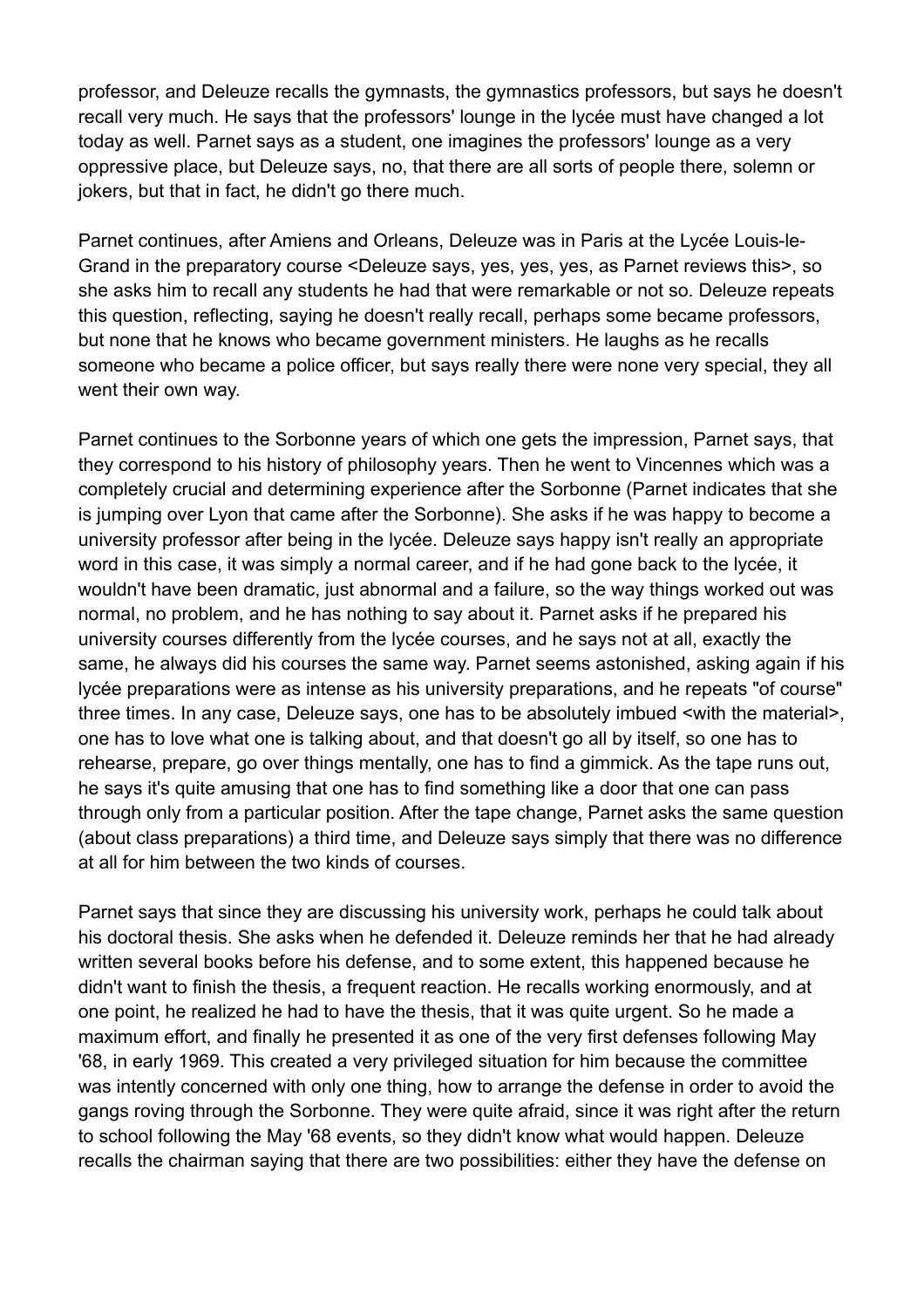professor, and Deleuze recalls the gymnasts, the gymnastics professors, but says he doesn't recall very much. He says that the professors' lounge in the lycée must have changed a lot today as well. Parnet says as a student, one imagines the professors' lounge as a very oppressive place, but Deleuze says, no, that there are all sorts of people there, solemn or jokers, but that in fact, he didn't go there much.

Parnet continues, after Amiens and Orleans, Deleuze was in Paris at the Lycée Louis-le-Grand in the preparatory course <Deleuze says, yes, yes, yes, as Parnet reviews this>, so she asks him to recall any students he had that were remarkable or not so. Deleuze repeats this question, reflecting, saying he doesn't really recall, perhaps some became professors, but none that he knows who became government ministers. He laughs as he recalls someone who became a police officer, but says really there were none very special, they all went their own way.

Parnet continues to the Sorbonne years of which one gets the impression, Parnet says, that they correspond to his history of philosophy years. Then he went to Vincennes which was a completely crucial and determining experience after the Sorbonne (Parnet indicates that she is jumping over Lyon that came after the Sorbonne). She asks if he was happy to become a university professor after being in the lycée. Deleuze says happy isn't really an appropriate word in this case, it was simply a normal career, and if he had gone back to the lycée, it wouldn't have been dramatic, just abnormal and a failure, so the way things worked out was normal, no problem, and he has nothing to say about it. Parnet asks if he prepared his university courses differently from the lycée courses, and he says not at all, exactly the same, he always did his courses the same way. Parnet seems astonished, asking again if his lycée preparations were as intense as his university preparations, and he repeats "of course" three times. In any case, Deleuze says, one has to be absolutely imbued <with the material>, one has to love what one is talking about, and that doesn't go all by itself, so one has to rehearse, prepare, go over things mentally, one has to find a gimmick. As the tape runs out, he says it's quite amusing that one has to find something like a door that one can pass through only from a particular position. After the tape change, Parnet asks the same question (about class preparations) a third time, and Deleuze says simply that there was no difference at all for him between the two kinds of courses.

Parnet says that since they are discussing his university work, perhaps he could talk about his doctoral thesis. She asks when he defended it. Deleuze reminds her that he had already written several books before his defense, and to some extent, this happened because he didn't want to finish the thesis, a frequent reaction. He recalls working enormously, and at one point, he realized he had to have the thesis, that it was quite urgent. So he made a maximum effort, and finally he presented it as one of the very first defenses following May '68, in early 1969. This created a very privileged situation for him because the committee was intently concerned with only one thing, how to arrange the defense in order to avoid the gangs roving through the Sorbonne. They were quite afraid, since it was right after the return to school following the May '68 events, so they didn't know what would happen. Deleuze recalls the chairman saying that there are two possibilities: either they have the defense on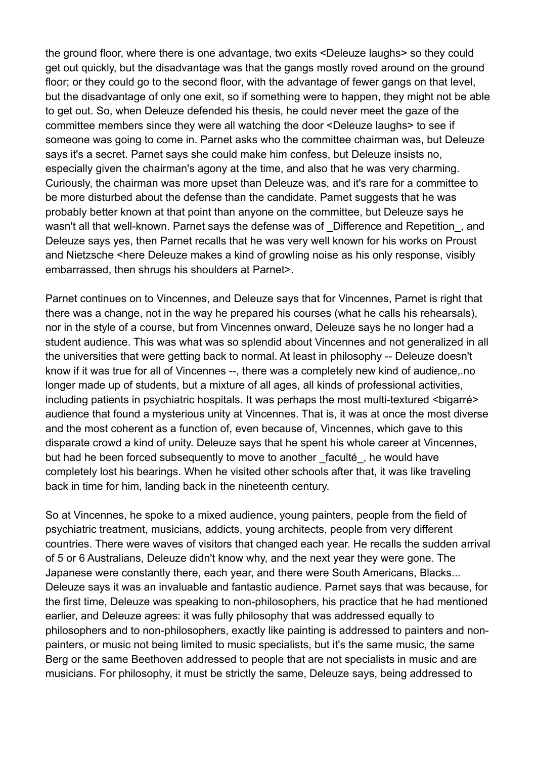the ground floor, where there is one advantage, two exits <Deleuze laughs> so they could get out quickly, but the disadvantage was that the gangs mostly roved around on the ground floor; or they could go to the second floor, with the advantage of fewer gangs on that level, but the disadvantage of only one exit, so if something were to happen, they might not be able to get out. So, when Deleuze defended his thesis, he could never meet the gaze of the committee members since they were all watching the door <Deleuze laughs> to see if someone was going to come in. Parnet asks who the committee chairman was, but Deleuze says it's a secret. Parnet says she could make him confess, but Deleuze insists no, especially given the chairman's agony at the time, and also that he was very charming. Curiously, the chairman was more upset than Deleuze was, and it's rare for a committee to be more disturbed about the defense than the candidate. Parnet suggests that he was probably better known at that point than anyone on the committee, but Deleuze says he wasn't all that well-known. Parnet says the defense was of _Difference and Repetition_, and Deleuze says yes, then Parnet recalls that he was very well known for his works on Proust and Nietzsche <here Deleuze makes a kind of growling noise as his only response, visibly embarrassed, then shrugs his shoulders at Parnet>.

Parnet continues on to Vincennes, and Deleuze says that for Vincennes, Parnet is right that there was a change, not in the way he prepared his courses (what he calls his rehearsals), nor in the style of a course, but from Vincennes onward, Deleuze says he no longer had a student audience. This was what was so splendid about Vincennes and not generalized in all the universities that were getting back to normal. At least in philosophy -- Deleuze doesn't know if it was true for all of Vincennes --, there was a completely new kind of audience,.no longer made up of students, but a mixture of all ages, all kinds of professional activities, including patients in psychiatric hospitals. It was perhaps the most multi-textured <bigarré> audience that found a mysterious unity at Vincennes. That is, it was at once the most diverse and the most coherent as a function of, even because of, Vincennes, which gave to this disparate crowd a kind of unity. Deleuze says that he spent his whole career at Vincennes, but had he been forced subsequently to move to another _faculté_, he would have completely lost his bearings. When he visited other schools after that, it was like traveling back in time for him, landing back in the nineteenth century.

So at Vincennes, he spoke to a mixed audience, young painters, people from the field of psychiatric treatment, musicians, addicts, young architects, people from very different countries. There were waves of visitors that changed each year. He recalls the sudden arrival of 5 or 6 Australians, Deleuze didn't know why, and the next year they were gone. The Japanese were constantly there, each year, and there were South Americans, Blacks... Deleuze says it was an invaluable and fantastic audience. Parnet says that was because, for the first time, Deleuze was speaking to non-philosophers, his practice that he had mentioned earlier, and Deleuze agrees: it was fully philosophy that was addressed equally to philosophers and to non-philosophers, exactly like painting is addressed to painters and non-painters, or music not being limited to music specialists, but it's the same music, the same Berg or the same Beethoven addressed to people that are not specialists in music and are musicians. For philosophy, it must be strictly the same, Deleuze says, being addressed to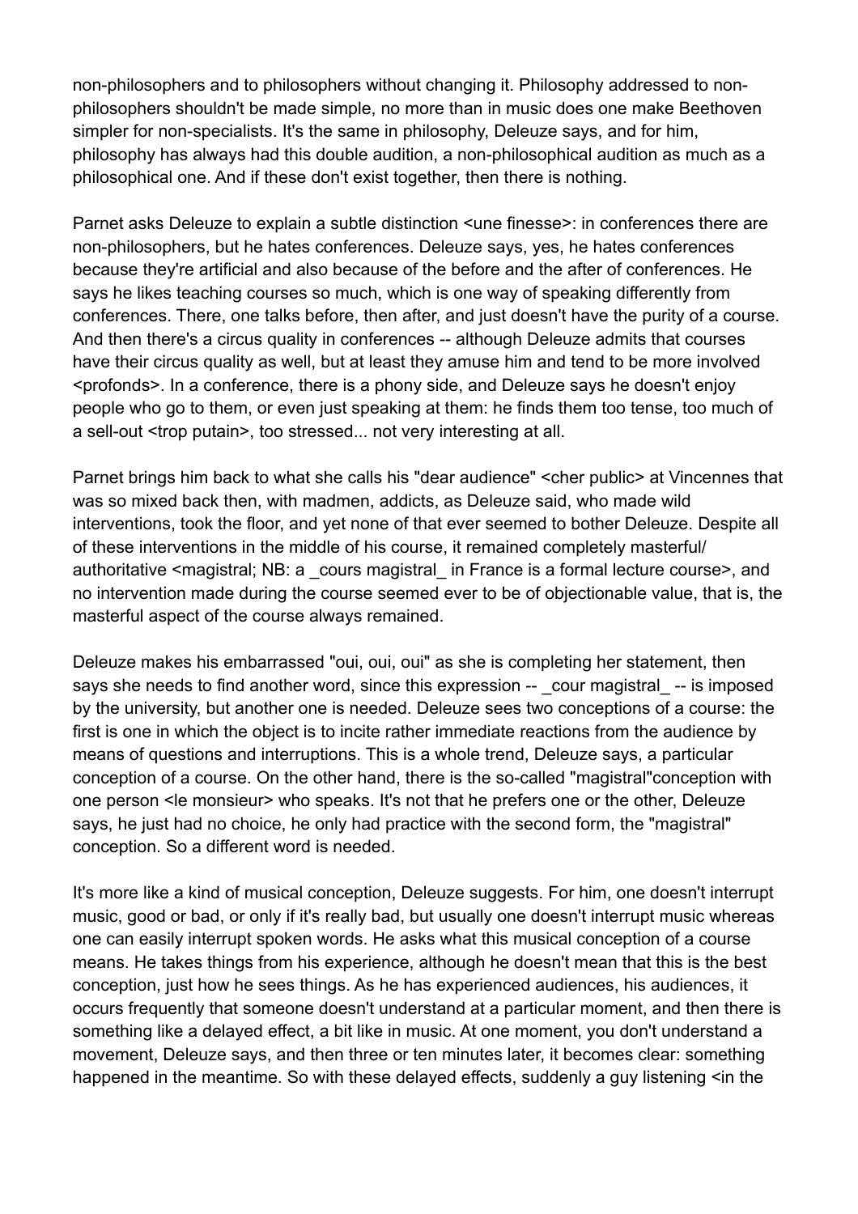non-philosophers and to philosophers without changing it. Philosophy addressed to non-philosophers shouldn't be made simple, no more than in music does one make Beethoven simpler for non-specialists. It's the same in philosophy, Deleuze says, and for him, philosophy has always had this double audition, a non-philosophical audition as much as a philosophical one. And if these don't exist together, then there is nothing.

Parnet asks Deleuze to explain a subtle distinction <une finesse>: in conferences there are non-philosophers, but he hates conferences. Deleuze says, yes, he hates conferences because they're artificial and also because of the before and the after of conferences. He says he likes teaching courses so much, which is one way of speaking differently from conferences. There, one talks before, then after, and just doesn't have the purity of a course. And then there's a circus quality in conferences -- although Deleuze admits that courses have their circus quality as well, but at least they amuse him and tend to be more involved <profonds>. In a conference, there is a phony side, and Deleuze says he doesn't enjoy people who go to them, or even just speaking at them: he finds them too tense, too much of a sell-out <trop putain>, too stressed... not very interesting at all.

Parnet brings him back to what she calls his "dear audience" <cher public> at Vincennes that was so mixed back then, with madmen, addicts, as Deleuze said, who made wild interventions, took the floor, and yet none of that ever seemed to bother Deleuze. Despite all of these interventions in the middle of his course, it remained completely masterful/ authoritative <magistral; NB: a _cours magistral_ in France is a formal lecture course>, and no intervention made during the course seemed ever to be of objectionable value, that is, the masterful aspect of the course always remained.

Deleuze makes his embarrassed "oui, oui, oui" as she is completing her statement, then says she needs to find another word, since this expression -- _cour magistral_ -- is imposed by the university, but another one is needed. Deleuze sees two conceptions of a course: the first is one in which the object is to incite rather immediate reactions from the audience by means of questions and interruptions. This is a whole trend, Deleuze says, a particular conception of a course. On the other hand, there is the so-called "magistral"conception with one person <le monsieur> who speaks. It's not that he prefers one or the other, Deleuze says, he just had no choice, he only had practice with the second form, the "magistral" conception. So a different word is needed.

It's more like a kind of musical conception, Deleuze suggests. For him, one doesn't interrupt music, good or bad, or only if it's really bad, but usually one doesn't interrupt music whereas one can easily interrupt spoken words. He asks what this musical conception of a course means. He takes things from his experience, although he doesn't mean that this is the best conception, just how he sees things. As he has experienced audiences, his audiences, it occurs frequently that someone doesn't understand at a particular moment, and then there is something like a delayed effect, a bit like in music. At one moment, you don't understand a movement, Deleuze says, and then three or ten minutes later, it becomes clear: something happened in the meantime. So with these delayed effects, suddenly a guy listening <in the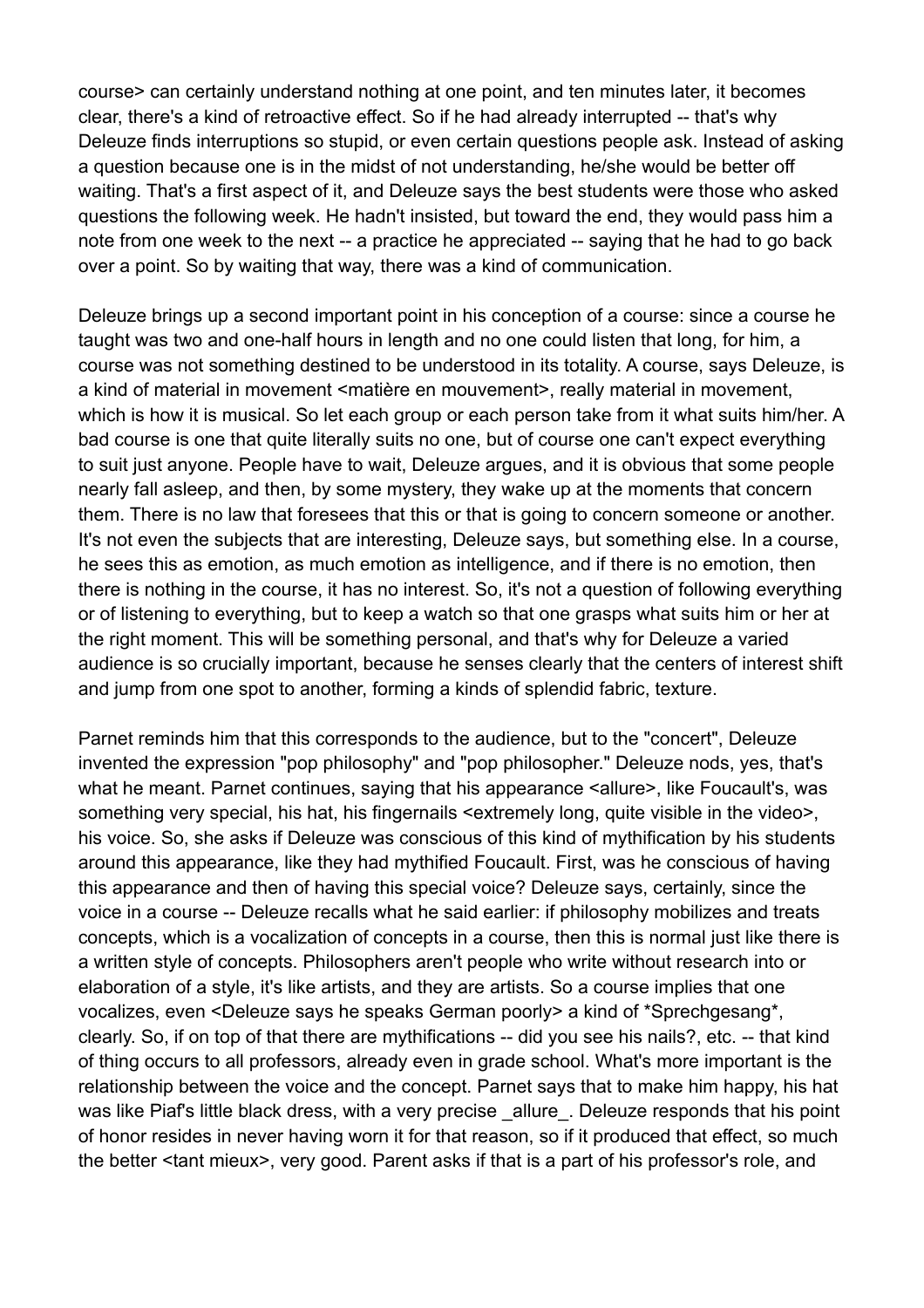course> can certainly understand nothing at one point, and ten minutes later, it becomes clear, there's a kind of retroactive effect. So if he had already interrupted -- that's why Deleuze finds interruptions so stupid, or even certain questions people ask. Instead of asking a question because one is in the midst of not understanding, he/she would be better off waiting. That's a first aspect of it, and Deleuze says the best students were those who asked questions the following week. He hadn't insisted, but toward the end, they would pass him a note from one week to the next -- a practice he appreciated -- saying that he had to go back over a point. So by waiting that way, there was a kind of communication.

Deleuze brings up a second important point in his conception of a course: since a course he taught was two and one-half hours in length and no one could listen that long, for him, a course was not something destined to be understood in its totality. A course, says Deleuze, is a kind of material in movement <matière en mouvement>, really material in movement, which is how it is musical. So let each group or each person take from it what suits him/her. A bad course is one that quite literally suits no one, but of course one can't expect everything to suit just anyone. People have to wait, Deleuze argues, and it is obvious that some people nearly fall asleep, and then, by some mystery, they wake up at the moments that concern them. There is no law that foresees that this or that is going to concern someone or another. It's not even the subjects that are interesting, Deleuze says, but something else. In a course, he sees this as emotion, as much emotion as intelligence, and if there is no emotion, then there is nothing in the course, it has no interest. So, it's not a question of following everything or of listening to everything, but to keep a watch so that one grasps what suits him or her at the right moment. This will be something personal, and that's why for Deleuze a varied audience is so crucially important, because he senses clearly that the centers of interest shift and jump from one spot to another, forming a kinds of splendid fabric, texture.

Parnet reminds him that this corresponds to the audience, but to the "concert", Deleuze invented the expression "pop philosophy" and "pop philosopher." Deleuze nods, yes, that's what he meant. Parnet continues, saying that his appearance <allure>, like Foucault's, was something very special, his hat, his fingernails <extremely long, quite visible in the video>, his voice. So, she asks if Deleuze was conscious of this kind of mythification by his students around this appearance, like they had mythified Foucault. First, was he conscious of having this appearance and then of having this special voice? Deleuze says, certainly, since the voice in a course -- Deleuze recalls what he said earlier: if philosophy mobilizes and treats concepts, which is a vocalization of concepts in a course, then this is normal just like there is a written style of concepts. Philosophers aren't people who write without research into or elaboration of a style, it's like artists, and they are artists. So a course implies that one vocalizes, even <Deleuze says he speaks German poorly> a kind of *Sprechgesang*, clearly. So, if on top of that there are mythifications -- did you see his nails?, etc. -- that kind of thing occurs to all professors, already even in grade school. What's more important is the relationship between the voice and the concept. Parnet says that to make him happy, his hat was like Piaf's little black dress, with a very precise _allure_. Deleuze responds that his point of honor resides in never having worn it for that reason, so if it produced that effect, so much the better <tant mieux>, very good. Parent asks if that is a part of his professor's role, and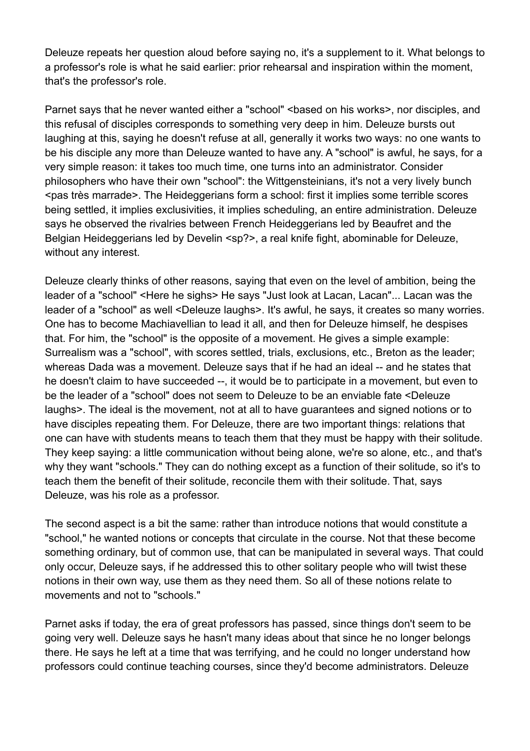Deleuze repeats her question aloud before saying no, it's a supplement to it. What belongs to a professor's role is what he said earlier: prior rehearsal and inspiration within the moment, that's the professor's role.

Parnet says that he never wanted either a "school" <based on his works>, nor disciples, and this refusal of disciples corresponds to something very deep in him. Deleuze bursts out laughing at this, saying he doesn't refuse at all, generally it works two ways: no one wants to be his disciple any more than Deleuze wanted to have any. A "school" is awful, he says, for a very simple reason: it takes too much time, one turns into an administrator. Consider philosophers who have their own "school": the Wittgensteinians, it's not a very lively bunch <pas très marrade>. The Heideggerians form a school: first it implies some terrible scores being settled, it implies exclusivities, it implies scheduling, an entire administration. Deleuze says he observed the rivalries between French Heideggerians led by Beaufret and the Belgian Heideggerians led by Develin <sp?>, a real knife fight, abominable for Deleuze, without any interest.

Deleuze clearly thinks of other reasons, saying that even on the level of ambition, being the leader of a "school" <Here he sighs> He says "Just look at Lacan, Lacan"... Lacan was the leader of a "school" as well <Deleuze laughs>. It's awful, he says, it creates so many worries. One has to become Machiavellian to lead it all, and then for Deleuze himself, he despises that. For him, the "school" is the opposite of a movement. He gives a simple example: Surrealism was a "school", with scores settled, trials, exclusions, etc., Breton as the leader; whereas Dada was a movement. Deleuze says that if he had an ideal -- and he states that he doesn't claim to have succeeded --, it would be to participate in a movement, but even to be the leader of a "school" does not seem to Deleuze to be an enviable fate <Deleuze laughs>. The ideal is the movement, not at all to have guarantees and signed notions or to have disciples repeating them. For Deleuze, there are two important things: relations that one can have with students means to teach them that they must be happy with their solitude. They keep saying: a little communication without being alone, we're so alone, etc., and that's why they want "schools." They can do nothing except as a function of their solitude, so it's to teach them the benefit of their solitude, reconcile them with their solitude. That, says Deleuze, was his role as a professor.

The second aspect is a bit the same: rather than introduce notions that would constitute a "school," he wanted notions or concepts that circulate in the course. Not that these become something ordinary, but of common use, that can be manipulated in several ways. That could only occur, Deleuze says, if he addressed this to other solitary people who will twist these notions in their own way, use them as they need them. So all of these notions relate to movements and not to "schools."

Parnet asks if today, the era of great professors has passed, since things don't seem to be going very well. Deleuze says he hasn't many ideas about that since he no longer belongs there. He says he left at a time that was terrifying, and he could no longer understand how professors could continue teaching courses, since they'd become administrators. Deleuze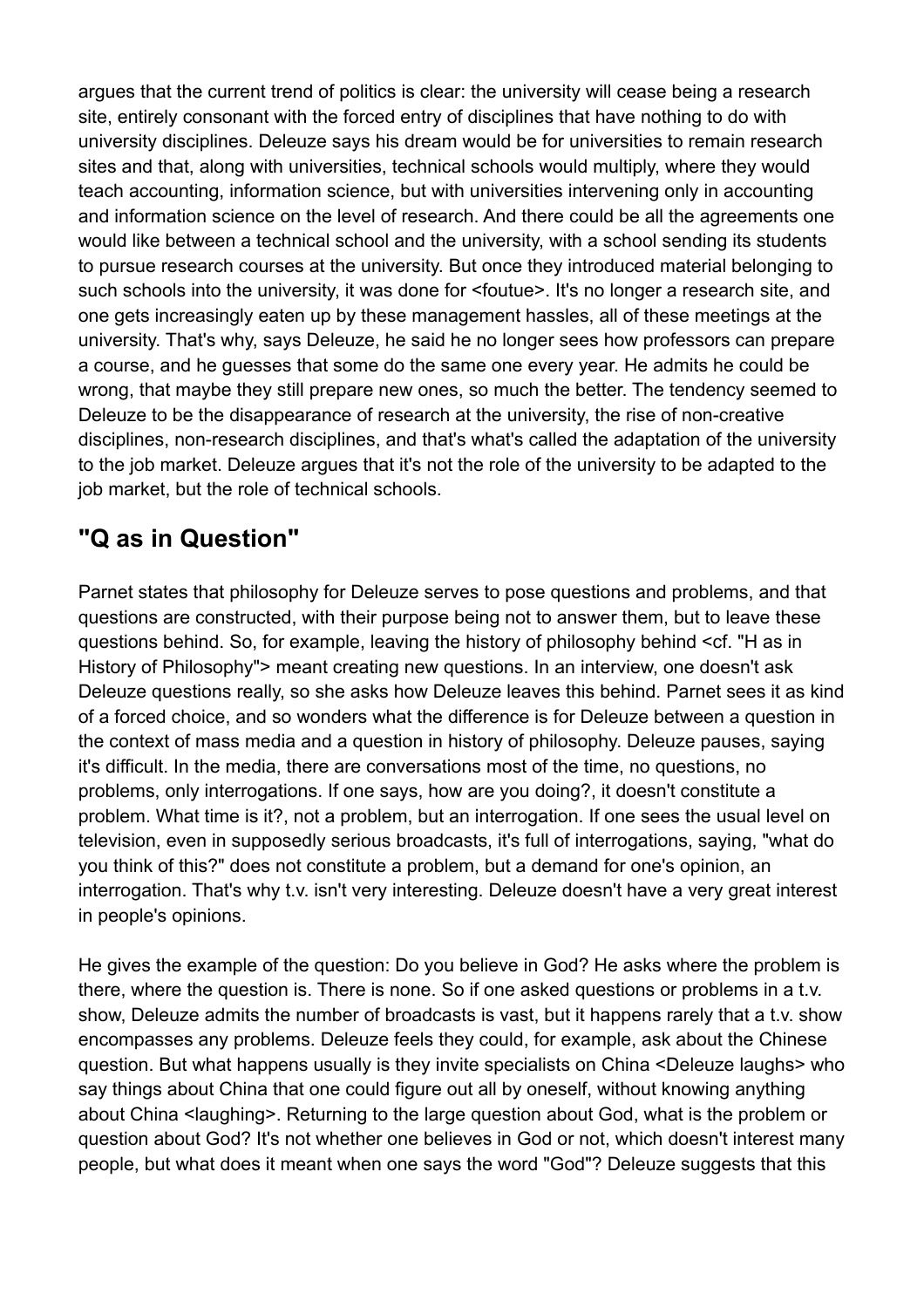argues that the current trend of politics is clear: the university will cease being a research site, entirely consonant with the forced entry of disciplines that have nothing to do with university disciplines. Deleuze says his dream would be for universities to remain research sites and that, along with universities, technical schools would multiply, where they would teach accounting, information science, but with universities intervening only in accounting and information science on the level of research. And there could be all the agreements one would like between a technical school and the university, with a school sending its students to pursue research courses at the university. But once they introduced material belonging to such schools into the university, it was done for <foutue>. It's no longer a research site, and one gets increasingly eaten up by these management hassles, all of these meetings at the university. That's why, says Deleuze, he said he no longer sees how professors can prepare a course, and he guesses that some do the same one every year. He admits he could be wrong, that maybe they still prepare new ones, so much the better. The tendency seemed to Deleuze to be the disappearance of research at the university, the rise of non-creative disciplines, non-research disciplines, and that's what's called the adaptation of the university to the job market. Deleuze argues that it's not the role of the university to be adapted to the job market, but the role of technical schools.

## "Q as in Question"

Parnet states that philosophy for Deleuze serves to pose questions and problems, and that questions are constructed, with their purpose being not to answer them, but to leave these questions behind. So, for example, leaving the history of philosophy behind <cf. "H as in History of Philosophy"> meant creating new questions. In an interview, one doesn't ask Deleuze questions really, so she asks how Deleuze leaves this behind. Parnet sees it as kind of a forced choice, and so wonders what the difference is for Deleuze between a question in the context of mass media and a question in history of philosophy. Deleuze pauses, saying it's difficult. In the media, there are conversations most of the time, no questions, no problems, only interrogations. If one says, how are you doing?, it doesn't constitute a problem. What time is it?, not a problem, but an interrogation. If one sees the usual level on television, even in supposedly serious broadcasts, it's full of interrogations, saying, "what do you think of this?" does not constitute a problem, but a demand for one's opinion, an interrogation. That's why t.v. isn't very interesting. Deleuze doesn't have a very great interest in people's opinions.

He gives the example of the question: Do you believe in God? He asks where the problem is there, where the question is. There is none. So if one asked questions or problems in a t.v. show, Deleuze admits the number of broadcasts is vast, but it happens rarely that a t.v. show encompasses any problems. Deleuze feels they could, for example, ask about the Chinese question. But what happens usually is they invite specialists on China <Deleuze laughs> who say things about China that one could figure out all by oneself, without knowing anything about China <laughing>. Returning to the large question about God, what is the problem or question about God? It's not whether one believes in God or not, which doesn't interest many people, but what does it meant when one says the word "God"? Deleuze suggests that this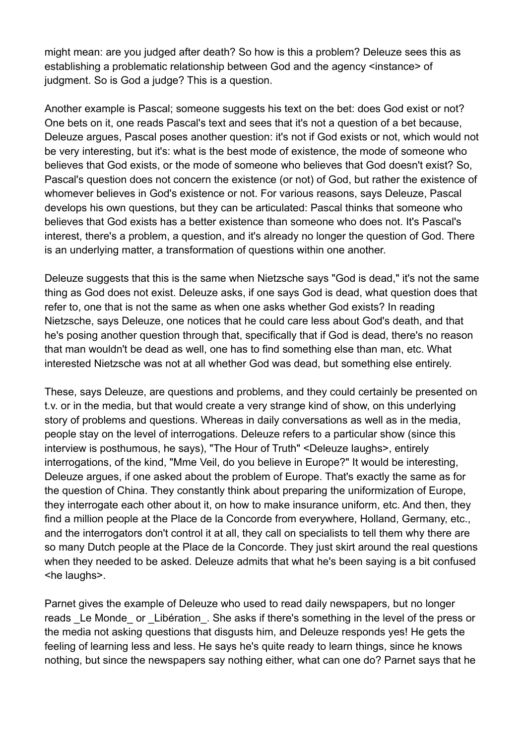might mean: are you judged after death? So how is this a problem? Deleuze sees this as establishing a problematic relationship between God and the agency <instance> of judgment. So is God a judge? This is a question.

Another example is Pascal; someone suggests his text on the bet: does God exist or not? One bets on it, one reads Pascal's text and sees that it's not a question of a bet because, Deleuze argues, Pascal poses another question: it's not if God exists or not, which would not be very interesting, but it's: what is the best mode of existence, the mode of someone who believes that God exists, or the mode of someone who believes that God doesn't exist? So, Pascal's question does not concern the existence (or not) of God, but rather the existence of whomever believes in God's existence or not. For various reasons, says Deleuze, Pascal develops his own questions, but they can be articulated: Pascal thinks that someone who believes that God exists has a better existence than someone who does not. It's Pascal's interest, there's a problem, a question, and it's already no longer the question of God. There is an underlying matter, a transformation of questions within one another.

Deleuze suggests that this is the same when Nietzsche says "God is dead," it's not the same thing as God does not exist. Deleuze asks, if one says God is dead, what question does that refer to, one that is not the same as when one asks whether God exists? In reading Nietzsche, says Deleuze, one notices that he could care less about God's death, and that he's posing another question through that, specifically that if God is dead, there's no reason that man wouldn't be dead as well, one has to find something else than man, etc. What interested Nietzsche was not at all whether God was dead, but something else entirely.

These, says Deleuze, are questions and problems, and they could certainly be presented on t.v. or in the media, but that would create a very strange kind of show, on this underlying story of problems and questions. Whereas in daily conversations as well as in the media, people stay on the level of interrogations. Deleuze refers to a particular show (since this interview is posthumous, he says), "The Hour of Truth" <Deleuze laughs>, entirely interrogations, of the kind, "Mme Veil, do you believe in Europe?" It would be interesting, Deleuze argues, if one asked about the problem of Europe. That's exactly the same as for the question of China. They constantly think about preparing the uniformization of Europe, they interrogate each other about it, on how to make insurance uniform, etc. And then, they find a million people at the Place de la Concorde from everywhere, Holland, Germany, etc., and the interrogators don't control it at all, they call on specialists to tell them why there are so many Dutch people at the Place de la Concorde. They just skirt around the real questions when they needed to be asked. Deleuze admits that what he's been saying is a bit confused <he laughs>.

Parnet gives the example of Deleuze who used to read daily newspapers, but no longer reads _Le Monde_ or _Libération_. She asks if there's something in the level of the press or the media not asking questions that disgusts him, and Deleuze responds yes! He gets the feeling of learning less and less. He says he's quite ready to learn things, since he knows nothing, but since the newspapers say nothing either, what can one do? Parnet says that he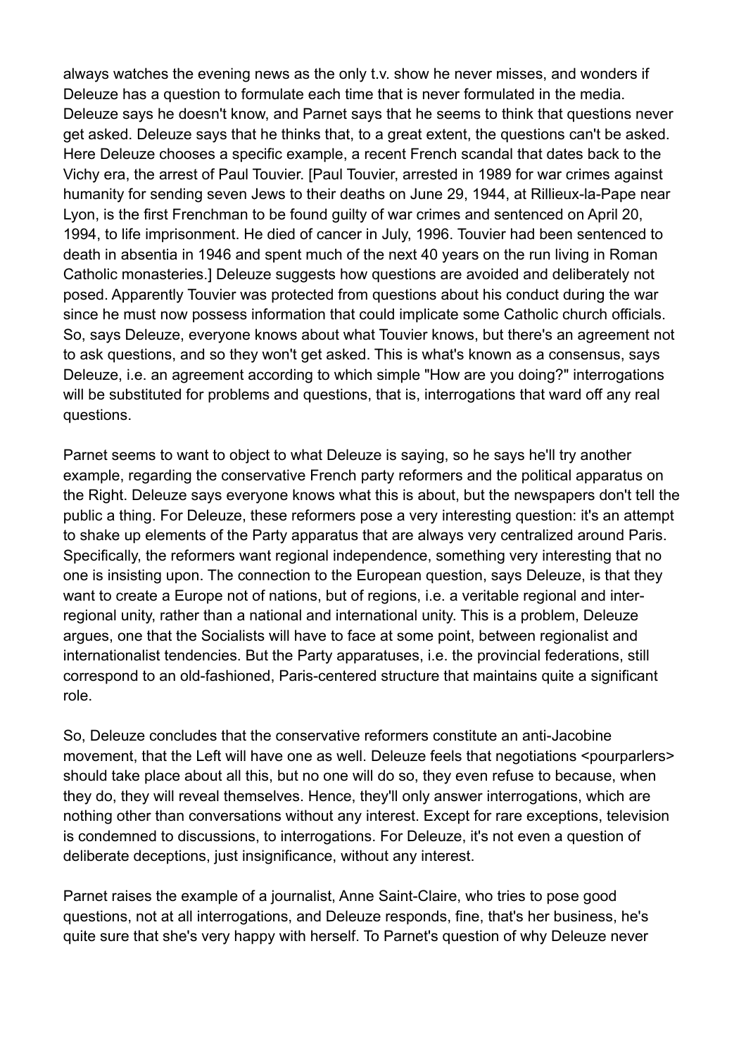always watches the evening news as the only t.v. show he never misses, and wonders if Deleuze has a question to formulate each time that is never formulated in the media. Deleuze says he doesn't know, and Parnet says that he seems to think that questions never get asked. Deleuze says that he thinks that, to a great extent, the questions can't be asked. Here Deleuze chooses a specific example, a recent French scandal that dates back to the Vichy era, the arrest of Paul Touvier. [Paul Touvier, arrested in 1989 for war crimes against humanity for sending seven Jews to their deaths on June 29, 1944, at Rillieux-la-Pape near Lyon, is the first Frenchman to be found guilty of war crimes and sentenced on April 20, 1994, to life imprisonment. He died of cancer in July, 1996. Touvier had been sentenced to death in absentia in 1946 and spent much of the next 40 years on the run living in Roman Catholic monasteries.] Deleuze suggests how questions are avoided and deliberately not posed. Apparently Touvier was protected from questions about his conduct during the war since he must now possess information that could implicate some Catholic church officials. So, says Deleuze, everyone knows about what Touvier knows, but there's an agreement not to ask questions, and so they won't get asked. This is what's known as a consensus, says Deleuze, i.e. an agreement according to which simple "How are you doing?" interrogations will be substituted for problems and questions, that is, interrogations that ward off any real questions.

Parnet seems to want to object to what Deleuze is saying, so he says he'll try another example, regarding the conservative French party reformers and the political apparatus on the Right. Deleuze says everyone knows what this is about, but the newspapers don't tell the public a thing. For Deleuze, these reformers pose a very interesting question: it's an attempt to shake up elements of the Party apparatus that are always very centralized around Paris. Specifically, the reformers want regional independence, something very interesting that no one is insisting upon. The connection to the European question, says Deleuze, is that they want to create a Europe not of nations, but of regions, i.e. a veritable regional and inter-regional unity, rather than a national and international unity. This is a problem, Deleuze argues, one that the Socialists will have to face at some point, between regionalist and internationalist tendencies. But the Party apparatuses, i.e. the provincial federations, still correspond to an old-fashioned, Paris-centered structure that maintains quite a significant role.

So, Deleuze concludes that the conservative reformers constitute an anti-Jacobine movement, that the Left will have one as well. Deleuze feels that negotiations <pourparlers> should take place about all this, but no one will do so, they even refuse to because, when they do, they will reveal themselves. Hence, they'll only answer interrogations, which are nothing other than conversations without any interest. Except for rare exceptions, television is condemned to discussions, to interrogations. For Deleuze, it's not even a question of deliberate deceptions, just insignificance, without any interest.

Parnet raises the example of a journalist, Anne Saint-Claire, who tries to pose good questions, not at all interrogations, and Deleuze responds, fine, that's her business, he's quite sure that she's very happy with herself. To Parnet's question of why Deleuze never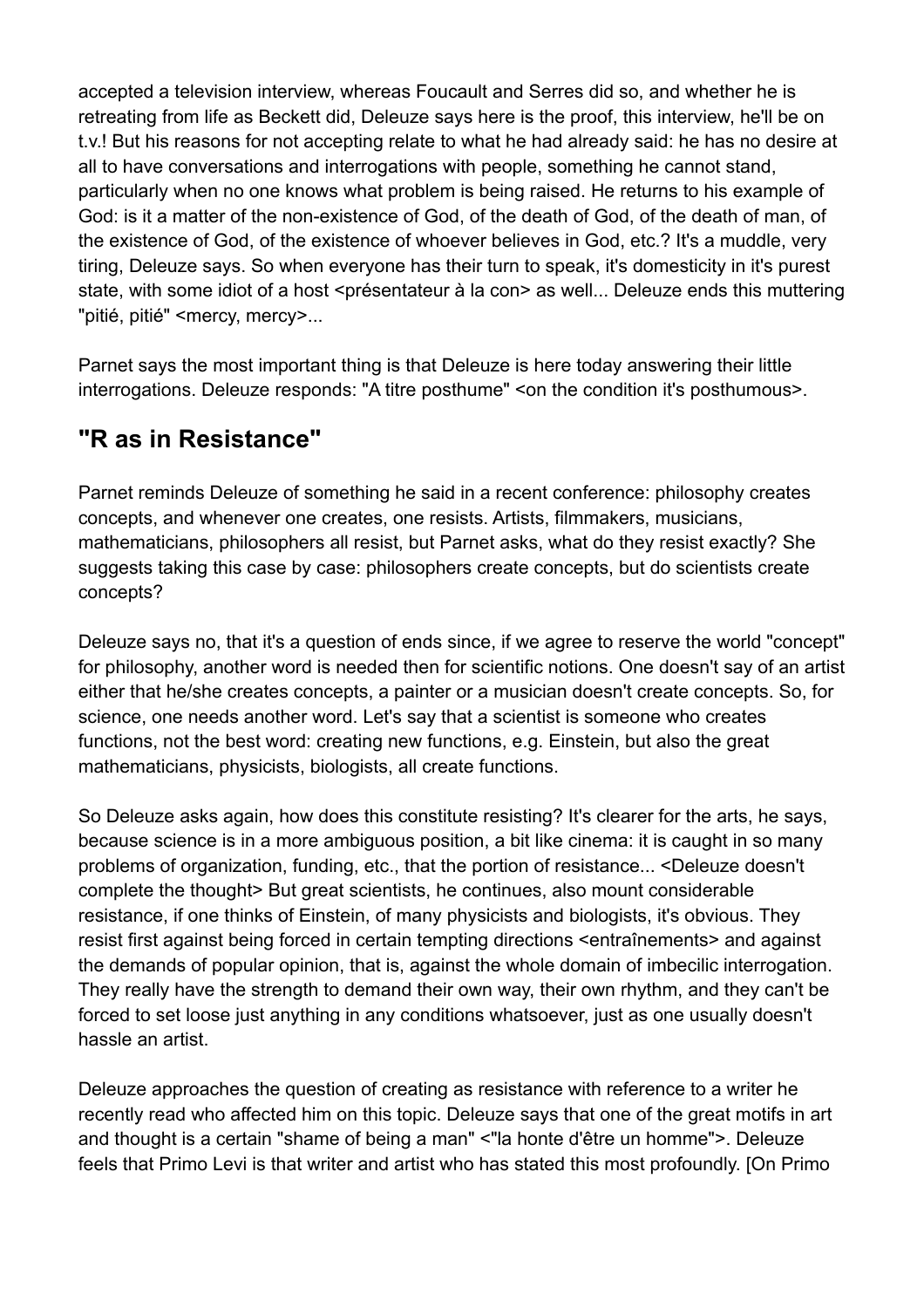accepted a television interview, whereas Foucault and Serres did so, and whether he is retreating from life as Beckett did, Deleuze says here is the proof, this interview, he'll be on t.v.! But his reasons for not accepting relate to what he had already said: he has no desire at all to have conversations and interrogations with people, something he cannot stand, particularly when no one knows what problem is being raised. He returns to his example of God: is it a matter of the non-existence of God, of the death of God, of the death of man, of the existence of God, of the existence of whoever believes in God, etc.? It's a muddle, very tiring, Deleuze says. So when everyone has their turn to speak, it's domesticity in it's purest state, with some idiot of a host <présentateur à la con> as well... Deleuze ends this muttering "pitié, pitié" <mercy, mercy>...

Parnet says the most important thing is that Deleuze is here today answering their little interrogations. Deleuze responds: "A titre posthume" <on the condition it's posthumous>.

## "R as in Resistance"

Parnet reminds Deleuze of something he said in a recent conference: philosophy creates concepts, and whenever one creates, one resists. Artists, filmmakers, musicians, mathematicians, philosophers all resist, but Parnet asks, what do they resist exactly? She suggests taking this case by case: philosophers create concepts, but do scientists create concepts?

Deleuze says no, that it's a question of ends since, if we agree to reserve the world "concept" for philosophy, another word is needed then for scientific notions. One doesn't say of an artist either that he/she creates concepts, a painter or a musician doesn't create concepts. So, for science, one needs another word. Let's say that a scientist is someone who creates functions, not the best word: creating new functions, e.g. Einstein, but also the great mathematicians, physicists, biologists, all create functions.

So Deleuze asks again, how does this constitute resisting? It's clearer for the arts, he says, because science is in a more ambiguous position, a bit like cinema: it is caught in so many problems of organization, funding, etc., that the portion of resistance... <Deleuze doesn't complete the thought> But great scientists, he continues, also mount considerable resistance, if one thinks of Einstein, of many physicists and biologists, it's obvious. They resist first against being forced in certain tempting directions <entraînements> and against the demands of popular opinion, that is, against the whole domain of imbecilic interrogation. They really have the strength to demand their own way, their own rhythm, and they can't be forced to set loose just anything in any conditions whatsoever, just as one usually doesn't hassle an artist.

Deleuze approaches the question of creating as resistance with reference to a writer he recently read who affected him on this topic. Deleuze says that one of the great motifs in art and thought is a certain "shame of being a man" <"la honte d'être un homme">. Deleuze feels that Primo Levi is that writer and artist who has stated this most profoundly. [On Primo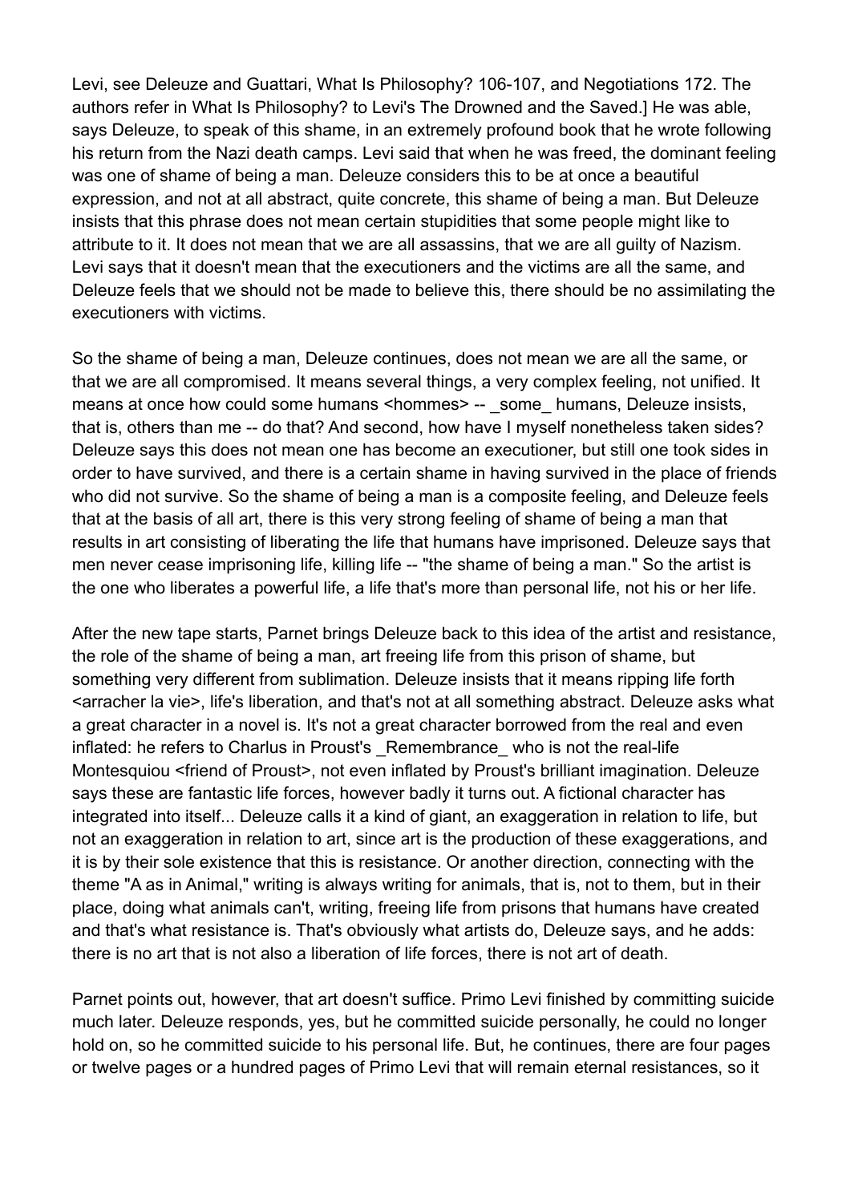Levi, see Deleuze and Guattari, What Is Philosophy? 106-107, and Negotiations 172. The authors refer in What Is Philosophy? to Levi's The Drowned and the Saved.] He was able, says Deleuze, to speak of this shame, in an extremely profound book that he wrote following his return from the Nazi death camps. Levi said that when he was freed, the dominant feeling was one of shame of being a man. Deleuze considers this to be at once a beautiful expression, and not at all abstract, quite concrete, this shame of being a man. But Deleuze insists that this phrase does not mean certain stupidities that some people might like to attribute to it. It does not mean that we are all assassins, that we are all guilty of Nazism. Levi says that it doesn't mean that the executioners and the victims are all the same, and Deleuze feels that we should not be made to believe this, there should be no assimilating the executioners with victims.

So the shame of being a man, Deleuze continues, does not mean we are all the same, or that we are all compromised. It means several things, a very complex feeling, not unified. It means at once how could some humans <hommes> -- _some_ humans, Deleuze insists, that is, others than me -- do that? And second, how have I myself nonetheless taken sides? Deleuze says this does not mean one has become an executioner, but still one took sides in order to have survived, and there is a certain shame in having survived in the place of friends who did not survive. So the shame of being a man is a composite feeling, and Deleuze feels that at the basis of all art, there is this very strong feeling of shame of being a man that results in art consisting of liberating the life that humans have imprisoned. Deleuze says that men never cease imprisoning life, killing life -- "the shame of being a man." So the artist is the one who liberates a powerful life, a life that's more than personal life, not his or her life.

After the new tape starts, Parnet brings Deleuze back to this idea of the artist and resistance, the role of the shame of being a man, art freeing life from this prison of shame, but something very different from sublimation. Deleuze insists that it means ripping life forth <arracher la vie>, life's liberation, and that's not at all something abstract. Deleuze asks what a great character in a novel is. It's not a great character borrowed from the real and even inflated: he refers to Charlus in Proust's _Remembrance_ who is not the real-life Montesquiou <friend of Proust>, not even inflated by Proust's brilliant imagination. Deleuze says these are fantastic life forces, however badly it turns out. A fictional character has integrated into itself... Deleuze calls it a kind of giant, an exaggeration in relation to life, but not an exaggeration in relation to art, since art is the production of these exaggerations, and it is by their sole existence that this is resistance. Or another direction, connecting with the theme "A as in Animal," writing is always writing for animals, that is, not to them, but in their place, doing what animals can't, writing, freeing life from prisons that humans have created and that's what resistance is. That's obviously what artists do, Deleuze says, and he adds: there is no art that is not also a liberation of life forces, there is not art of death.

Parnet points out, however, that art doesn't suffice. Primo Levi finished by committing suicide much later. Deleuze responds, yes, but he committed suicide personally, he could no longer hold on, so he committed suicide to his personal life. But, he continues, there are four pages or twelve pages or a hundred pages of Primo Levi that will remain eternal resistances, so it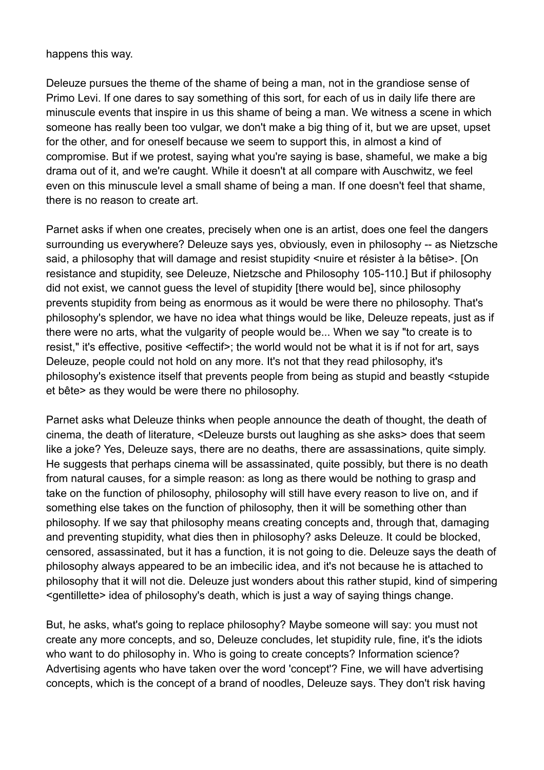happens this way.

Deleuze pursues the theme of the shame of being a man, not in the grandiose sense of Primo Levi. If one dares to say something of this sort, for each of us in daily life there are minuscule events that inspire in us this shame of being a man. We witness a scene in which someone has really been too vulgar, we don't make a big thing of it, but we are upset, upset for the other, and for oneself because we seem to support this, in almost a kind of compromise. But if we protest, saying what you're saying is base, shameful, we make a big drama out of it, and we're caught. While it doesn't at all compare with Auschwitz, we feel even on this minuscule level a small shame of being a man. If one doesn't feel that shame, there is no reason to create art.

Parnet asks if when one creates, precisely when one is an artist, does one feel the dangers surrounding us everywhere? Deleuze says yes, obviously, even in philosophy -- as Nietzsche said, a philosophy that will damage and resist stupidity <nuire et résister à la bêtise>. [On resistance and stupidity, see Deleuze, Nietzsche and Philosophy 105-110.] But if philosophy did not exist, we cannot guess the level of stupidity [there would be], since philosophy prevents stupidity from being as enormous as it would be were there no philosophy. That's philosophy's splendor, we have no idea what things would be like, Deleuze repeats, just as if there were no arts, what the vulgarity of people would be... When we say "to create is to resist," it's effective, positive <effectif>; the world would not be what it is if not for art, says Deleuze, people could not hold on any more. It's not that they read philosophy, it's philosophy's existence itself that prevents people from being as stupid and beastly <stupide et bête> as they would be were there no philosophy.

Parnet asks what Deleuze thinks when people announce the death of thought, the death of cinema, the death of literature, <Deleuze bursts out laughing as she asks> does that seem like a joke? Yes, Deleuze says, there are no deaths, there are assassinations, quite simply. He suggests that perhaps cinema will be assassinated, quite possibly, but there is no death from natural causes, for a simple reason: as long as there would be nothing to grasp and take on the function of philosophy, philosophy will still have every reason to live on, and if something else takes on the function of philosophy, then it will be something other than philosophy. If we say that philosophy means creating concepts and, through that, damaging and preventing stupidity, what dies then in philosophy? asks Deleuze. It could be blocked, censored, assassinated, but it has a function, it is not going to die. Deleuze says the death of philosophy always appeared to be an imbecilic idea, and it's not because he is attached to philosophy that it will not die. Deleuze just wonders about this rather stupid, kind of simpering <gentillette> idea of philosophy's death, which is just a way of saying things change.

But, he asks, what's going to replace philosophy? Maybe someone will say: you must not create any more concepts, and so, Deleuze concludes, let stupidity rule, fine, it's the idiots who want to do philosophy in. Who is going to create concepts? Information science? Advertising agents who have taken over the word 'concept'? Fine, we will have advertising concepts, which is the concept of a brand of noodles, Deleuze says. They don't risk having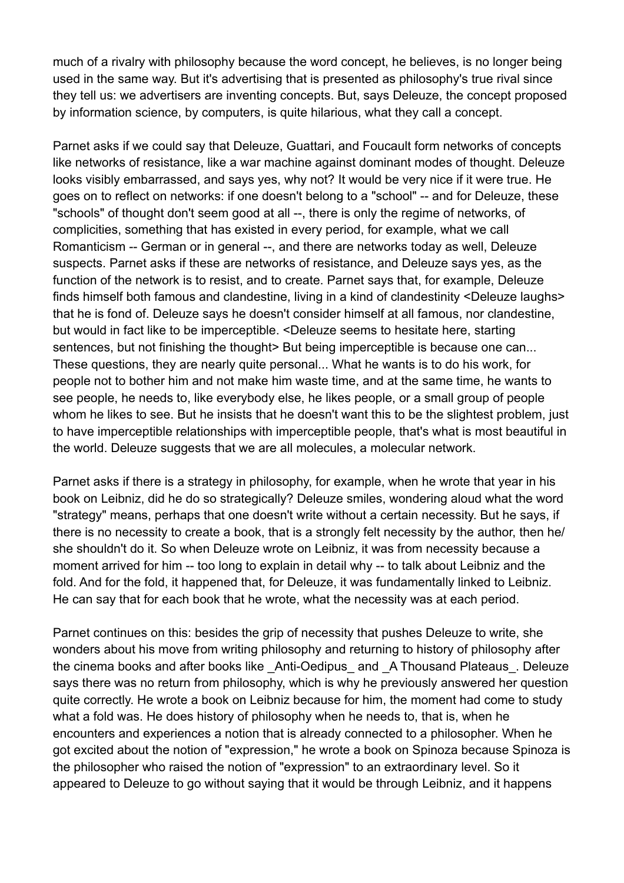much of a rivalry with philosophy because the word concept, he believes, is no longer being used in the same way. But it's advertising that is presented as philosophy's true rival since they tell us: we advertisers are inventing concepts. But, says Deleuze, the concept proposed by information science, by computers, is quite hilarious, what they call a concept.

Parnet asks if we could say that Deleuze, Guattari, and Foucault form networks of concepts like networks of resistance, like a war machine against dominant modes of thought. Deleuze looks visibly embarrassed, and says yes, why not? It would be very nice if it were true. He goes on to reflect on networks: if one doesn't belong to a "school" -- and for Deleuze, these "schools" of thought don't seem good at all --, there is only the regime of networks, of complicities, something that has existed in every period, for example, what we call Romanticism -- German or in general --, and there are networks today as well, Deleuze suspects. Parnet asks if these are networks of resistance, and Deleuze says yes, as the function of the network is to resist, and to create. Parnet says that, for example, Deleuze finds himself both famous and clandestine, living in a kind of clandestinity <Deleuze laughs> that he is fond of. Deleuze says he doesn't consider himself at all famous, nor clandestine, but would in fact like to be imperceptible. <Deleuze seems to hesitate here, starting sentences, but not finishing the thought> But being imperceptible is because one can... These questions, they are nearly quite personal... What he wants is to do his work, for people not to bother him and not make him waste time, and at the same time, he wants to see people, he needs to, like everybody else, he likes people, or a small group of people whom he likes to see. But he insists that he doesn't want this to be the slightest problem, just to have imperceptible relationships with imperceptible people, that's what is most beautiful in the world. Deleuze suggests that we are all molecules, a molecular network.

Parnet asks if there is a strategy in philosophy, for example, when he wrote that year in his book on Leibniz, did he do so strategically? Deleuze smiles, wondering aloud what the word "strategy" means, perhaps that one doesn't write without a certain necessity. But he says, if there is no necessity to create a book, that is a strongly felt necessity by the author, then he/she shouldn't do it. So when Deleuze wrote on Leibniz, it was from necessity because a moment arrived for him -- too long to explain in detail why -- to talk about Leibniz and the fold. And for the fold, it happened that, for Deleuze, it was fundamentally linked to Leibniz. He can say that for each book that he wrote, what the necessity was at each period.

Parnet continues on this: besides the grip of necessity that pushes Deleuze to write, she wonders about his move from writing philosophy and returning to history of philosophy after the cinema books and after books like _Anti-Oedipus_ and _A Thousand Plateaus_. Deleuze says there was no return from philosophy, which is why he previously answered her question quite correctly. He wrote a book on Leibniz because for him, the moment had come to study what a fold was. He does history of philosophy when he needs to, that is, when he encounters and experiences a notion that is already connected to a philosopher. When he got excited about the notion of "expression," he wrote a book on Spinoza because Spinoza is the philosopher who raised the notion of "expression" to an extraordinary level. So it appeared to Deleuze to go without saying that it would be through Leibniz, and it happens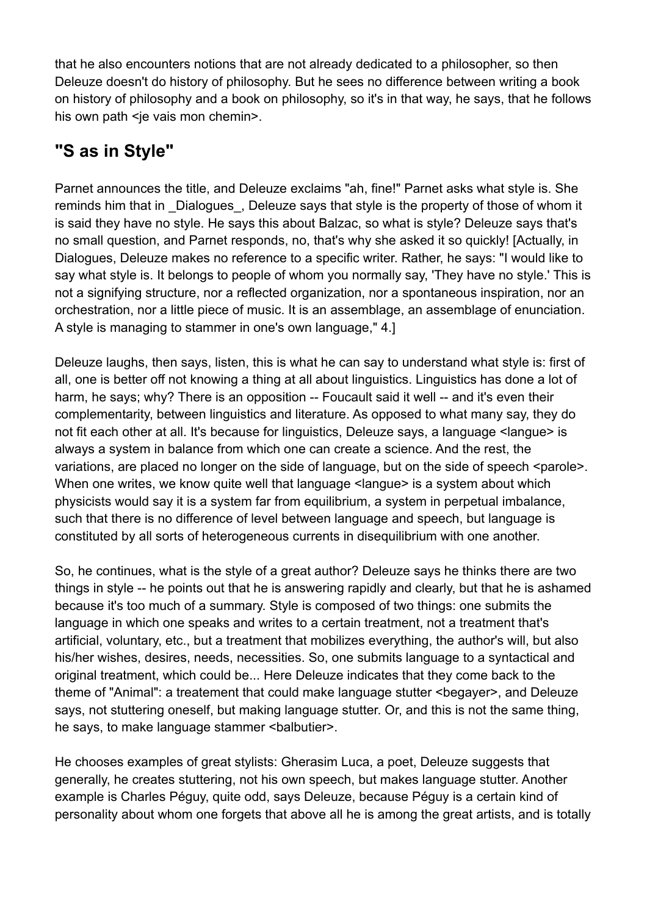that he also encounters notions that are not already dedicated to a philosopher, so then Deleuze doesn't do history of philosophy. But he sees no difference between writing a book on history of philosophy and a book on philosophy, so it's in that way, he says, that he follows his own path <je vais mon chemin>.

## "S as in Style"

Parnet announces the title, and Deleuze exclaims "ah, fine!" Parnet asks what style is. She reminds him that in _Dialogues_, Deleuze says that style is the property of those of whom it is said they have no style. He says this about Balzac, so what is style? Deleuze says that's no small question, and Parnet responds, no, that's why she asked it so quickly! [Actually, in Dialogues, Deleuze makes no reference to a specific writer. Rather, he says: "I would like to say what style is. It belongs to people of whom you normally say, 'They have no style.' This is not a signifying structure, nor a reflected organization, nor a spontaneous inspiration, nor an orchestration, nor a little piece of music. It is an assemblage, an assemblage of enunciation. A style is managing to stammer in one's own language," 4.]

Deleuze laughs, then says, listen, this is what he can say to understand what style is: first of all, one is better off not knowing a thing at all about linguistics. Linguistics has done a lot of harm, he says; why? There is an opposition -- Foucault said it well -- and it's even their complementarity, between linguistics and literature. As opposed to what many say, they do not fit each other at all. It's because for linguistics, Deleuze says, a language <langue> is always a system in balance from which one can create a science. And the rest, the variations, are placed no longer on the side of language, but on the side of speech <parole>. When one writes, we know quite well that language <langue> is a system about which physicists would say it is a system far from equilibrium, a system in perpetual imbalance, such that there is no difference of level between language and speech, but language is constituted by all sorts of heterogeneous currents in disequilibrium with one another.

So, he continues, what is the style of a great author? Deleuze says he thinks there are two things in style -- he points out that he is answering rapidly and clearly, but that he is ashamed because it's too much of a summary. Style is composed of two things: one submits the language in which one speaks and writes to a certain treatment, not a treatment that's artificial, voluntary, etc., but a treatment that mobilizes everything, the author's will, but also his/her wishes, desires, needs, necessities. So, one submits language to a syntactical and original treatment, which could be... Here Deleuze indicates that they come back to the theme of "Animal": a treatement that could make language stutter <begayer>, and Deleuze says, not stuttering oneself, but making language stutter. Or, and this is not the same thing, he says, to make language stammer <balbutier>.

He chooses examples of great stylists: Gherasim Luca, a poet, Deleuze suggests that generally, he creates stuttering, not his own speech, but makes language stutter. Another example is Charles Péguy, quite odd, says Deleuze, because Péguy is a certain kind of personality about whom one forgets that above all he is among the great artists, and is totally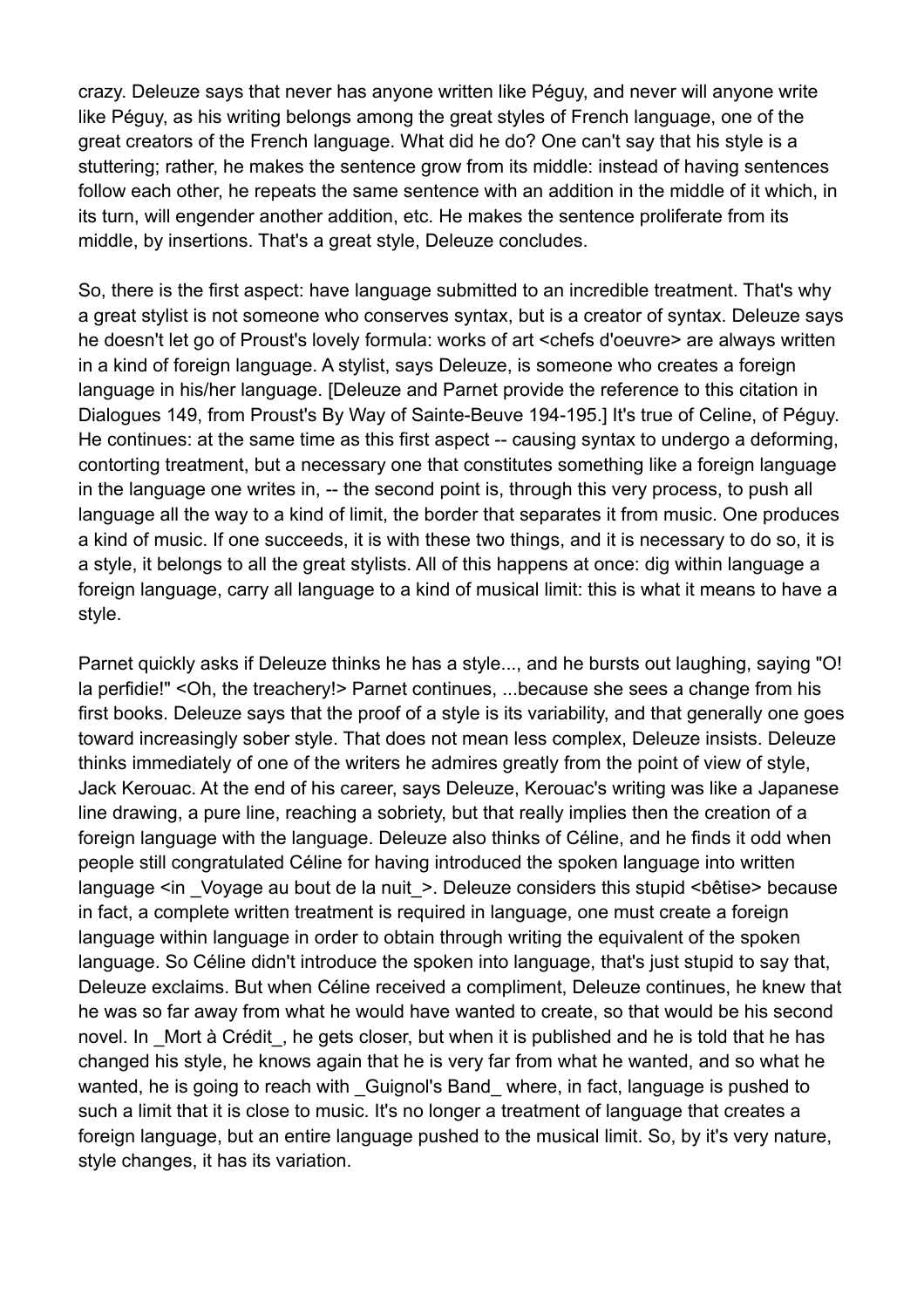crazy. Deleuze says that never has anyone written like Péguy, and never will anyone write like Péguy, as his writing belongs among the great styles of French language, one of the great creators of the French language. What did he do? One can't say that his style is a stuttering; rather, he makes the sentence grow from its middle: instead of having sentences follow each other, he repeats the same sentence with an addition in the middle of it which, in its turn, will engender another addition, etc. He makes the sentence proliferate from its middle, by insertions. That's a great style, Deleuze concludes.

So, there is the first aspect: have language submitted to an incredible treatment. That's why a great stylist is not someone who conserves syntax, but is a creator of syntax. Deleuze says he doesn't let go of Proust's lovely formula: works of art <chefs d'oeuvre> are always written in a kind of foreign language. A stylist, says Deleuze, is someone who creates a foreign language in his/her language. [Deleuze and Parnet provide the reference to this citation in Dialogues 149, from Proust's By Way of Sainte-Beuve 194-195.] It's true of Celine, of Péguy. He continues: at the same time as this first aspect -- causing syntax to undergo a deforming, contorting treatment, but a necessary one that constitutes something like a foreign language in the language one writes in, -- the second point is, through this very process, to push all language all the way to a kind of limit, the border that separates it from music. One produces a kind of music. If one succeeds, it is with these two things, and it is necessary to do so, it is a style, it belongs to all the great stylists. All of this happens at once: dig within language a foreign language, carry all language to a kind of musical limit: this is what it means to have a style.

Parnet quickly asks if Deleuze thinks he has a style..., and he bursts out laughing, saying "O! la perfidie!" <Oh, the treachery!> Parnet continues, ...because she sees a change from his first books. Deleuze says that the proof of a style is its variability, and that generally one goes toward increasingly sober style. That does not mean less complex, Deleuze insists. Deleuze thinks immediately of one of the writers he admires greatly from the point of view of style, Jack Kerouac. At the end of his career, says Deleuze, Kerouac's writing was like a Japanese line drawing, a pure line, reaching a sobriety, but that really implies then the creation of a foreign language with the language. Deleuze also thinks of Céline, and he finds it odd when people still congratulated Céline for having introduced the spoken language into written language <in _Voyage au bout de la nuit_>. Deleuze considers this stupid <bêtise> because in fact, a complete written treatment is required in language, one must create a foreign language within language in order to obtain through writing the equivalent of the spoken language. So Céline didn't introduce the spoken into language, that's just stupid to say that, Deleuze exclaims. But when Céline received a compliment, Deleuze continues, he knew that he was so far away from what he would have wanted to create, so that would be his second novel. In _Mort à Crédit_, he gets closer, but when it is published and he is told that he has changed his style, he knows again that he is very far from what he wanted, and so what he wanted, he is going to reach with _Guignol's Band_ where, in fact, language is pushed to such a limit that it is close to music. It's no longer a treatment of language that creates a foreign language, but an entire language pushed to the musical limit. So, by it's very nature, style changes, it has its variation.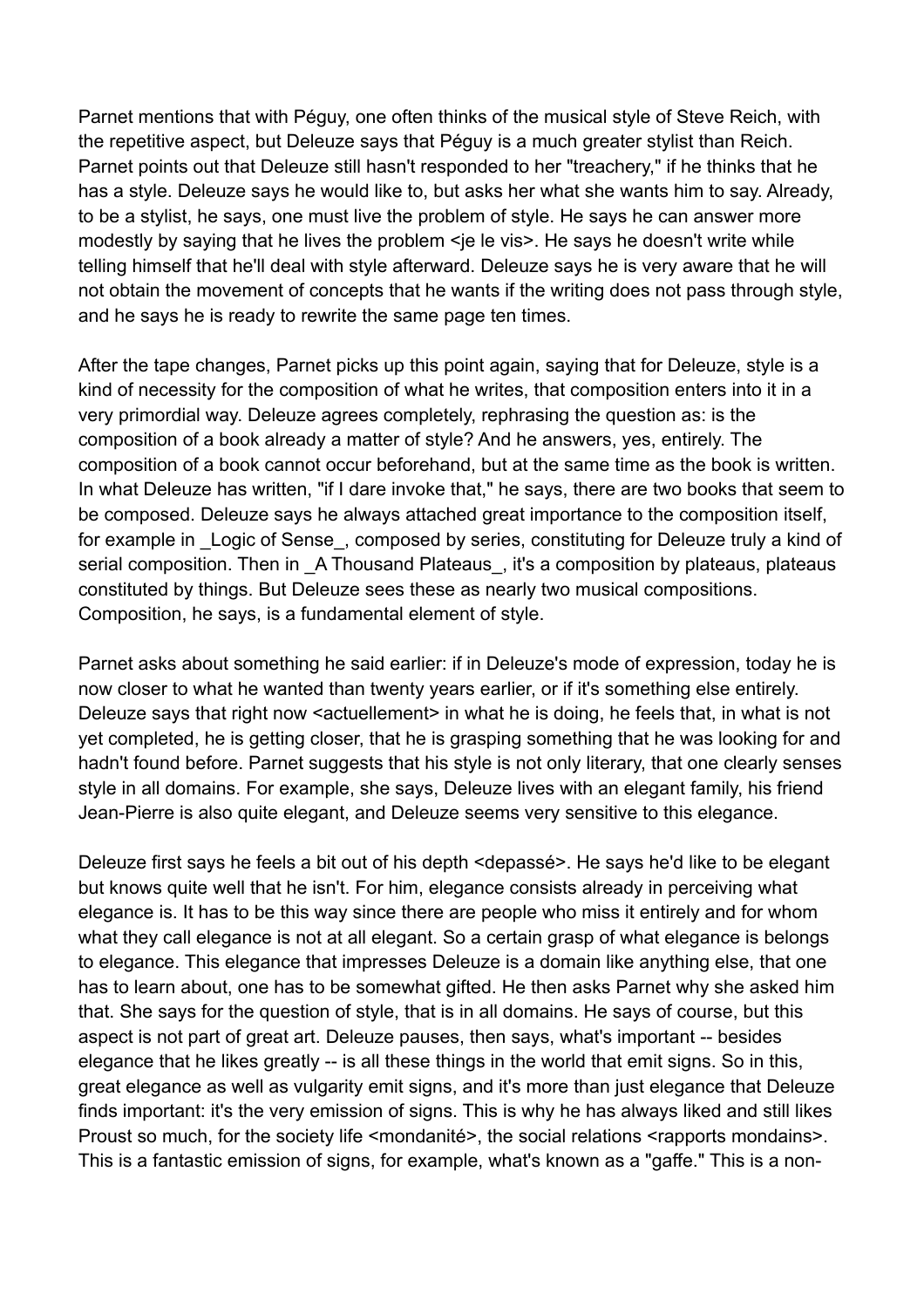Parnet mentions that with Péguy, one often thinks of the musical style of Steve Reich, with the repetitive aspect, but Deleuze says that Péguy is a much greater stylist than Reich. Parnet points out that Deleuze still hasn't responded to her "treachery," if he thinks that he has a style. Deleuze says he would like to, but asks her what she wants him to say. Already, to be a stylist, he says, one must live the problem of style. He says he can answer more modestly by saying that he lives the problem <je le vis>. He says he doesn't write while telling himself that he'll deal with style afterward. Deleuze says he is very aware that he will not obtain the movement of concepts that he wants if the writing does not pass through style, and he says he is ready to rewrite the same page ten times.

After the tape changes, Parnet picks up this point again, saying that for Deleuze, style is a kind of necessity for the composition of what he writes, that composition enters into it in a very primordial way. Deleuze agrees completely, rephrasing the question as: is the composition of a book already a matter of style? And he answers, yes, entirely. The composition of a book cannot occur beforehand, but at the same time as the book is written. In what Deleuze has written, "if I dare invoke that," he says, there are two books that seem to be composed. Deleuze says he always attached great importance to the composition itself, for example in _Logic of Sense_, composed by series, constituting for Deleuze truly a kind of serial composition. Then in _A Thousand Plateaus_, it's a composition by plateaus, plateaus constituted by things. But Deleuze sees these as nearly two musical compositions. Composition, he says, is a fundamental element of style.

Parnet asks about something he said earlier: if in Deleuze's mode of expression, today he is now closer to what he wanted than twenty years earlier, or if it's something else entirely. Deleuze says that right now <actuellement> in what he is doing, he feels that, in what is not yet completed, he is getting closer, that he is grasping something that he was looking for and hadn't found before. Parnet suggests that his style is not only literary, that one clearly senses style in all domains. For example, she says, Deleuze lives with an elegant family, his friend Jean-Pierre is also quite elegant, and Deleuze seems very sensitive to this elegance.

Deleuze first says he feels a bit out of his depth <depassé>. He says he'd like to be elegant but knows quite well that he isn't. For him, elegance consists already in perceiving what elegance is. It has to be this way since there are people who miss it entirely and for whom what they call elegance is not at all elegant. So a certain grasp of what elegance is belongs to elegance. This elegance that impresses Deleuze is a domain like anything else, that one has to learn about, one has to be somewhat gifted. He then asks Parnet why she asked him that. She says for the question of style, that is in all domains. He says of course, but this aspect is not part of great art. Deleuze pauses, then says, what's important -- besides elegance that he likes greatly -- is all these things in the world that emit signs. So in this, great elegance as well as vulgarity emit signs, and it's more than just elegance that Deleuze finds important: it's the very emission of signs. This is why he has always liked and still likes Proust so much, for the society life <mondanité>, the social relations <rapports mondains>. This is a fantastic emission of signs, for example, what's known as a "gaffe." This is a non-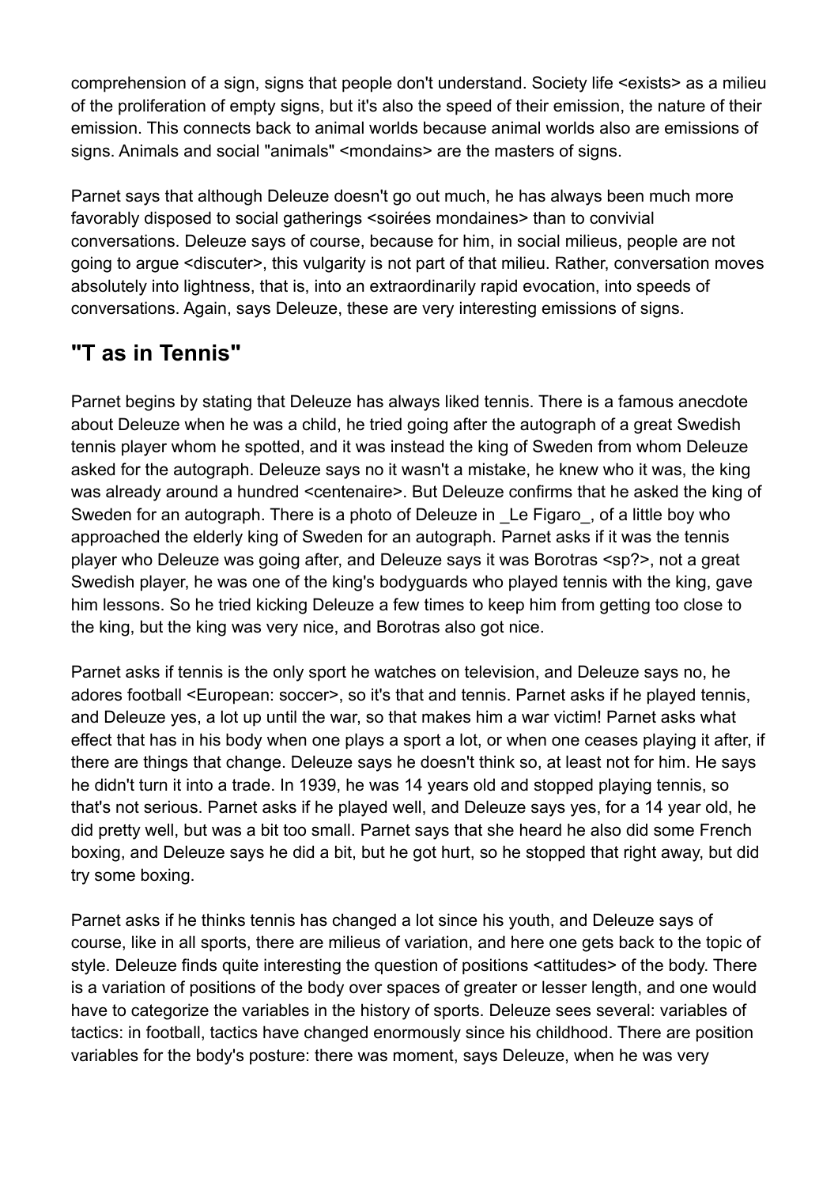comprehension of a sign, signs that people don't understand. Society life <exists> as a milieu of the proliferation of empty signs, but it's also the speed of their emission, the nature of their emission. This connects back to animal worlds because animal worlds also are emissions of signs. Animals and social "animals" <mondains> are the masters of signs.

Parnet says that although Deleuze doesn't go out much, he has always been much more favorably disposed to social gatherings <soirées mondaines> than to convivial conversations. Deleuze says of course, because for him, in social milieus, people are not going to argue <discuter>, this vulgarity is not part of that milieu. Rather, conversation moves absolutely into lightness, that is, into an extraordinarily rapid evocation, into speeds of conversations. Again, says Deleuze, these are very interesting emissions of signs.

## "T as in Tennis"

Parnet begins by stating that Deleuze has always liked tennis. There is a famous anecdote about Deleuze when he was a child, he tried going after the autograph of a great Swedish tennis player whom he spotted, and it was instead the king of Sweden from whom Deleuze asked for the autograph. Deleuze says no it wasn't a mistake, he knew who it was, the king was already around a hundred <centenaire>. But Deleuze confirms that he asked the king of Sweden for an autograph. There is a photo of Deleuze in _Le Figaro_, of a little boy who approached the elderly king of Sweden for an autograph. Parnet asks if it was the tennis player who Deleuze was going after, and Deleuze says it was Borotras <sp?>, not a great Swedish player, he was one of the king's bodyguards who played tennis with the king, gave him lessons. So he tried kicking Deleuze a few times to keep him from getting too close to the king, but the king was very nice, and Borotras also got nice.

Parnet asks if tennis is the only sport he watches on television, and Deleuze says no, he adores football <European: soccer>, so it's that and tennis. Parnet asks if he played tennis, and Deleuze yes, a lot up until the war, so that makes him a war victim! Parnet asks what effect that has in his body when one plays a sport a lot, or when one ceases playing it after, if there are things that change. Deleuze says he doesn't think so, at least not for him. He says he didn't turn it into a trade. In 1939, he was 14 years old and stopped playing tennis, so that's not serious. Parnet asks if he played well, and Deleuze says yes, for a 14 year old, he did pretty well, but was a bit too small. Parnet says that she heard he also did some French boxing, and Deleuze says he did a bit, but he got hurt, so he stopped that right away, but did try some boxing.

Parnet asks if he thinks tennis has changed a lot since his youth, and Deleuze says of course, like in all sports, there are milieus of variation, and here one gets back to the topic of style. Deleuze finds quite interesting the question of positions <attitudes> of the body. There is a variation of positions of the body over spaces of greater or lesser length, and one would have to categorize the variables in the history of sports. Deleuze sees several: variables of tactics: in football, tactics have changed enormously since his childhood. There are position variables for the body's posture: there was moment, says Deleuze, when he was very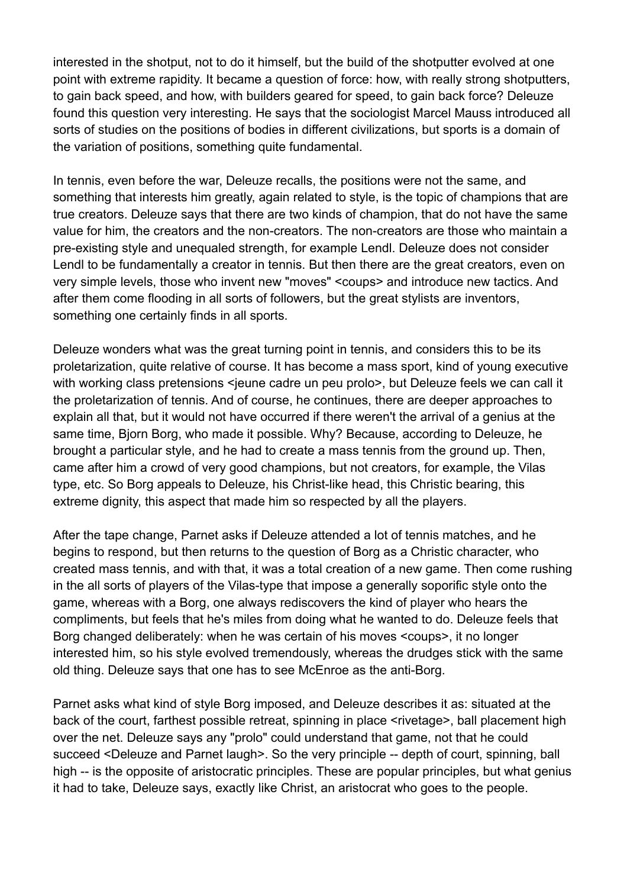interested in the shotput, not to do it himself, but the build of the shotputter evolved at one point with extreme rapidity. It became a question of force: how, with really strong shotputters, to gain back speed, and how, with builders geared for speed, to gain back force? Deleuze found this question very interesting. He says that the sociologist Marcel Mauss introduced all sorts of studies on the positions of bodies in different civilizations, but sports is a domain of the variation of positions, something quite fundamental.

In tennis, even before the war, Deleuze recalls, the positions were not the same, and something that interests him greatly, again related to style, is the topic of champions that are true creators. Deleuze says that there are two kinds of champion, that do not have the same value for him, the creators and the non-creators. The non-creators are those who maintain a pre-existing style and unequaled strength, for example Lendl. Deleuze does not consider Lendl to be fundamentally a creator in tennis. But then there are the great creators, even on very simple levels, those who invent new "moves" <coups> and introduce new tactics. And after them come flooding in all sorts of followers, but the great stylists are inventors, something one certainly finds in all sports.

Deleuze wonders what was the great turning point in tennis, and considers this to be its proletarization, quite relative of course. It has become a mass sport, kind of young executive with working class pretensions <jeune cadre un peu prolo>, but Deleuze feels we can call it the proletarization of tennis. And of course, he continues, there are deeper approaches to explain all that, but it would not have occurred if there weren't the arrival of a genius at the same time, Bjorn Borg, who made it possible. Why? Because, according to Deleuze, he brought a particular style, and he had to create a mass tennis from the ground up. Then, came after him a crowd of very good champions, but not creators, for example, the Vilas type, etc. So Borg appeals to Deleuze, his Christ-like head, this Christic bearing, this extreme dignity, this aspect that made him so respected by all the players.

After the tape change, Parnet asks if Deleuze attended a lot of tennis matches, and he begins to respond, but then returns to the question of Borg as a Christic character, who created mass tennis, and with that, it was a total creation of a new game. Then come rushing in the all sorts of players of the Vilas-type that impose a generally soporific style onto the game, whereas with a Borg, one always rediscovers the kind of player who hears the compliments, but feels that he's miles from doing what he wanted to do. Deleuze feels that Borg changed deliberately: when he was certain of his moves <coups>, it no longer interested him, so his style evolved tremendously, whereas the drudges stick with the same old thing. Deleuze says that one has to see McEnroe as the anti-Borg.

Parnet asks what kind of style Borg imposed, and Deleuze describes it as: situated at the back of the court, farthest possible retreat, spinning in place <rivetage>, ball placement high over the net. Deleuze says any "prolo" could understand that game, not that he could succeed <Deleuze and Parnet laugh>. So the very principle -- depth of court, spinning, ball high -- is the opposite of aristocratic principles. These are popular principles, but what genius it had to take, Deleuze says, exactly like Christ, an aristocrat who goes to the people.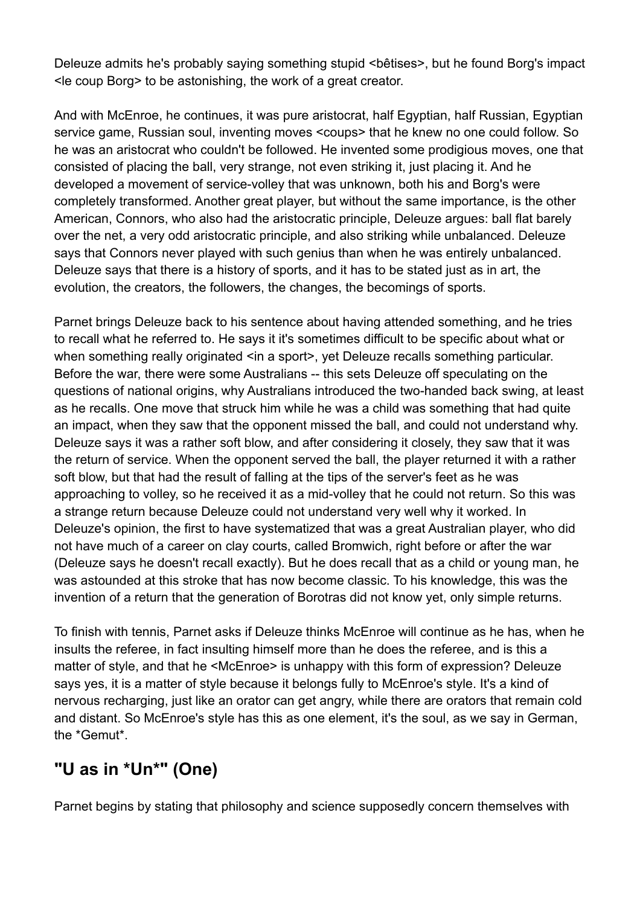Deleuze admits he's probably saying something stupid <bêtises>, but he found Borg's impact <le coup Borg> to be astonishing, the work of a great creator.

And with McEnroe, he continues, it was pure aristocrat, half Egyptian, half Russian, Egyptian service game, Russian soul, inventing moves <coups> that he knew no one could follow. So he was an aristocrat who couldn't be followed. He invented some prodigious moves, one that consisted of placing the ball, very strange, not even striking it, just placing it. And he developed a movement of service-volley that was unknown, both his and Borg's were completely transformed. Another great player, but without the same importance, is the other American, Connors, who also had the aristocratic principle, Deleuze argues: ball flat barely over the net, a very odd aristocratic principle, and also striking while unbalanced. Deleuze says that Connors never played with such genius than when he was entirely unbalanced. Deleuze says that there is a history of sports, and it has to be stated just as in art, the evolution, the creators, the followers, the changes, the becomings of sports.

Parnet brings Deleuze back to his sentence about having attended something, and he tries to recall what he referred to. He says it it's sometimes difficult to be specific about what or when something really originated <in a sport>, yet Deleuze recalls something particular. Before the war, there were some Australians -- this sets Deleuze off speculating on the questions of national origins, why Australians introduced the two-handed back swing, at least as he recalls. One move that struck him while he was a child was something that had quite an impact, when they saw that the opponent missed the ball, and could not understand why. Deleuze says it was a rather soft blow, and after considering it closely, they saw that it was the return of service. When the opponent served the ball, the player returned it with a rather soft blow, but that had the result of falling at the tips of the server's feet as he was approaching to volley, so he received it as a mid-volley that he could not return. So this was a strange return because Deleuze could not understand very well why it worked. In Deleuze's opinion, the first to have systematized that was a great Australian player, who did not have much of a career on clay courts, called Bromwich, right before or after the war (Deleuze says he doesn't recall exactly). But he does recall that as a child or young man, he was astounded at this stroke that has now become classic. To his knowledge, this was the invention of a return that the generation of Borotras did not know yet, only simple returns.

To finish with tennis, Parnet asks if Deleuze thinks McEnroe will continue as he has, when he insults the referee, in fact insulting himself more than he does the referee, and is this a matter of style, and that he <McEnroe> is unhappy with this form of expression? Deleuze says yes, it is a matter of style because it belongs fully to McEnroe's style. It's a kind of nervous recharging, just like an orator can get angry, while there are orators that remain cold and distant. So McEnroe's style has this as one element, it's the soul, as we say in German, the *Gemut*.

## "U as in *Un*" (One)

Parnet begins by stating that philosophy and science supposedly concern themselves with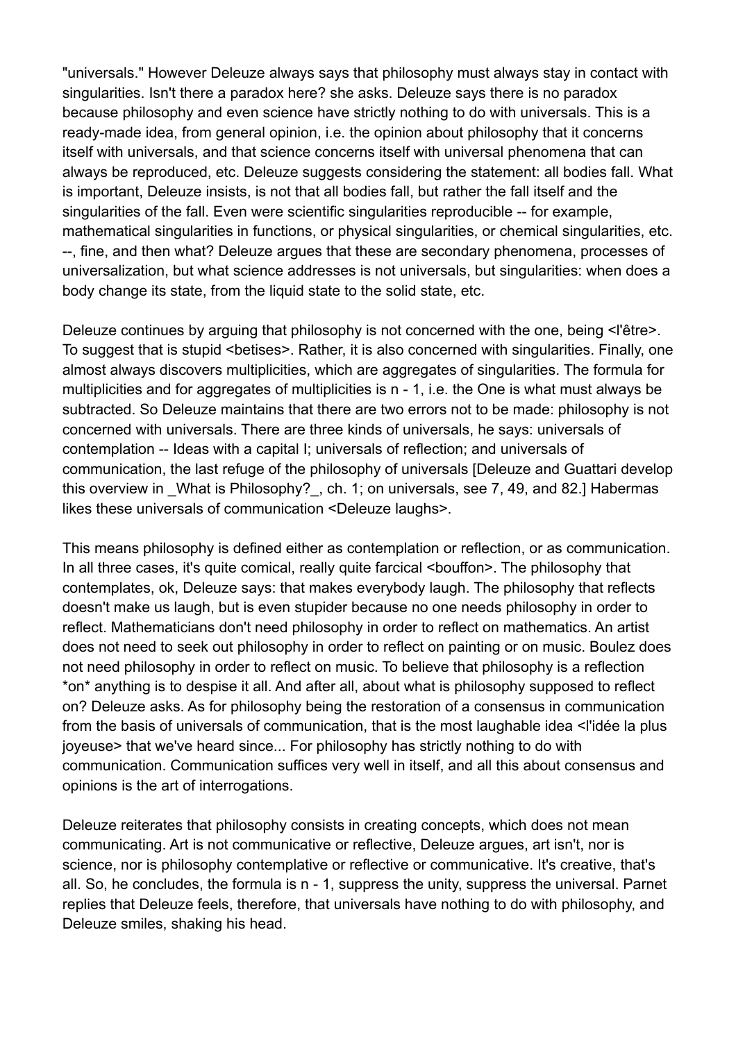"universals." However Deleuze always says that philosophy must always stay in contact with singularities. Isn't there a paradox here? she asks. Deleuze says there is no paradox because philosophy and even science have strictly nothing to do with universals. This is a ready-made idea, from general opinion, i.e. the opinion about philosophy that it concerns itself with universals, and that science concerns itself with universal phenomena that can always be reproduced, etc. Deleuze suggests considering the statement: all bodies fall. What is important, Deleuze insists, is not that all bodies fall, but rather the fall itself and the singularities of the fall. Even were scientific singularities reproducible -- for example, mathematical singularities in functions, or physical singularities, or chemical singularities, etc. --, fine, and then what? Deleuze argues that these are secondary phenomena, processes of universalization, but what science addresses is not universals, but singularities: when does a body change its state, from the liquid state to the solid state, etc.

Deleuze continues by arguing that philosophy is not concerned with the one, being <l'être>. To suggest that is stupid <betises>. Rather, it is also concerned with singularities. Finally, one almost always discovers multiplicities, which are aggregates of singularities. The formula for multiplicities and for aggregates of multiplicities is n - 1, i.e. the One is what must always be subtracted. So Deleuze maintains that there are two errors not to be made: philosophy is not concerned with universals. There are three kinds of universals, he says: universals of contemplation -- Ideas with a capital I; universals of reflection; and universals of communication, the last refuge of the philosophy of universals [Deleuze and Guattari develop this overview in _What is Philosophy?_, ch. 1; on universals, see 7, 49, and 82.] Habermas likes these universals of communication <Deleuze laughs>.

This means philosophy is defined either as contemplation or reflection, or as communication. In all three cases, it's quite comical, really quite farcical <bouffon>. The philosophy that contemplates, ok, Deleuze says: that makes everybody laugh. The philosophy that reflects doesn't make us laugh, but is even stupider because no one needs philosophy in order to reflect. Mathematicians don't need philosophy in order to reflect on mathematics. An artist does not need to seek out philosophy in order to reflect on painting or on music. Boulez does not need philosophy in order to reflect on music. To believe that philosophy is a reflection *on* anything is to despise it all. And after all, about what is philosophy supposed to reflect on? Deleuze asks. As for philosophy being the restoration of a consensus in communication from the basis of universals of communication, that is the most laughable idea <l'idée la plus joyeuse> that we've heard since... For philosophy has strictly nothing to do with communication. Communication suffices very well in itself, and all this about consensus and opinions is the art of interrogations.

Deleuze reiterates that philosophy consists in creating concepts, which does not mean communicating. Art is not communicative or reflective, Deleuze argues, art isn't, nor is science, nor is philosophy contemplative or reflective or communicative. It's creative, that's all. So, he concludes, the formula is n - 1, suppress the unity, suppress the universal. Parnet replies that Deleuze feels, therefore, that universals have nothing to do with philosophy, and Deleuze smiles, shaking his head.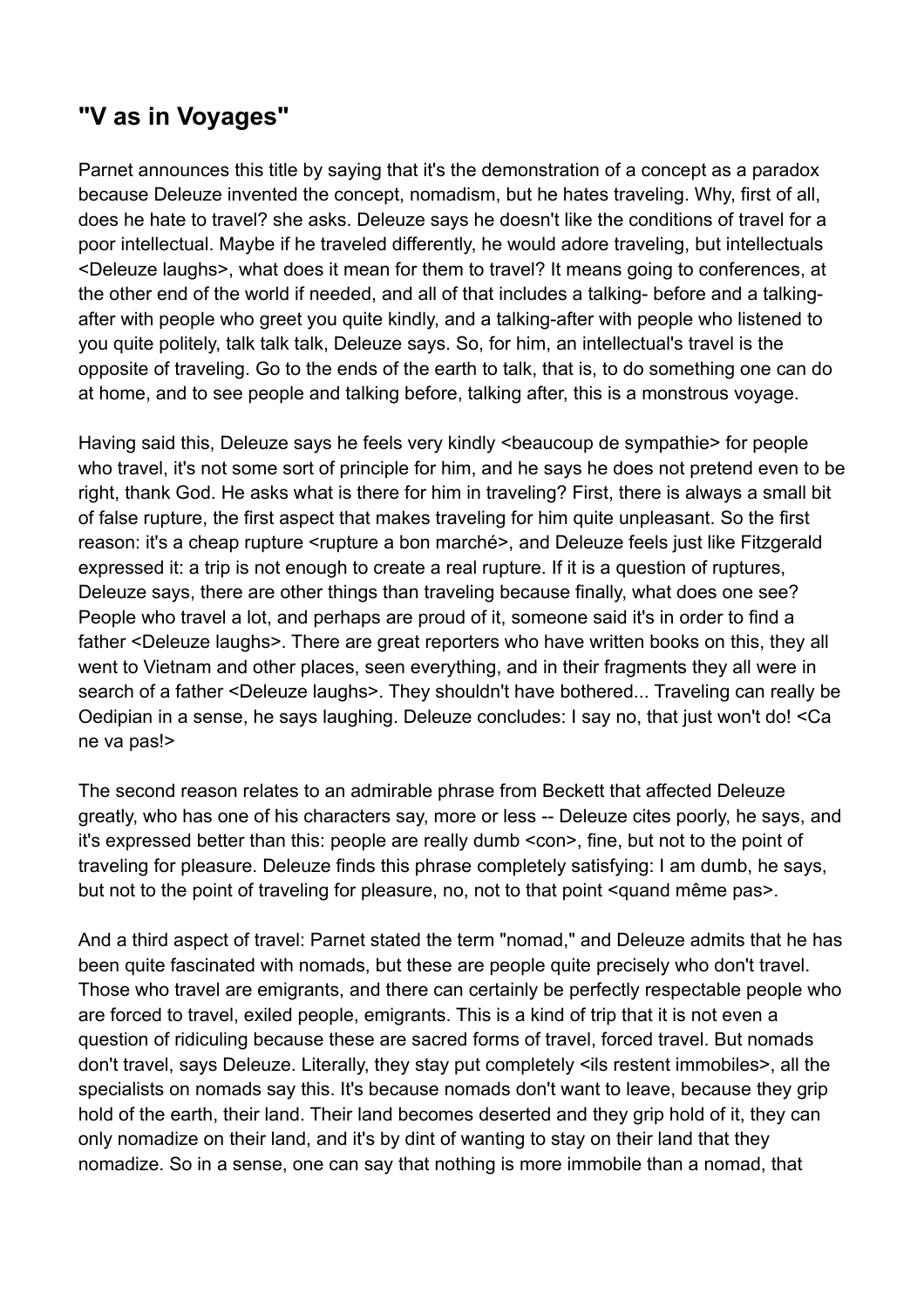## "V as in Voyages"

Parnet announces this title by saying that it's the demonstration of a concept as a paradox because Deleuze invented the concept, nomadism, but he hates traveling. Why, first of all, does he hate to travel? she asks. Deleuze says he doesn't like the conditions of travel for a poor intellectual. Maybe if he traveled differently, he would adore traveling, but intellectuals <Deleuze laughs>, what does it mean for them to travel? It means going to conferences, at the other end of the world if needed, and all of that includes a talking- before and a talking-after with people who greet you quite kindly, and a talking-after with people who listened to you quite politely, talk talk talk, Deleuze says. So, for him, an intellectual's travel is the opposite of traveling. Go to the ends of the earth to talk, that is, to do something one can do at home, and to see people and talking before, talking after, this is a monstrous voyage.

Having said this, Deleuze says he feels very kindly <beaucoup de sympathie> for people who travel, it's not some sort of principle for him, and he says he does not pretend even to be right, thank God. He asks what is there for him in traveling? First, there is always a small bit of false rupture, the first aspect that makes traveling for him quite unpleasant. So the first reason: it's a cheap rupture <rupture a bon marché>, and Deleuze feels just like Fitzgerald expressed it: a trip is not enough to create a real rupture. If it is a question of ruptures, Deleuze says, there are other things than traveling because finally, what does one see? People who travel a lot, and perhaps are proud of it, someone said it's in order to find a father <Deleuze laughs>. There are great reporters who have written books on this, they all went to Vietnam and other places, seen everything, and in their fragments they all were in search of a father <Deleuze laughs>. They shouldn't have bothered... Traveling can really be Oedipian in a sense, he says laughing. Deleuze concludes: I say no, that just won't do! <Ca ne va pas!>

The second reason relates to an admirable phrase from Beckett that affected Deleuze greatly, who has one of his characters say, more or less -- Deleuze cites poorly, he says, and it's expressed better than this: people are really dumb <con>, fine, but not to the point of traveling for pleasure. Deleuze finds this phrase completely satisfying: I am dumb, he says, but not to the point of traveling for pleasure, no, not to that point <quand même pas>.

And a third aspect of travel: Parnet stated the term "nomad," and Deleuze admits that he has been quite fascinated with nomads, but these are people quite precisely who don't travel. Those who travel are emigrants, and there can certainly be perfectly respectable people who are forced to travel, exiled people, emigrants. This is a kind of trip that it is not even a question of ridiculing because these are sacred forms of travel, forced travel. But nomads don't travel, says Deleuze. Literally, they stay put completely <ils restent immobiles>, all the specialists on nomads say this. It's because nomads don't want to leave, because they grip hold of the earth, their land. Their land becomes deserted and they grip hold of it, they can only nomadize on their land, and it's by dint of wanting to stay on their land that they nomadize. So in a sense, one can say that nothing is more immobile than a nomad, that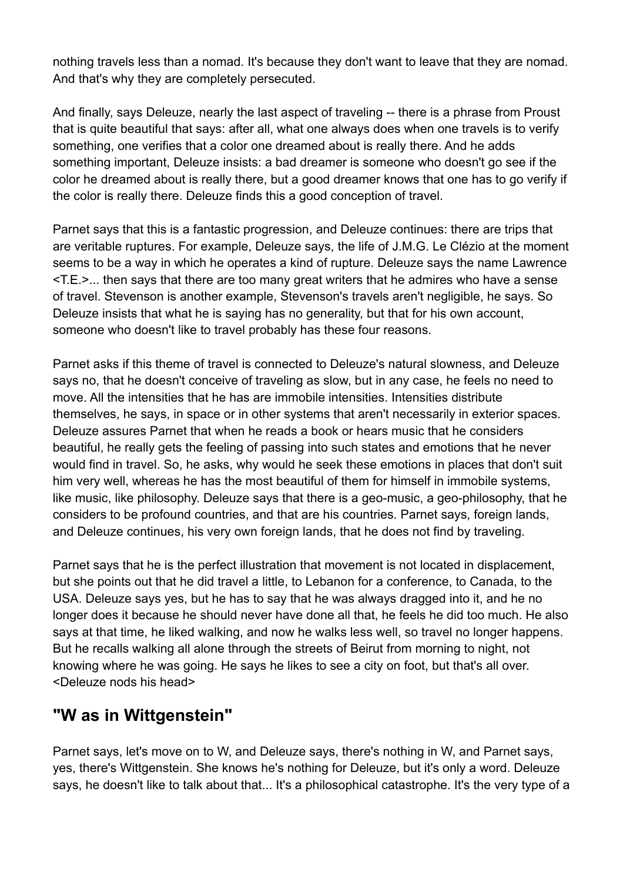nothing travels less than a nomad. It's because they don't want to leave that they are nomad. And that's why they are completely persecuted.

And finally, says Deleuze, nearly the last aspect of traveling -- there is a phrase from Proust that is quite beautiful that says: after all, what one always does when one travels is to verify something, one verifies that a color one dreamed about is really there. And he adds something important, Deleuze insists: a bad dreamer is someone who doesn't go see if the color he dreamed about is really there, but a good dreamer knows that one has to go verify if the color is really there. Deleuze finds this a good conception of travel.

Parnet says that this is a fantastic progression, and Deleuze continues: there are trips that are veritable ruptures. For example, Deleuze says, the life of J.M.G. Le Clézio at the moment seems to be a way in which he operates a kind of rupture. Deleuze says the name Lawrence <T.E.>... then says that there are too many great writers that he admires who have a sense of travel. Stevenson is another example, Stevenson's travels aren't negligible, he says. So Deleuze insists that what he is saying has no generality, but that for his own account, someone who doesn't like to travel probably has these four reasons.

Parnet asks if this theme of travel is connected to Deleuze's natural slowness, and Deleuze says no, that he doesn't conceive of traveling as slow, but in any case, he feels no need to move. All the intensities that he has are immobile intensities. Intensities distribute themselves, he says, in space or in other systems that aren't necessarily in exterior spaces. Deleuze assures Parnet that when he reads a book or hears music that he considers beautiful, he really gets the feeling of passing into such states and emotions that he never would find in travel. So, he asks, why would he seek these emotions in places that don't suit him very well, whereas he has the most beautiful of them for himself in immobile systems, like music, like philosophy. Deleuze says that there is a geo-music, a geo-philosophy, that he considers to be profound countries, and that are his countries. Parnet says, foreign lands, and Deleuze continues, his very own foreign lands, that he does not find by traveling.

Parnet says that he is the perfect illustration that movement is not located in displacement, but she points out that he did travel a little, to Lebanon for a conference, to Canada, to the USA. Deleuze says yes, but he has to say that he was always dragged into it, and he no longer does it because he should never have done all that, he feels he did too much. He also says at that time, he liked walking, and now he walks less well, so travel no longer happens. But he recalls walking all alone through the streets of Beirut from morning to night, not knowing where he was going. He says he likes to see a city on foot, but that's all over. <Deleuze nods his head>

## "W as in Wittgenstein"

Parnet says, let's move on to W, and Deleuze says, there's nothing in W, and Parnet says, yes, there's Wittgenstein. She knows he's nothing for Deleuze, but it's only a word. Deleuze says, he doesn't like to talk about that... It's a philosophical catastrophe. It's the very type of a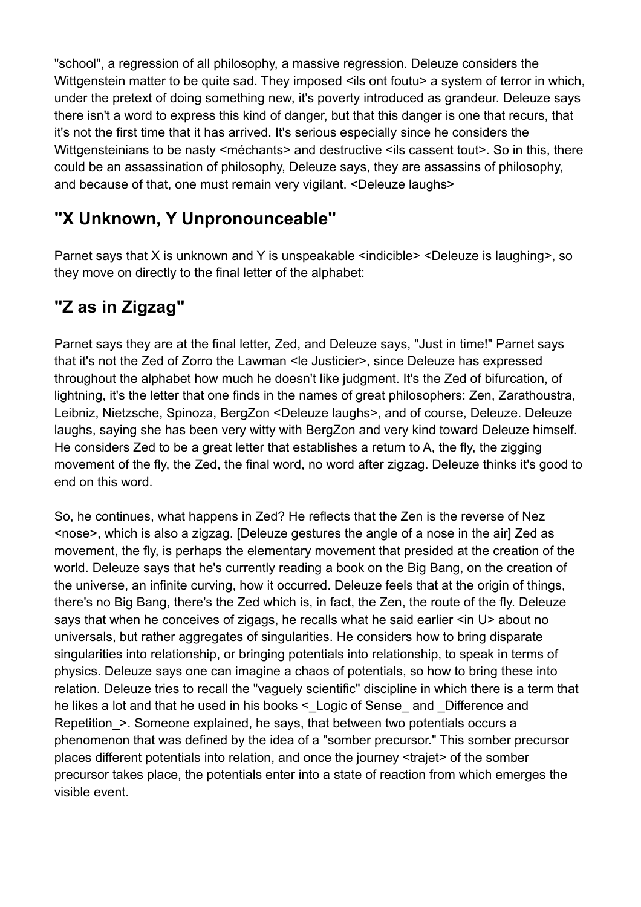"school", a regression of all philosophy, a massive regression. Deleuze considers the Wittgenstein matter to be quite sad. They imposed <ils ont foutu> a system of terror in which, under the pretext of doing something new, it's poverty introduced as grandeur. Deleuze says there isn't a word to express this kind of danger, but that this danger is one that recurs, that it's not the first time that it has arrived. It's serious especially since he considers the Wittgensteinians to be nasty <méchants> and destructive <ils cassent tout>. So in this, there could be an assassination of philosophy, Deleuze says, they are assassins of philosophy, and because of that, one must remain very vigilant. <Deleuze laughs>

## "X Unknown, Y Unpronounceable"

Parnet says that X is unknown and Y is unspeakable <indicible> <Deleuze is laughing>, so they move on directly to the final letter of the alphabet:

## "Z as in Zigzag"

Parnet says they are at the final letter, Zed, and Deleuze says, "Just in time!" Parnet says that it's not the Zed of Zorro the Lawman <le Justicier>, since Deleuze has expressed throughout the alphabet how much he doesn't like judgment. It's the Zed of bifurcation, of lightning, it's the letter that one finds in the names of great philosophers: Zen, Zarathoustra, Leibniz, Nietzsche, Spinoza, BergZon <Deleuze laughs>, and of course, Deleuze. Deleuze laughs, saying she has been very witty with BergZon and very kind toward Deleuze himself. He considers Zed to be a great letter that establishes a return to A, the fly, the zigging movement of the fly, the Zed, the final word, no word after zigzag. Deleuze thinks it's good to end on this word.

So, he continues, what happens in Zed? He reflects that the Zen is the reverse of Nez <nose>, which is also a zigzag. [Deleuze gestures the angle of a nose in the air] Zed as movement, the fly, is perhaps the elementary movement that presided at the creation of the world. Deleuze says that he's currently reading a book on the Big Bang, on the creation of the universe, an infinite curving, how it occurred. Deleuze feels that at the origin of things, there's no Big Bang, there's the Zed which is, in fact, the Zen, the route of the fly. Deleuze says that when he conceives of zigags, he recalls what he said earlier <in U> about no universals, but rather aggregates of singularities. He considers how to bring disparate singularities into relationship, or bringing potentials into relationship, to speak in terms of physics. Deleuze says one can imagine a chaos of potentials, so how to bring these into relation. Deleuze tries to recall the "vaguely scientific" discipline in which there is a term that he likes a lot and that he used in his books <_Logic of Sense_ and _Difference and Repetition_>. Someone explained, he says, that between two potentials occurs a phenomenon that was defined by the idea of a "somber precursor." This somber precursor places different potentials into relation, and once the journey <trajet> of the somber precursor takes place, the potentials enter into a state of reaction from which emerges the visible event.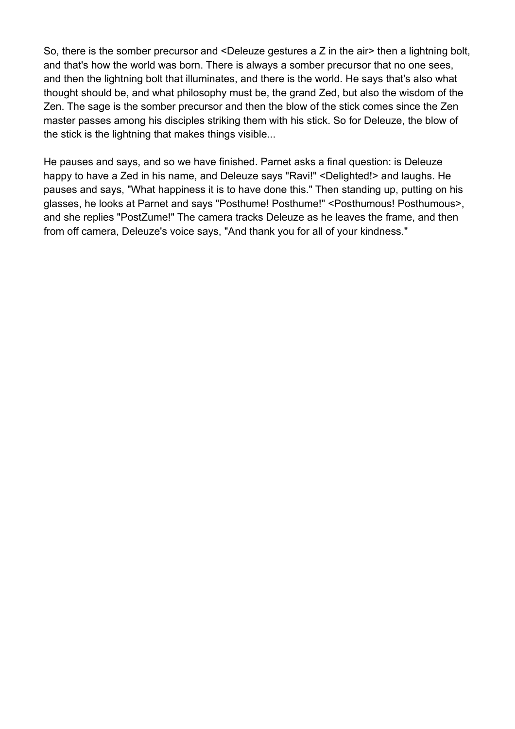So, there is the somber precursor and <Deleuze gestures a Z in the air> then a lightning bolt, and that's how the world was born. There is always a somber precursor that no one sees, and then the lightning bolt that illuminates, and there is the world. He says that's also what thought should be, and what philosophy must be, the grand Zed, but also the wisdom of the Zen. The sage is the somber precursor and then the blow of the stick comes since the Zen master passes among his disciples striking them with his stick. So for Deleuze, the blow of the stick is the lightning that makes things visible...

He pauses and says, and so we have finished. Parnet asks a final question: is Deleuze happy to have a Zed in his name, and Deleuze says "Ravi!" <Delighted!> and laughs. He pauses and says, "What happiness it is to have done this." Then standing up, putting on his glasses, he looks at Parnet and says "Posthume! Posthume!" <Posthumous! Posthumous>, and she replies "PostZume!" The camera tracks Deleuze as he leaves the frame, and then from off camera, Deleuze's voice says, "And thank you for all of your kindness."